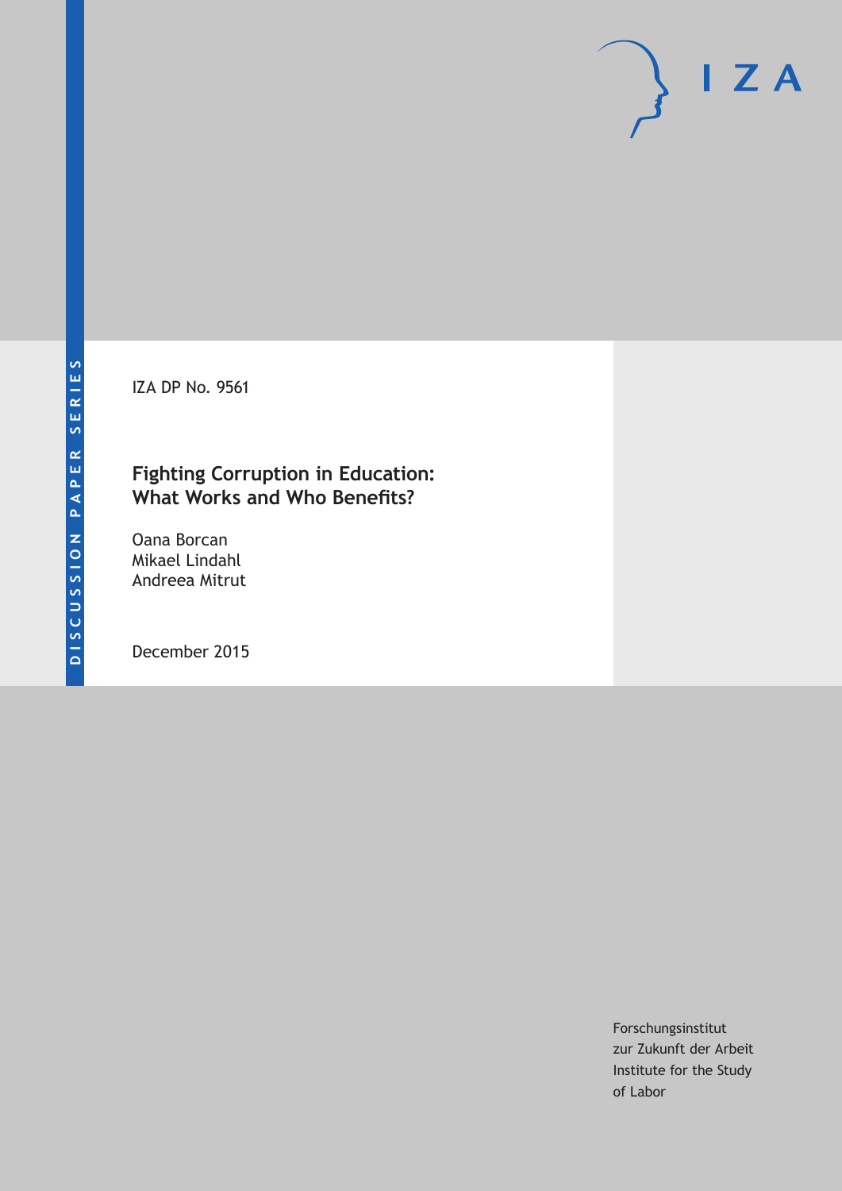DISCUSSION PAPER SERIES

IZA DP No. 9561

# Fighting Corruption in Education: What Works and Who Benefits?

Oana Borcan
Mikael Lindahl
Andreea Mitrut

December 2015

Forschungsinstitut
zur Zukunft der Arbeit
Institute for the Study
of Labor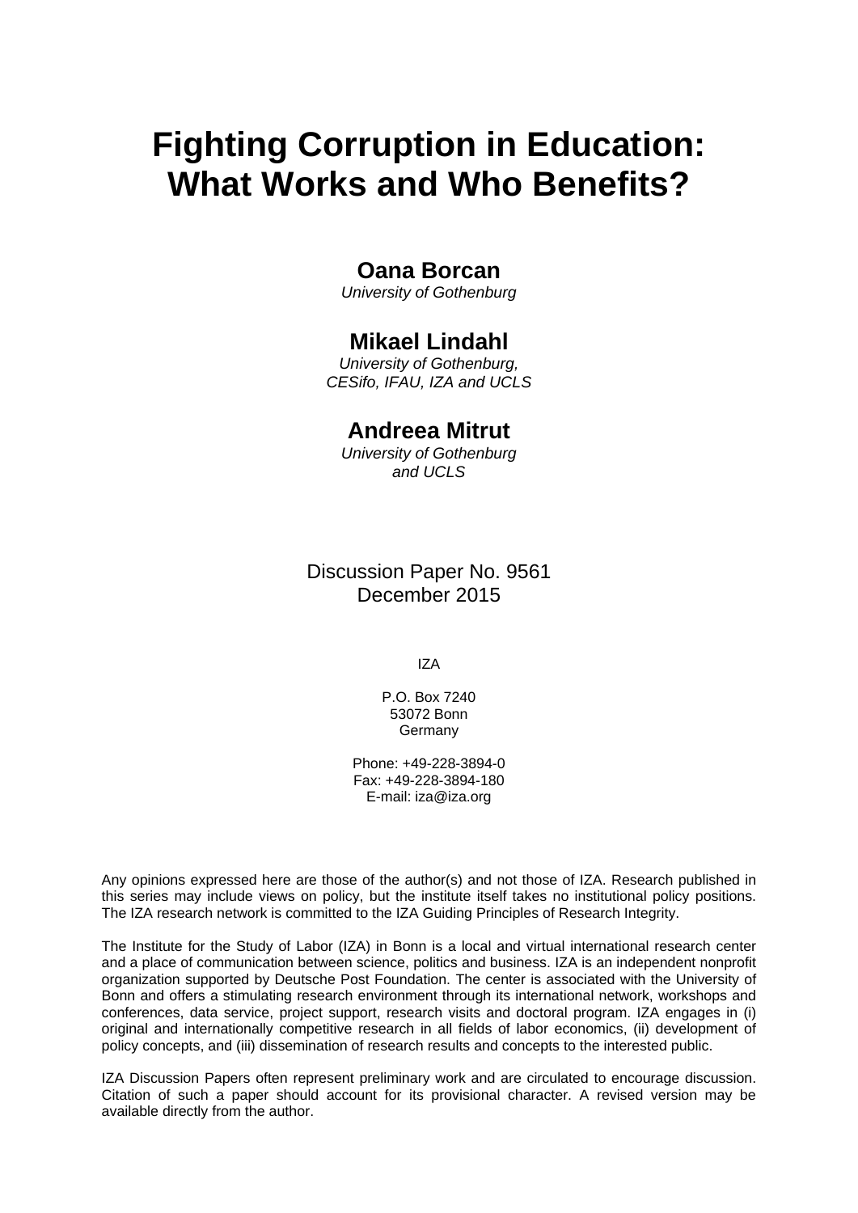# Fighting Corruption in Education: What Works and Who Benefits?

**Oana Borcan**
*University of Gothenburg*

**Mikael Lindahl**
*University of Gothenburg, CESifo, IFAU, IZA and UCLS*

**Andreea Mitrut**
*University of Gothenburg and UCLS*

Discussion Paper No. 9561
December 2015

IZA

P.O. Box 7240
53072 Bonn
Germany

Phone: +49-228-3894-0
Fax: +49-228-3894-180
E-mail: iza@iza.org

Any opinions expressed here are those of the author(s) and not those of IZA. Research published in this series may include views on policy, but the institute itself takes no institutional policy positions. The IZA research network is committed to the IZA Guiding Principles of Research Integrity.

The Institute for the Study of Labor (IZA) in Bonn is a local and virtual international research center and a place of communication between science, politics and business. IZA is an independent nonprofit organization supported by Deutsche Post Foundation. The center is associated with the University of Bonn and offers a stimulating research environment through its international network, workshops and conferences, data service, project support, research visits and doctoral program. IZA engages in (i) original and internationally competitive research in all fields of labor economics, (ii) development of policy concepts, and (iii) dissemination of research results and concepts to the interested public.

IZA Discussion Papers often represent preliminary work and are circulated to encourage discussion. Citation of such a paper should account for its provisional character. A revised version may be available directly from the author.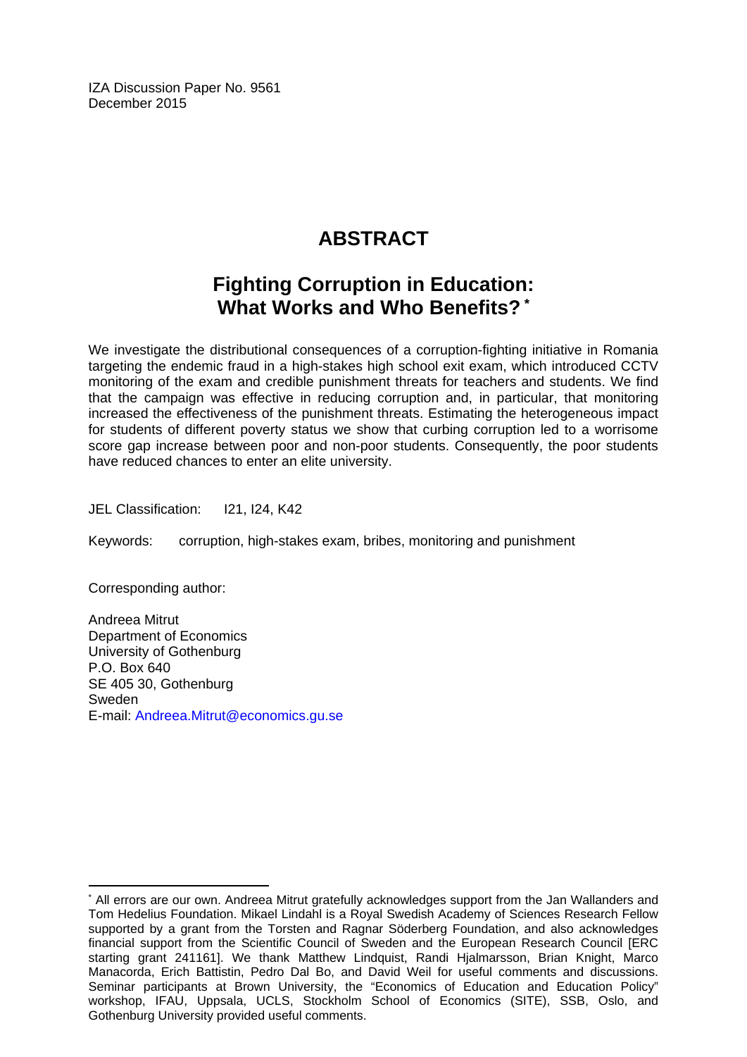IZA Discussion Paper No. 9561
December 2015

## ABSTRACT

## Fighting Corruption in Education: What Works and Who Benefits? *

We investigate the distributional consequences of a corruption-fighting initiative in Romania targeting the endemic fraud in a high-stakes high school exit exam, which introduced CCTV monitoring of the exam and credible punishment threats for teachers and students. We find that the campaign was effective in reducing corruption and, in particular, that monitoring increased the effectiveness of the punishment threats. Estimating the heterogeneous impact for students of different poverty status we show that curbing corruption led to a worrisome score gap increase between poor and non-poor students. Consequently, the poor students have reduced chances to enter an elite university.

JEL Classification: I21, I24, K42

Keywords: corruption, high-stakes exam, bribes, monitoring and punishment

Corresponding author:

Andreea Mitrut
Department of Economics
University of Gothenburg
P.O. Box 640
SE 405 30, Gothenburg
Sweden
E-mail: Andreea.Mitrut@economics.gu.se

---

* All errors are our own. Andreea Mitrut gratefully acknowledges support from the Jan Wallanders and Tom Hedelius Foundation. Mikael Lindahl is a Royal Swedish Academy of Sciences Research Fellow supported by a grant from the Torsten and Ragnar Söderberg Foundation, and also acknowledges financial support from the Scientific Council of Sweden and the European Research Council [ERC starting grant 241161]. We thank Matthew Lindquist, Randi Hjalmarsson, Brian Knight, Marco Manacorda, Erich Battistin, Pedro Dal Bo, and David Weil for useful comments and discussions. Seminar participants at Brown University, the "Economics of Education and Education Policy" workshop, IFAU, Uppsala, UCLS, Stockholm School of Economics (SITE), SSB, Oslo, and Gothenburg University provided useful comments.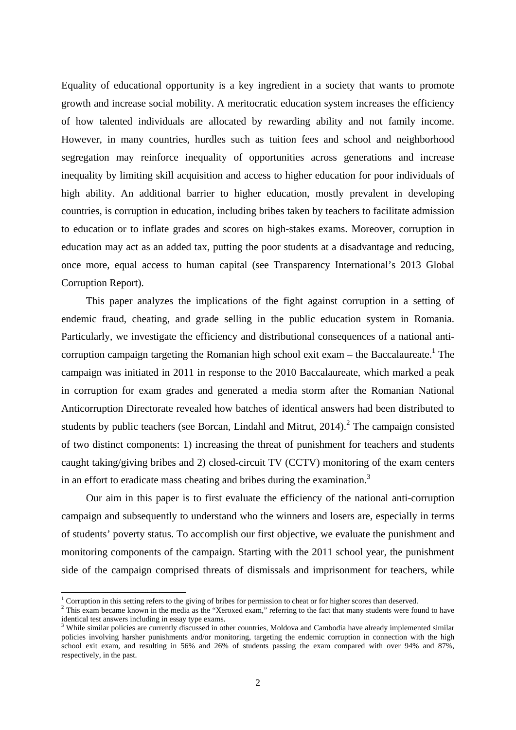Equality of educational opportunity is a key ingredient in a society that wants to promote growth and increase social mobility. A meritocratic education system increases the efficiency of how talented individuals are allocated by rewarding ability and not family income. However, in many countries, hurdles such as tuition fees and school and neighborhood segregation may reinforce inequality of opportunities across generations and increase inequality by limiting skill acquisition and access to higher education for poor individuals of high ability. An additional barrier to higher education, mostly prevalent in developing countries, is corruption in education, including bribes taken by teachers to facilitate admission to education or to inflate grades and scores on high-stakes exams. Moreover, corruption in education may act as an added tax, putting the poor students at a disadvantage and reducing, once more, equal access to human capital (see Transparency International's 2013 Global Corruption Report).

This paper analyzes the implications of the fight against corruption in a setting of endemic fraud, cheating, and grade selling in the public education system in Romania. Particularly, we investigate the efficiency and distributional consequences of a national anti-corruption campaign targeting the Romanian high school exit exam – the Baccalaureate.[1] The campaign was initiated in 2011 in response to the 2010 Baccalaureate, which marked a peak in corruption for exam grades and generated a media storm after the Romanian National Anticorruption Directorate revealed how batches of identical answers had been distributed to students by public teachers (see Borcan, Lindahl and Mitrut, 2014).[2] The campaign consisted of two distinct components: 1) increasing the threat of punishment for teachers and students caught taking/giving bribes and 2) closed-circuit TV (CCTV) monitoring of the exam centers in an effort to eradicate mass cheating and bribes during the examination.[3]

Our aim in this paper is to first evaluate the efficiency of the national anti-corruption campaign and subsequently to understand who the winners and losers are, especially in terms of students' poverty status. To accomplish our first objective, we evaluate the punishment and monitoring components of the campaign. Starting with the 2011 school year, the punishment side of the campaign comprised threats of dismissals and imprisonment for teachers, while

[1] Corruption in this setting refers to the giving of bribes for permission to cheat or for higher scores than deserved.

[2] This exam became known in the media as the "Xeroxed exam," referring to the fact that many students were found to have identical test answers including in essay type exams.

[3] While similar policies are currently discussed in other countries, Moldova and Cambodia have already implemented similar policies involving harsher punishments and/or monitoring, targeting the endemic corruption in connection with the high school exit exam, and resulting in 56% and 26% of students passing the exam compared with over 94% and 87%, respectively, in the past.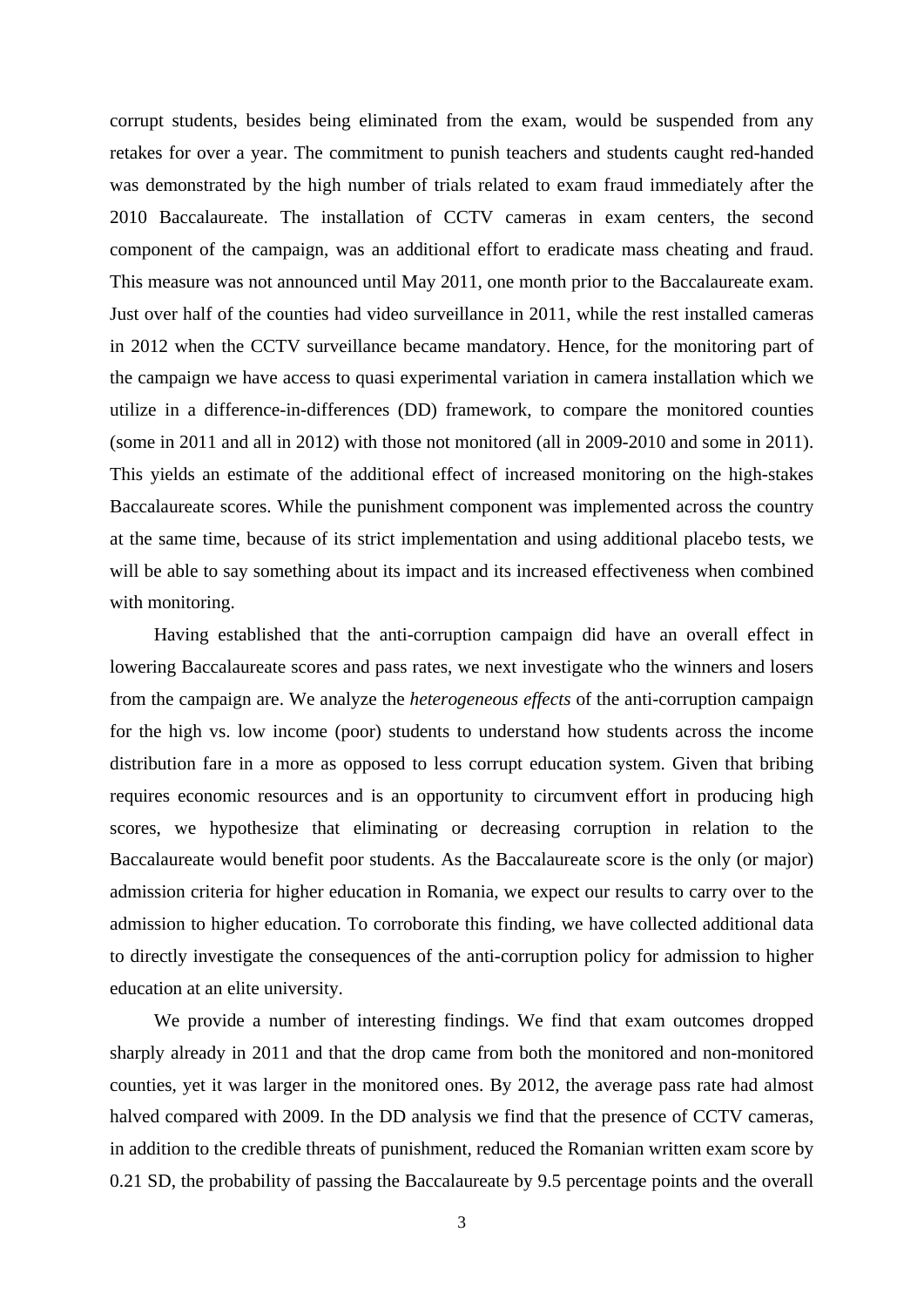corrupt students, besides being eliminated from the exam, would be suspended from any retakes for over a year. The commitment to punish teachers and students caught red-handed was demonstrated by the high number of trials related to exam fraud immediately after the 2010 Baccalaureate. The installation of CCTV cameras in exam centers, the second component of the campaign, was an additional effort to eradicate mass cheating and fraud. This measure was not announced until May 2011, one month prior to the Baccalaureate exam. Just over half of the counties had video surveillance in 2011, while the rest installed cameras in 2012 when the CCTV surveillance became mandatory. Hence, for the monitoring part of the campaign we have access to quasi experimental variation in camera installation which we utilize in a difference-in-differences (DD) framework, to compare the monitored counties (some in 2011 and all in 2012) with those not monitored (all in 2009-2010 and some in 2011). This yields an estimate of the additional effect of increased monitoring on the high-stakes Baccalaureate scores. While the punishment component was implemented across the country at the same time, because of its strict implementation and using additional placebo tests, we will be able to say something about its impact and its increased effectiveness when combined with monitoring.

Having established that the anti-corruption campaign did have an overall effect in lowering Baccalaureate scores and pass rates, we next investigate who the winners and losers from the campaign are. We analyze the *heterogeneous effects* of the anti-corruption campaign for the high vs. low income (poor) students to understand how students across the income distribution fare in a more as opposed to less corrupt education system. Given that bribing requires economic resources and is an opportunity to circumvent effort in producing high scores, we hypothesize that eliminating or decreasing corruption in relation to the Baccalaureate would benefit poor students. As the Baccalaureate score is the only (or major) admission criteria for higher education in Romania, we expect our results to carry over to the admission to higher education. To corroborate this finding, we have collected additional data to directly investigate the consequences of the anti-corruption policy for admission to higher education at an elite university.

We provide a number of interesting findings. We find that exam outcomes dropped sharply already in 2011 and that the drop came from both the monitored and non-monitored counties, yet it was larger in the monitored ones. By 2012, the average pass rate had almost halved compared with 2009. In the DD analysis we find that the presence of CCTV cameras, in addition to the credible threats of punishment, reduced the Romanian written exam score by 0.21 SD, the probability of passing the Baccalaureate by 9.5 percentage points and the overall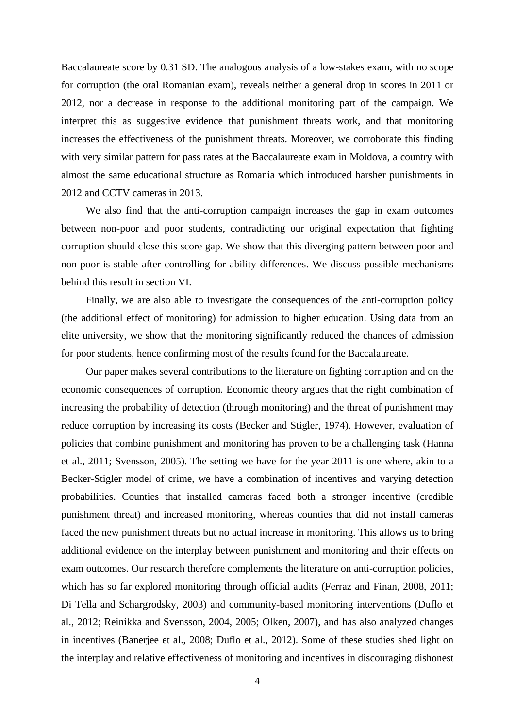Baccalaureate score by 0.31 SD. The analogous analysis of a low-stakes exam, with no scope for corruption (the oral Romanian exam), reveals neither a general drop in scores in 2011 or 2012, nor a decrease in response to the additional monitoring part of the campaign. We interpret this as suggestive evidence that punishment threats work, and that monitoring increases the effectiveness of the punishment threats. Moreover, we corroborate this finding with very similar pattern for pass rates at the Baccalaureate exam in Moldova, a country with almost the same educational structure as Romania which introduced harsher punishments in 2012 and CCTV cameras in 2013.

We also find that the anti-corruption campaign increases the gap in exam outcomes between non-poor and poor students, contradicting our original expectation that fighting corruption should close this score gap. We show that this diverging pattern between poor and non-poor is stable after controlling for ability differences. We discuss possible mechanisms behind this result in section VI.

Finally, we are also able to investigate the consequences of the anti-corruption policy (the additional effect of monitoring) for admission to higher education. Using data from an elite university, we show that the monitoring significantly reduced the chances of admission for poor students, hence confirming most of the results found for the Baccalaureate.

Our paper makes several contributions to the literature on fighting corruption and on the economic consequences of corruption. Economic theory argues that the right combination of increasing the probability of detection (through monitoring) and the threat of punishment may reduce corruption by increasing its costs (Becker and Stigler, 1974). However, evaluation of policies that combine punishment and monitoring has proven to be a challenging task (Hanna et al., 2011; Svensson, 2005). The setting we have for the year 2011 is one where, akin to a Becker-Stigler model of crime, we have a combination of incentives and varying detection probabilities. Counties that installed cameras faced both a stronger incentive (credible punishment threat) and increased monitoring, whereas counties that did not install cameras faced the new punishment threats but no actual increase in monitoring. This allows us to bring additional evidence on the interplay between punishment and monitoring and their effects on exam outcomes. Our research therefore complements the literature on anti-corruption policies, which has so far explored monitoring through official audits (Ferraz and Finan, 2008, 2011; Di Tella and Schargrodsky, 2003) and community-based monitoring interventions (Duflo et al., 2012; Reinikka and Svensson, 2004, 2005; Olken, 2007), and has also analyzed changes in incentives (Banerjee et al., 2008; Duflo et al., 2012). Some of these studies shed light on the interplay and relative effectiveness of monitoring and incentives in discouraging dishonest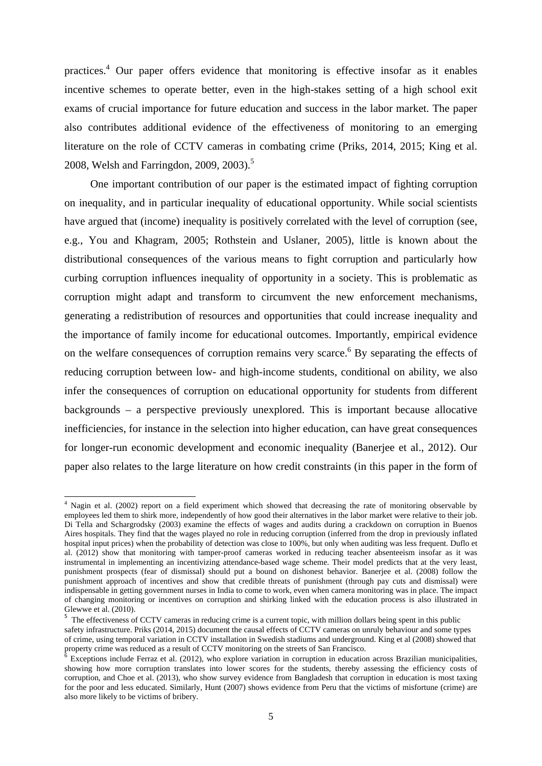practices.[4] Our paper offers evidence that monitoring is effective insofar as it enables incentive schemes to operate better, even in the high-stakes setting of a high school exit exams of crucial importance for future education and success in the labor market. The paper also contributes additional evidence of the effectiveness of monitoring to an emerging literature on the role of CCTV cameras in combating crime (Priks, 2014, 2015; King et al. 2008, Welsh and Farringdon, 2009, 2003).[5]

One important contribution of our paper is the estimated impact of fighting corruption on inequality, and in particular inequality of educational opportunity. While social scientists have argued that (income) inequality is positively correlated with the level of corruption (see, e.g., You and Khagram, 2005; Rothstein and Uslaner, 2005), little is known about the distributional consequences of the various means to fight corruption and particularly how curbing corruption influences inequality of opportunity in a society. This is problematic as corruption might adapt and transform to circumvent the new enforcement mechanisms, generating a redistribution of resources and opportunities that could increase inequality and the importance of family income for educational outcomes. Importantly, empirical evidence on the welfare consequences of corruption remains very scarce.[6] By separating the effects of reducing corruption between low- and high-income students, conditional on ability, we also infer the consequences of corruption on educational opportunity for students from different backgrounds – a perspective previously unexplored. This is important because allocative inefficiencies, for instance in the selection into higher education, can have great consequences for longer-run economic development and economic inequality (Banerjee et al., 2012). Our paper also relates to the large literature on how credit constraints (in this paper in the form of

---

[4] Nagin et al. (2002) report on a field experiment which showed that decreasing the rate of monitoring observable by employees led them to shirk more, independently of how good their alternatives in the labor market were relative to their job. Di Tella and Schargrodsky (2003) examine the effects of wages and audits during a crackdown on corruption in Buenos Aires hospitals. They find that the wages played no role in reducing corruption (inferred from the drop in previously inflated hospital input prices) when the probability of detection was close to 100%, but only when auditing was less frequent. Duflo et al. (2012) show that monitoring with tamper-proof cameras worked in reducing teacher absenteeism insofar as it was instrumental in implementing an incentivizing attendance-based wage scheme. Their model predicts that at the very least, punishment prospects (fear of dismissal) should put a bound on dishonest behavior. Banerjee et al. (2008) follow the punishment approach of incentives and show that credible threats of punishment (through pay cuts and dismissal) were indispensable in getting government nurses in India to come to work, even when camera monitoring was in place. The impact of changing monitoring or incentives on corruption and shirking linked with the education process is also illustrated in Glewwe et al. (2010).

[5] The effectiveness of CCTV cameras in reducing crime is a current topic, with million dollars being spent in this public safety infrastructure. Priks (2014, 2015) document the causal effects of CCTV cameras on unruly behaviour and some types of crime, using temporal variation in CCTV installation in Swedish stadiums and underground. King et al (2008) showed that property crime was reduced as a result of CCTV monitoring on the streets of San Francisco.

[6] Exceptions include Ferraz et al. (2012), who explore variation in corruption in education across Brazilian municipalities, showing how more corruption translates into lower scores for the students, thereby assessing the efficiency costs of corruption, and Choe et al. (2013), who show survey evidence from Bangladesh that corruption in education is most taxing for the poor and less educated. Similarly, Hunt (2007) shows evidence from Peru that the victims of misfortune (crime) are also more likely to be victims of bribery.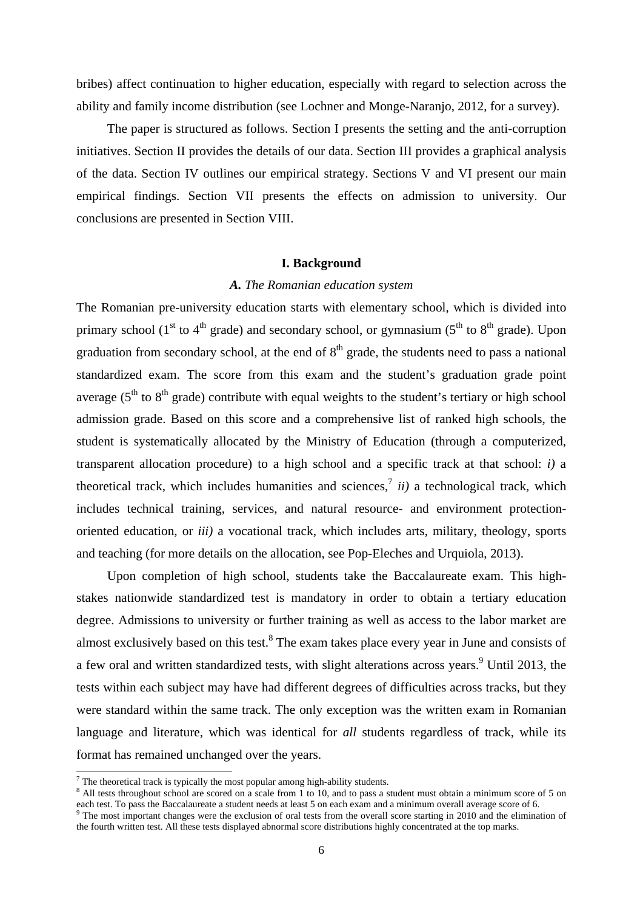bribes) affect continuation to higher education, especially with regard to selection across the ability and family income distribution (see Lochner and Monge-Naranjo, 2012, for a survey).

The paper is structured as follows. Section I presents the setting and the anti-corruption initiatives. Section II provides the details of our data. Section III provides a graphical analysis of the data. Section IV outlines our empirical strategy. Sections V and VI present our main empirical findings. Section VII presents the effects on admission to university. Our conclusions are presented in Section VIII.

## I. Background

### *A. The Romanian education system*

The Romanian pre-university education starts with elementary school, which is divided into primary school (1st to 4th grade) and secondary school, or gymnasium (5th to 8th grade). Upon graduation from secondary school, at the end of 8th grade, the students need to pass a national standardized exam. The score from this exam and the student's graduation grade point average (5th to 8th grade) contribute with equal weights to the student's tertiary or high school admission grade. Based on this score and a comprehensive list of ranked high schools, the student is systematically allocated by the Ministry of Education (through a computerized, transparent allocation procedure) to a high school and a specific track at that school: *i)* a theoretical track, which includes humanities and sciences,[7] *ii)* a technological track, which includes technical training, services, and natural resource- and environment protection-oriented education, or *iii)* a vocational track, which includes arts, military, theology, sports and teaching (for more details on the allocation, see Pop-Eleches and Urquiola, 2013).

Upon completion of high school, students take the Baccalaureate exam. This high-stakes nationwide standardized test is mandatory in order to obtain a tertiary education degree. Admissions to university or further training as well as access to the labor market are almost exclusively based on this test.[8] The exam takes place every year in June and consists of a few oral and written standardized tests, with slight alterations across years.[9] Until 2013, the tests within each subject may have had different degrees of difficulties across tracks, but they were standard within the same track. The only exception was the written exam in Romanian language and literature, which was identical for *all* students regardless of track, while its format has remained unchanged over the years.

[7] The theoretical track is typically the most popular among high-ability students.

[8] All tests throughout school are scored on a scale from 1 to 10, and to pass a student must obtain a minimum score of 5 on each test. To pass the Baccalaureate a student needs at least 5 on each exam and a minimum overall average score of 6.

[9] The most important changes were the exclusion of oral tests from the overall score starting in 2010 and the elimination of the fourth written test. All these tests displayed abnormal score distributions highly concentrated at the top marks.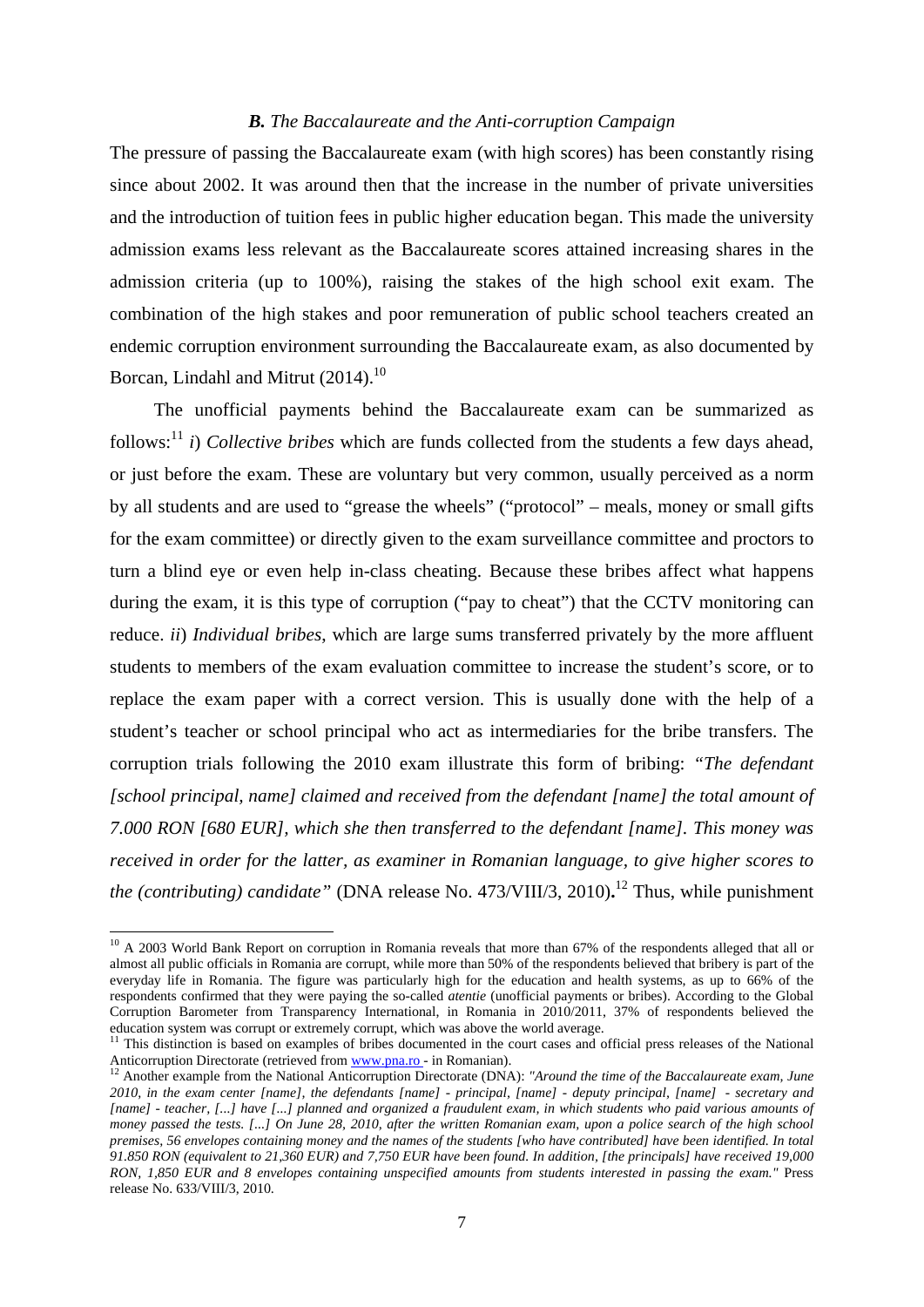### *B. The Baccalaureate and the Anti-corruption Campaign*

The pressure of passing the Baccalaureate exam (with high scores) has been constantly rising since about 2002. It was around then that the increase in the number of private universities and the introduction of tuition fees in public higher education began. This made the university admission exams less relevant as the Baccalaureate scores attained increasing shares in the admission criteria (up to 100%), raising the stakes of the high school exit exam. The combination of the high stakes and poor remuneration of public school teachers created an endemic corruption environment surrounding the Baccalaureate exam, as also documented by Borcan, Lindahl and Mitrut (2014).[10]

The unofficial payments behind the Baccalaureate exam can be summarized as follows:[11] *i*) *Collective bribes* which are funds collected from the students a few days ahead, or just before the exam. These are voluntary but very common, usually perceived as a norm by all students and are used to "grease the wheels" ("protocol" – meals, money or small gifts for the exam committee) or directly given to the exam surveillance committee and proctors to turn a blind eye or even help in-class cheating. Because these bribes affect what happens during the exam, it is this type of corruption ("pay to cheat") that the CCTV monitoring can reduce. *ii*) *Individual bribes*, which are large sums transferred privately by the more affluent students to members of the exam evaluation committee to increase the student's score, or to replace the exam paper with a correct version. This is usually done with the help of a student's teacher or school principal who act as intermediaries for the bribe transfers. The corruption trials following the 2010 exam illustrate this form of bribing: "*The defendant [school principal, name] claimed and received from the defendant [name] the total amount of 7.000 RON [680 EUR], which she then transferred to the defendant [name]. This money was received in order for the latter, as examiner in Romanian language, to give higher scores to the (contributing) candidate*" (DNA release No. 473/VIII/3, 2010)**.**[12] Thus, while punishment

---

[10] A 2003 World Bank Report on corruption in Romania reveals that more than 67% of the respondents alleged that all or almost all public officials in Romania are corrupt, while more than 50% of the respondents believed that bribery is part of the everyday life in Romania. The figure was particularly high for the education and health systems, as up to 66% of the respondents confirmed that they were paying the so-called *atentie* (unofficial payments or bribes). According to the Global Corruption Barometer from Transparency International, in Romania in 2010/2011, 37% of respondents believed the education system was corrupt or extremely corrupt, which was above the world average.

[11] This distinction is based on examples of bribes documented in the court cases and official press releases of the National Anticorruption Directorate (retrieved from www.pna.ro - in Romanian).

[12] Another example from the National Anticorruption Directorate (DNA): *"Around the time of the Baccalaureate exam, June 2010, in the exam center [name], the defendants [name] - principal, [name] - deputy principal, [name] - secretary and [name] - teacher, [...] have [...] planned and organized a fraudulent exam, in which students who paid various amounts of money passed the tests. [...] On June 28, 2010, after the written Romanian exam, upon a police search of the high school premises, 56 envelopes containing money and the names of the students [who have contributed] have been identified. In total 91.850 RON (equivalent to 21,360 EUR) and 7,750 EUR have been found. In addition, [the principals] have received 19,000 RON, 1,850 EUR and 8 envelopes containing unspecified amounts from students interested in passing the exam."* Press release No. 633/VIII/3, 2010.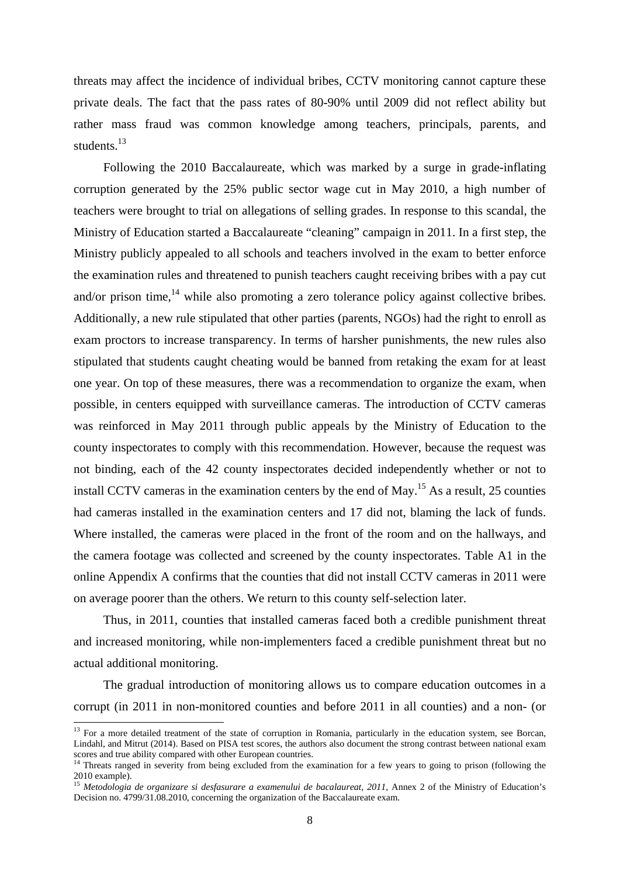threats may affect the incidence of individual bribes, CCTV monitoring cannot capture these private deals. The fact that the pass rates of 80-90% until 2009 did not reflect ability but rather mass fraud was common knowledge among teachers, principals, parents, and students.[13]

Following the 2010 Baccalaureate, which was marked by a surge in grade-inflating corruption generated by the 25% public sector wage cut in May 2010, a high number of teachers were brought to trial on allegations of selling grades. In response to this scandal, the Ministry of Education started a Baccalaureate "cleaning" campaign in 2011. In a first step, the Ministry publicly appealed to all schools and teachers involved in the exam to better enforce the examination rules and threatened to punish teachers caught receiving bribes with a pay cut and/or prison time,[14] while also promoting a zero tolerance policy against collective bribes. Additionally, a new rule stipulated that other parties (parents, NGOs) had the right to enroll as exam proctors to increase transparency. In terms of harsher punishments, the new rules also stipulated that students caught cheating would be banned from retaking the exam for at least one year. On top of these measures, there was a recommendation to organize the exam, when possible, in centers equipped with surveillance cameras. The introduction of CCTV cameras was reinforced in May 2011 through public appeals by the Ministry of Education to the county inspectorates to comply with this recommendation. However, because the request was not binding, each of the 42 county inspectorates decided independently whether or not to install CCTV cameras in the examination centers by the end of May.[15] As a result, 25 counties had cameras installed in the examination centers and 17 did not, blaming the lack of funds. Where installed, the cameras were placed in the front of the room and on the hallways, and the camera footage was collected and screened by the county inspectorates. Table A1 in the online Appendix A confirms that the counties that did not install CCTV cameras in 2011 were on average poorer than the others. We return to this county self-selection later.

Thus, in 2011, counties that installed cameras faced both a credible punishment threat and increased monitoring, while non-implementers faced a credible punishment threat but no actual additional monitoring.

The gradual introduction of monitoring allows us to compare education outcomes in a corrupt (in 2011 in non-monitored counties and before 2011 in all counties) and a non- (or

[13] For a more detailed treatment of the state of corruption in Romania, particularly in the education system, see Borcan, Lindahl, and Mitrut (2014). Based on PISA test scores, the authors also document the strong contrast between national exam scores and true ability compared with other European countries.

[14] Threats ranged in severity from being excluded from the examination for a few years to going to prison (following the 2010 example).

[15] *Metodologia de organizare si desfasurare a examenului de bacalaureat, 2011*, Annex 2 of the Ministry of Education's Decision no. 4799/31.08.2010, concerning the organization of the Baccalaureate exam.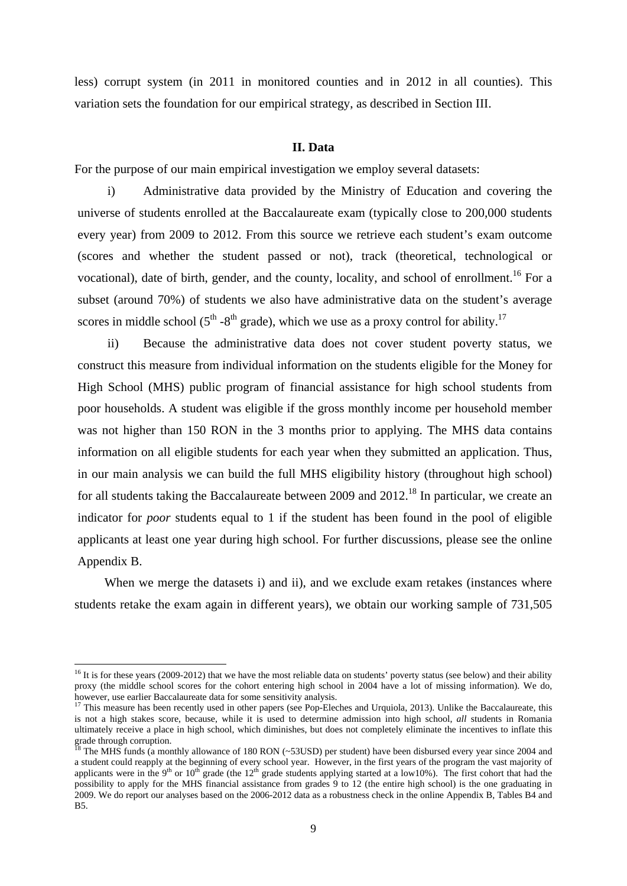less) corrupt system (in 2011 in monitored counties and in 2012 in all counties). This variation sets the foundation for our empirical strategy, as described in Section III.

## II. Data

For the purpose of our main empirical investigation we employ several datasets:

i) Administrative data provided by the Ministry of Education and covering the universe of students enrolled at the Baccalaureate exam (typically close to 200,000 students every year) from 2009 to 2012. From this source we retrieve each student's exam outcome (scores and whether the student passed or not), track (theoretical, technological or vocational), date of birth, gender, and the county, locality, and school of enrollment.[16] For a subset (around 70%) of students we also have administrative data on the student's average scores in middle school (5th -8th grade), which we use as a proxy control for ability.[17]

ii) Because the administrative data does not cover student poverty status, we construct this measure from individual information on the students eligible for the Money for High School (MHS) public program of financial assistance for high school students from poor households. A student was eligible if the gross monthly income per household member was not higher than 150 RON in the 3 months prior to applying. The MHS data contains information on all eligible students for each year when they submitted an application. Thus, in our main analysis we can build the full MHS eligibility history (throughout high school) for all students taking the Baccalaureate between 2009 and 2012.[18] In particular, we create an indicator for *poor* students equal to 1 if the student has been found in the pool of eligible applicants at least one year during high school. For further discussions, please see the online Appendix B.

When we merge the datasets i) and ii), and we exclude exam retakes (instances where students retake the exam again in different years), we obtain our working sample of 731,505

---

[16] It is for these years (2009-2012) that we have the most reliable data on students' poverty status (see below) and their ability proxy (the middle school scores for the cohort entering high school in 2004 have a lot of missing information). We do, however, use earlier Baccalaureate data for some sensitivity analysis.

[17] This measure has been recently used in other papers (see Pop-Eleches and Urquiola, 2013). Unlike the Baccalaureate, this is not a high stakes score, because, while it is used to determine admission into high school, *all* students in Romania ultimately receive a place in high school, which diminishes, but does not completely eliminate the incentives to inflate this grade through corruption.

[18] The MHS funds (a monthly allowance of 180 RON (~53USD) per student) have been disbursed every year since 2004 and a student could reapply at the beginning of every school year. However, in the first years of the program the vast majority of applicants were in the 9th or 10th grade (the 12th grade students applying started at a low10%). The first cohort that had the possibility to apply for the MHS financial assistance from grades 9 to 12 (the entire high school) is the one graduating in 2009. We do report our analyses based on the 2006-2012 data as a robustness check in the online Appendix B, Tables B4 and B5.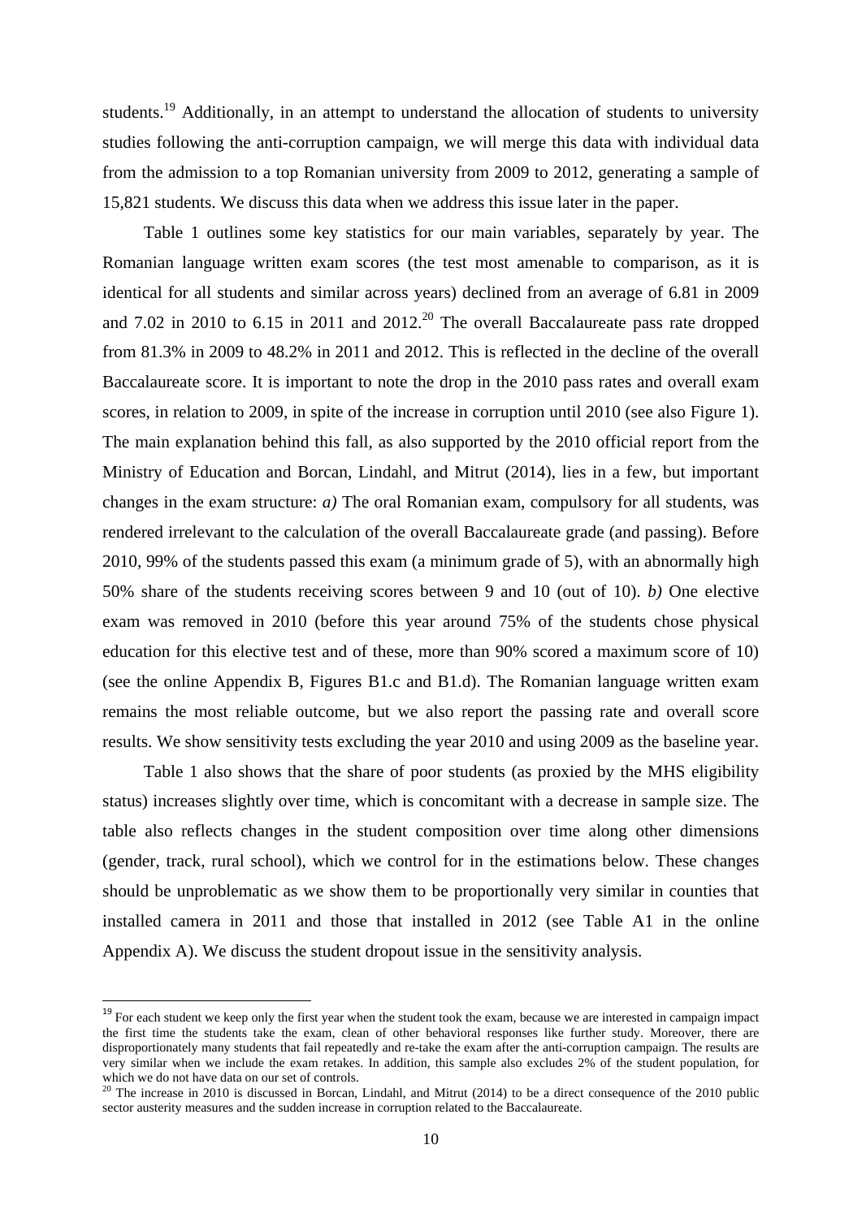students.[19] Additionally, in an attempt to understand the allocation of students to university studies following the anti-corruption campaign, we will merge this data with individual data from the admission to a top Romanian university from 2009 to 2012, generating a sample of 15,821 students. We discuss this data when we address this issue later in the paper.

Table 1 outlines some key statistics for our main variables, separately by year. The Romanian language written exam scores (the test most amenable to comparison, as it is identical for all students and similar across years) declined from an average of 6.81 in 2009 and 7.02 in 2010 to 6.15 in 2011 and 2012.[20] The overall Baccalaureate pass rate dropped from 81.3% in 2009 to 48.2% in 2011 and 2012. This is reflected in the decline of the overall Baccalaureate score. It is important to note the drop in the 2010 pass rates and overall exam scores, in relation to 2009, in spite of the increase in corruption until 2010 (see also Figure 1). The main explanation behind this fall, as also supported by the 2010 official report from the Ministry of Education and Borcan, Lindahl, and Mitrut (2014), lies in a few, but important changes in the exam structure: *a)* The oral Romanian exam, compulsory for all students, was rendered irrelevant to the calculation of the overall Baccalaureate grade (and passing). Before 2010, 99% of the students passed this exam (a minimum grade of 5), with an abnormally high 50% share of the students receiving scores between 9 and 10 (out of 10). *b)* One elective exam was removed in 2010 (before this year around 75% of the students chose physical education for this elective test and of these, more than 90% scored a maximum score of 10) (see the online Appendix B, Figures B1.c and B1.d). The Romanian language written exam remains the most reliable outcome, but we also report the passing rate and overall score results. We show sensitivity tests excluding the year 2010 and using 2009 as the baseline year.

Table 1 also shows that the share of poor students (as proxied by the MHS eligibility status) increases slightly over time, which is concomitant with a decrease in sample size. The table also reflects changes in the student composition over time along other dimensions (gender, track, rural school), which we control for in the estimations below. These changes should be unproblematic as we show them to be proportionally very similar in counties that installed camera in 2011 and those that installed in 2012 (see Table A1 in the online Appendix A). We discuss the student dropout issue in the sensitivity analysis.

---

[19] For each student we keep only the first year when the student took the exam, because we are interested in campaign impact the first time the students take the exam, clean of other behavioral responses like further study. Moreover, there are disproportionately many students that fail repeatedly and re-take the exam after the anti-corruption campaign. The results are very similar when we include the exam retakes. In addition, this sample also excludes 2% of the student population, for which we do not have data on our set of controls.

[20] The increase in 2010 is discussed in Borcan, Lindahl, and Mitrut (2014) to be a direct consequence of the 2010 public sector austerity measures and the sudden increase in corruption related to the Baccalaureate.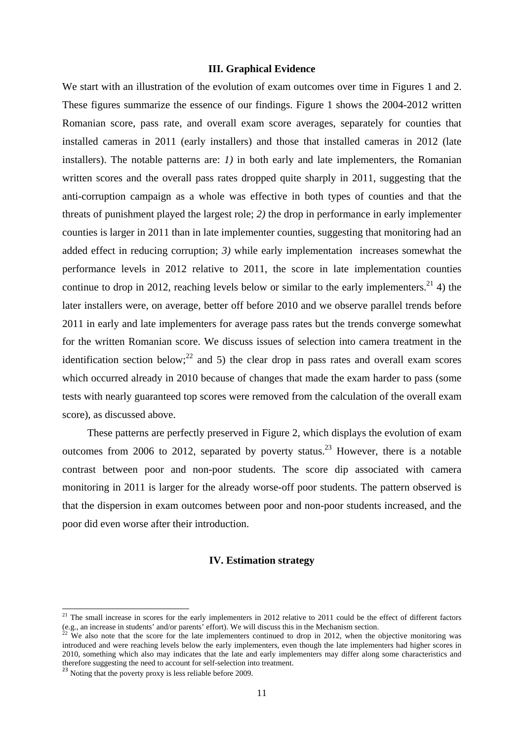### III. Graphical Evidence

We start with an illustration of the evolution of exam outcomes over time in Figures 1 and 2. These figures summarize the essence of our findings. Figure 1 shows the 2004-2012 written Romanian score, pass rate, and overall exam score averages, separately for counties that installed cameras in 2011 (early installers) and those that installed cameras in 2012 (late installers). The notable patterns are: *1)* in both early and late implementers, the Romanian written scores and the overall pass rates dropped quite sharply in 2011, suggesting that the anti-corruption campaign as a whole was effective in both types of counties and that the threats of punishment played the largest role; *2)* the drop in performance in early implementer counties is larger in 2011 than in late implementer counties, suggesting that monitoring had an added effect in reducing corruption; *3)* while early implementation increases somewhat the performance levels in 2012 relative to 2011, the score in late implementation counties continue to drop in 2012, reaching levels below or similar to the early implementers.[21] 4) the later installers were, on average, better off before 2010 and we observe parallel trends before 2011 in early and late implementers for average pass rates but the trends converge somewhat for the written Romanian score. We discuss issues of selection into camera treatment in the identification section below;[22] and 5) the clear drop in pass rates and overall exam scores which occurred already in 2010 because of changes that made the exam harder to pass (some tests with nearly guaranteed top scores were removed from the calculation of the overall exam score), as discussed above.

These patterns are perfectly preserved in Figure 2, which displays the evolution of exam outcomes from 2006 to 2012, separated by poverty status.[23] However, there is a notable contrast between poor and non-poor students. The score dip associated with camera monitoring in 2011 is larger for the already worse-off poor students. The pattern observed is that the dispersion in exam outcomes between poor and non-poor students increased, and the poor did even worse after their introduction.

### IV. Estimation strategy

---

[21] The small increase in scores for the early implementers in 2012 relative to 2011 could be the effect of different factors (e.g., an increase in students' and/or parents' effort). We will discuss this in the Mechanism section.

[22] We also note that the score for the late implementers continued to drop in 2012, when the objective monitoring was introduced and were reaching levels below the early implementers, even though the late implementers had higher scores in 2010, something which also may indicates that the late and early implementers may differ along some characteristics and therefore suggesting the need to account for self-selection into treatment.

[23] Noting that the poverty proxy is less reliable before 2009.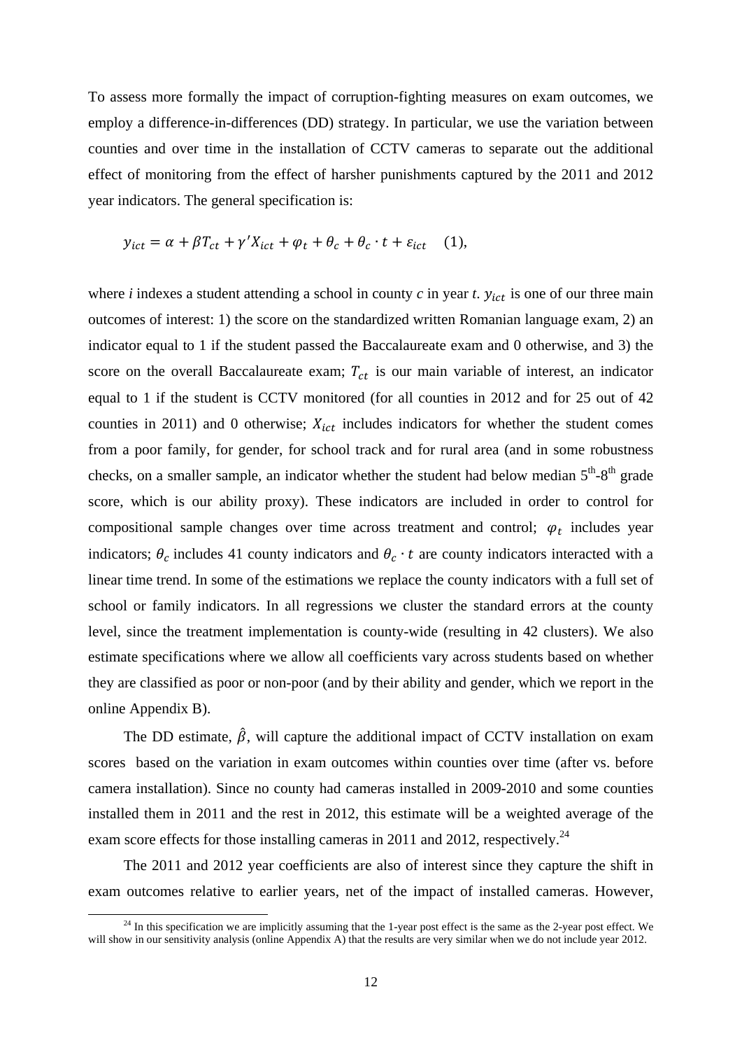To assess more formally the impact of corruption-fighting measures on exam outcomes, we employ a difference-in-differences (DD) strategy. In particular, we use the variation between counties and over time in the installation of CCTV cameras to separate out the additional effect of monitoring from the effect of harsher punishments captured by the 2011 and 2012 year indicators. The general specification is:

$$y_{ict} = \alpha + \beta T_{ct} + \gamma' X_{ict} + \varphi_t + \theta_c + \theta_c \cdot t + \varepsilon_{ict} \quad (1),$$

where $i$ indexes a student attending a school in county $c$ in year $t$. $y_{ict}$ is one of our three main outcomes of interest: 1) the score on the standardized written Romanian language exam, 2) an indicator equal to 1 if the student passed the Baccalaureate exam and 0 otherwise, and 3) the score on the overall Baccalaureate exam; $T_{ct}$ is our main variable of interest, an indicator equal to 1 if the student is CCTV monitored (for all counties in 2012 and for 25 out of 42 counties in 2011) and 0 otherwise; $X_{ict}$ includes indicators for whether the student comes from a poor family, for gender, for school track and for rural area (and in some robustness checks, on a smaller sample, an indicator whether the student had below median $5^{th}$-$8^{th}$ grade score, which is our ability proxy). These indicators are included in order to control for compositional sample changes over time across treatment and control; $\varphi_t$ includes year indicators; $\theta_c$ includes 41 county indicators and $\theta_c \cdot t$ are county indicators interacted with a linear time trend. In some of the estimations we replace the county indicators with a full set of school or family indicators. In all regressions we cluster the standard errors at the county level, since the treatment implementation is county-wide (resulting in 42 clusters). We also estimate specifications where we allow all coefficients vary across students based on whether they are classified as poor or non-poor (and by their ability and gender, which we report in the online Appendix B).

The DD estimate, $\hat{\beta}$, will capture the additional impact of CCTV installation on exam scores based on the variation in exam outcomes within counties over time (after vs. before camera installation). Since no county had cameras installed in 2009-2010 and some counties installed them in 2011 and the rest in 2012, this estimate will be a weighted average of the exam score effects for those installing cameras in 2011 and 2012, respectively.[24]

The 2011 and 2012 year coefficients are also of interest since they capture the shift in exam outcomes relative to earlier years, net of the impact of installed cameras. However,

[24] In this specification we are implicitly assuming that the 1-year post effect is the same as the 2-year post effect. We will show in our sensitivity analysis (online Appendix A) that the results are very similar when we do not include year 2012.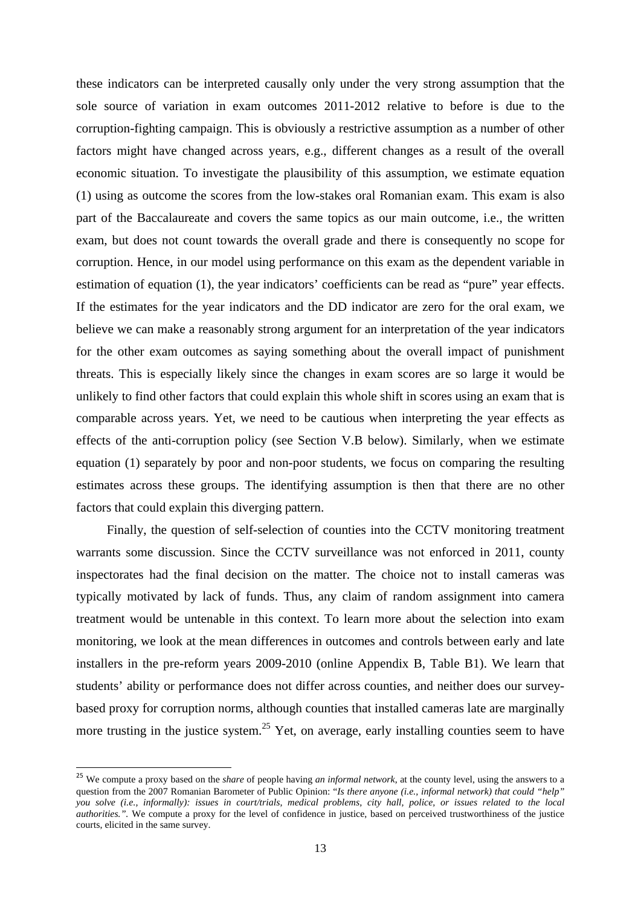these indicators can be interpreted causally only under the very strong assumption that the sole source of variation in exam outcomes 2011-2012 relative to before is due to the corruption-fighting campaign. This is obviously a restrictive assumption as a number of other factors might have changed across years, e.g., different changes as a result of the overall economic situation. To investigate the plausibility of this assumption, we estimate equation (1) using as outcome the scores from the low-stakes oral Romanian exam. This exam is also part of the Baccalaureate and covers the same topics as our main outcome, i.e., the written exam, but does not count towards the overall grade and there is consequently no scope for corruption. Hence, in our model using performance on this exam as the dependent variable in estimation of equation (1), the year indicators' coefficients can be read as "pure" year effects. If the estimates for the year indicators and the DD indicator are zero for the oral exam, we believe we can make a reasonably strong argument for an interpretation of the year indicators for the other exam outcomes as saying something about the overall impact of punishment threats. This is especially likely since the changes in exam scores are so large it would be unlikely to find other factors that could explain this whole shift in scores using an exam that is comparable across years. Yet, we need to be cautious when interpreting the year effects as effects of the anti-corruption policy (see Section V.B below). Similarly, when we estimate equation (1) separately by poor and non-poor students, we focus on comparing the resulting estimates across these groups. The identifying assumption is then that there are no other factors that could explain this diverging pattern.

Finally, the question of self-selection of counties into the CCTV monitoring treatment warrants some discussion. Since the CCTV surveillance was not enforced in 2011, county inspectorates had the final decision on the matter. The choice not to install cameras was typically motivated by lack of funds. Thus, any claim of random assignment into camera treatment would be untenable in this context. To learn more about the selection into exam monitoring, we look at the mean differences in outcomes and controls between early and late installers in the pre-reform years 2009-2010 (online Appendix B, Table B1). We learn that students' ability or performance does not differ across counties, and neither does our survey-based proxy for corruption norms, although counties that installed cameras late are marginally more trusting in the justice system.[25] Yet, on average, early installing counties seem to have

---

[25] We compute a proxy based on the *share* of people having *an informal network*, at the county level, using the answers to a question from the 2007 Romanian Barometer of Public Opinion: "*Is there anyone (i.e., informal network) that could "help" you solve (i.e., informally): issues in court/trials, medical problems, city hall, police, or issues related to the local authorities.".* We compute a proxy for the level of confidence in justice, based on perceived trustworthiness of the justice courts, elicited in the same survey.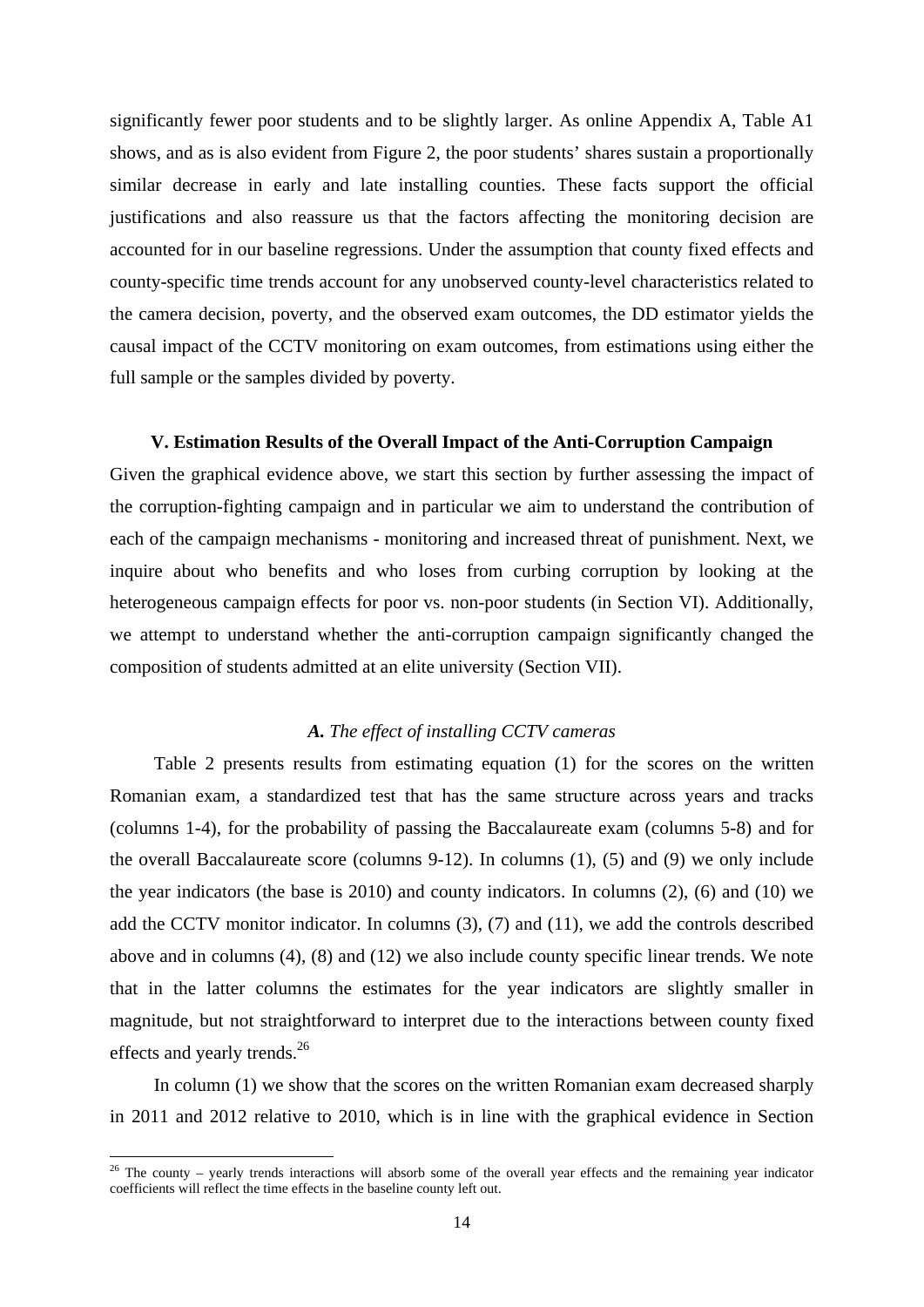significantly fewer poor students and to be slightly larger. As online Appendix A, Table A1 shows, and as is also evident from Figure 2, the poor students' shares sustain a proportionally similar decrease in early and late installing counties. These facts support the official justifications and also reassure us that the factors affecting the monitoring decision are accounted for in our baseline regressions. Under the assumption that county fixed effects and county-specific time trends account for any unobserved county-level characteristics related to the camera decision, poverty, and the observed exam outcomes, the DD estimator yields the causal impact of the CCTV monitoring on exam outcomes, from estimations using either the full sample or the samples divided by poverty.

## V. Estimation Results of the Overall Impact of the Anti-Corruption Campaign

Given the graphical evidence above, we start this section by further assessing the impact of the corruption-fighting campaign and in particular we aim to understand the contribution of each of the campaign mechanisms - monitoring and increased threat of punishment. Next, we inquire about who benefits and who loses from curbing corruption by looking at the heterogeneous campaign effects for poor vs. non-poor students (in Section VI). Additionally, we attempt to understand whether the anti-corruption campaign significantly changed the composition of students admitted at an elite university (Section VII).

### *A. The effect of installing CCTV cameras*

Table 2 presents results from estimating equation (1) for the scores on the written Romanian exam, a standardized test that has the same structure across years and tracks (columns 1-4), for the probability of passing the Baccalaureate exam (columns 5-8) and for the overall Baccalaureate score (columns 9-12). In columns (1), (5) and (9) we only include the year indicators (the base is 2010) and county indicators. In columns (2), (6) and (10) we add the CCTV monitor indicator. In columns (3), (7) and (11), we add the controls described above and in columns (4), (8) and (12) we also include county specific linear trends. We note that in the latter columns the estimates for the year indicators are slightly smaller in magnitude, but not straightforward to interpret due to the interactions between county fixed effects and yearly trends.[26]

In column (1) we show that the scores on the written Romanian exam decreased sharply in 2011 and 2012 relative to 2010, which is in line with the graphical evidence in Section

[26] The county – yearly trends interactions will absorb some of the overall year effects and the remaining year indicator coefficients will reflect the time effects in the baseline county left out.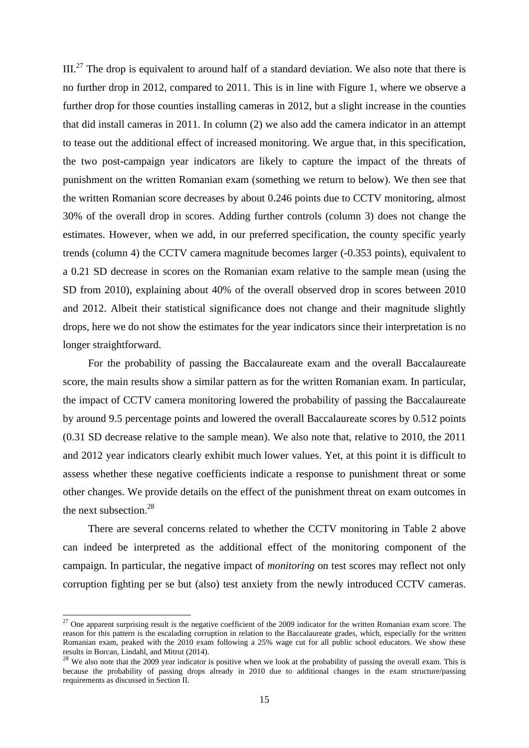III.[27] The drop is equivalent to around half of a standard deviation. We also note that there is no further drop in 2012, compared to 2011. This is in line with Figure 1, where we observe a further drop for those counties installing cameras in 2012, but a slight increase in the counties that did install cameras in 2011. In column (2) we also add the camera indicator in an attempt to tease out the additional effect of increased monitoring. We argue that, in this specification, the two post-campaign year indicators are likely to capture the impact of the threats of punishment on the written Romanian exam (something we return to below). We then see that the written Romanian score decreases by about 0.246 points due to CCTV monitoring, almost 30% of the overall drop in scores. Adding further controls (column 3) does not change the estimates. However, when we add, in our preferred specification, the county specific yearly trends (column 4) the CCTV camera magnitude becomes larger (-0.353 points), equivalent to a 0.21 SD decrease in scores on the Romanian exam relative to the sample mean (using the SD from 2010), explaining about 40% of the overall observed drop in scores between 2010 and 2012. Albeit their statistical significance does not change and their magnitude slightly drops, here we do not show the estimates for the year indicators since their interpretation is no longer straightforward.

For the probability of passing the Baccalaureate exam and the overall Baccalaureate score, the main results show a similar pattern as for the written Romanian exam. In particular, the impact of CCTV camera monitoring lowered the probability of passing the Baccalaureate by around 9.5 percentage points and lowered the overall Baccalaureate scores by 0.512 points (0.31 SD decrease relative to the sample mean). We also note that, relative to 2010, the 2011 and 2012 year indicators clearly exhibit much lower values. Yet, at this point it is difficult to assess whether these negative coefficients indicate a response to punishment threat or some other changes. We provide details on the effect of the punishment threat on exam outcomes in the next subsection.[28]

There are several concerns related to whether the CCTV monitoring in Table 2 above can indeed be interpreted as the additional effect of the monitoring component of the campaign. In particular, the negative impact of *monitoring* on test scores may reflect not only corruption fighting per se but (also) test anxiety from the newly introduced CCTV cameras.

[27] One apparent surprising result is the negative coefficient of the 2009 indicator for the written Romanian exam score. The reason for this pattern is the escalading corruption in relation to the Baccalaureate grades, which, especially for the written Romanian exam, peaked with the 2010 exam following a 25% wage cut for all public school educators. We show these results in Borcan, Lindahl, and Mitrut (2014).

[28] We also note that the 2009 year indicator is positive when we look at the probability of passing the overall exam. This is because the probability of passing drops already in 2010 due to additional changes in the exam structure/passing requirements as discussed in Section II.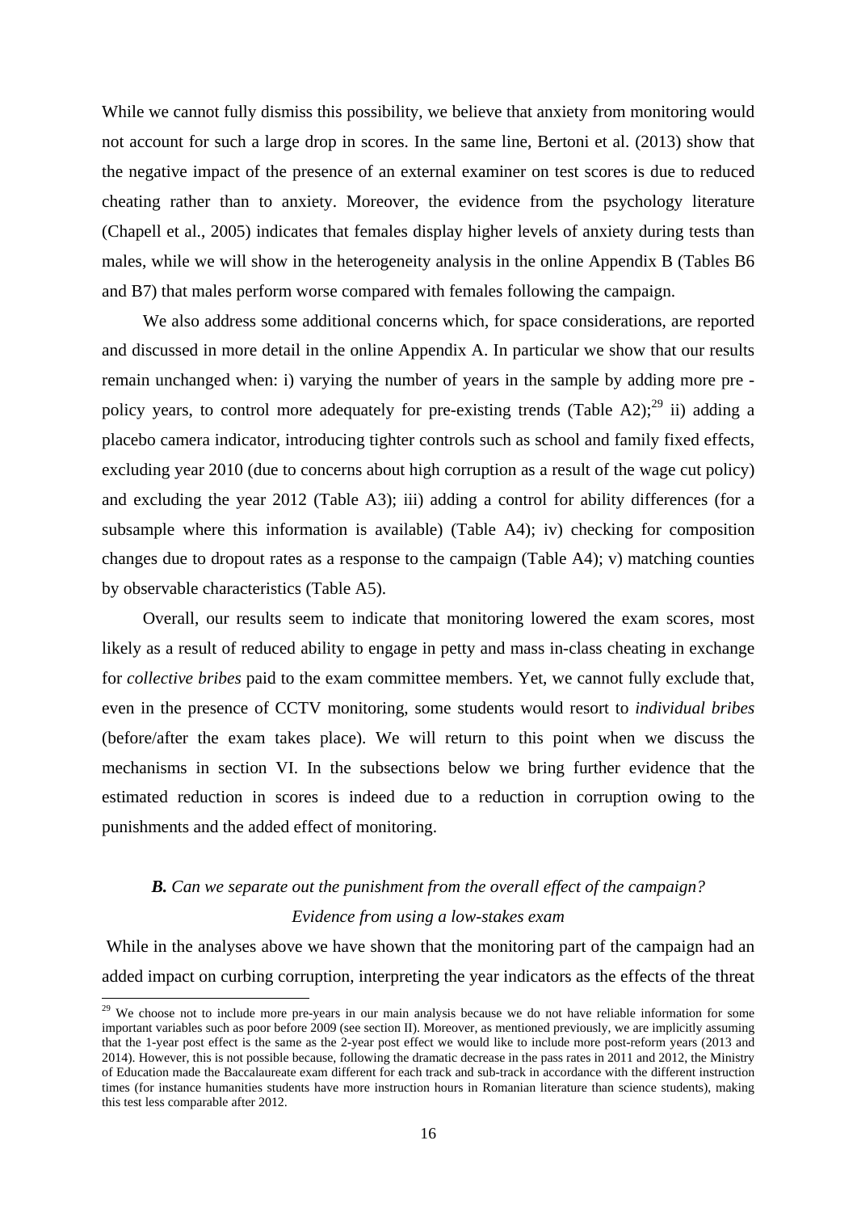While we cannot fully dismiss this possibility, we believe that anxiety from monitoring would not account for such a large drop in scores. In the same line, Bertoni et al. (2013) show that the negative impact of the presence of an external examiner on test scores is due to reduced cheating rather than to anxiety. Moreover, the evidence from the psychology literature (Chapell et al., 2005) indicates that females display higher levels of anxiety during tests than males, while we will show in the heterogeneity analysis in the online Appendix B (Tables B6 and B7) that males perform worse compared with females following the campaign.

We also address some additional concerns which, for space considerations, are reported and discussed in more detail in the online Appendix A. In particular we show that our results remain unchanged when: i) varying the number of years in the sample by adding more pre - policy years, to control more adequately for pre-existing trends (Table A2);[29] ii) adding a placebo camera indicator, introducing tighter controls such as school and family fixed effects, excluding year 2010 (due to concerns about high corruption as a result of the wage cut policy) and excluding the year 2012 (Table A3); iii) adding a control for ability differences (for a subsample where this information is available) (Table A4); iv) checking for composition changes due to dropout rates as a response to the campaign (Table A4); v) matching counties by observable characteristics (Table A5).

Overall, our results seem to indicate that monitoring lowered the exam scores, most likely as a result of reduced ability to engage in petty and mass in-class cheating in exchange for *collective bribes* paid to the exam committee members. Yet, we cannot fully exclude that, even in the presence of CCTV monitoring, some students would resort to *individual bribes* (before/after the exam takes place). We will return to this point when we discuss the mechanisms in section VI. In the subsections below we bring further evidence that the estimated reduction in scores is indeed due to a reduction in corruption owing to the punishments and the added effect of monitoring.

### ***B.*** *Can we separate out the punishment from the overall effect of the campaign? Evidence from using a low-stakes exam*

While in the analyses above we have shown that the monitoring part of the campaign had an added impact on curbing corruption, interpreting the year indicators as the effects of the threat

[29] We choose not to include more pre-years in our main analysis because we do not have reliable information for some important variables such as poor before 2009 (see section II). Moreover, as mentioned previously, we are implicitly assuming that the 1-year post effect is the same as the 2-year post effect we would like to include more post-reform years (2013 and 2014). However, this is not possible because, following the dramatic decrease in the pass rates in 2011 and 2012, the Ministry of Education made the Baccalaureate exam different for each track and sub-track in accordance with the different instruction times (for instance humanities students have more instruction hours in Romanian literature than science students), making this test less comparable after 2012.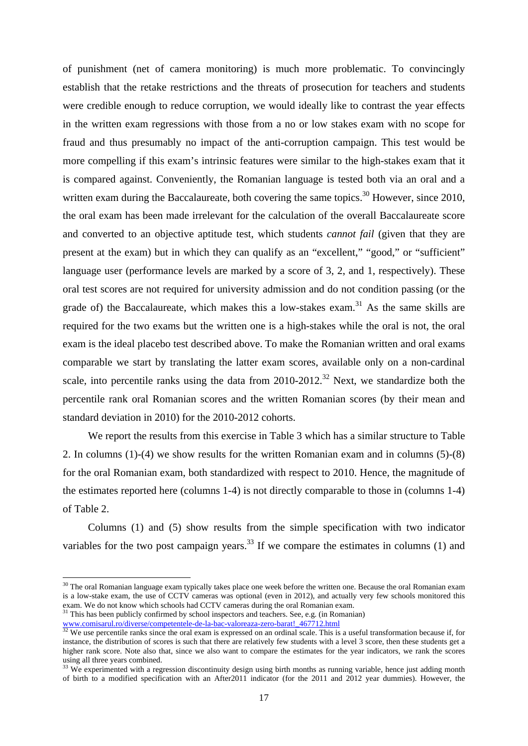of punishment (net of camera monitoring) is much more problematic. To convincingly establish that the retake restrictions and the threats of prosecution for teachers and students were credible enough to reduce corruption, we would ideally like to contrast the year effects in the written exam regressions with those from a no or low stakes exam with no scope for fraud and thus presumably no impact of the anti-corruption campaign. This test would be more compelling if this exam's intrinsic features were similar to the high-stakes exam that it is compared against. Conveniently, the Romanian language is tested both via an oral and a written exam during the Baccalaureate, both covering the same topics.[30] However, since 2010, the oral exam has been made irrelevant for the calculation of the overall Baccalaureate score and converted to an objective aptitude test, which students *cannot fail* (given that they are present at the exam) but in which they can qualify as an "excellent," "good," or "sufficient" language user (performance levels are marked by a score of 3, 2, and 1, respectively). These oral test scores are not required for university admission and do not condition passing (or the grade of) the Baccalaureate, which makes this a low-stakes exam.[31] As the same skills are required for the two exams but the written one is a high-stakes while the oral is not, the oral exam is the ideal placebo test described above. To make the Romanian written and oral exams comparable we start by translating the latter exam scores, available only on a non-cardinal scale, into percentile ranks using the data from 2010-2012.[32] Next, we standardize both the percentile rank oral Romanian scores and the written Romanian scores (by their mean and standard deviation in 2010) for the 2010-2012 cohorts.

We report the results from this exercise in Table 3 which has a similar structure to Table 2. In columns (1)-(4) we show results for the written Romanian exam and in columns (5)-(8) for the oral Romanian exam, both standardized with respect to 2010. Hence, the magnitude of the estimates reported here (columns 1-4) is not directly comparable to those in (columns 1-4) of Table 2.

Columns (1) and (5) show results from the simple specification with two indicator variables for the two post campaign years.[33] If we compare the estimates in columns (1) and

---

[30] The oral Romanian language exam typically takes place one week before the written one. Because the oral Romanian exam is a low-stake exam, the use of CCTV cameras was optional (even in 2012), and actually very few schools monitored this exam. We do not know which schools had CCTV cameras during the oral Romanian exam.

[31] This has been publicly confirmed by school inspectors and teachers. See, e.g. (in Romanian) www.comisarul.ro/diverse/competentele-de-la-bac-valoreaza-zero-barat!_467712.html

[32] We use percentile ranks since the oral exam is expressed on an ordinal scale. This is a useful transformation because if, for instance, the distribution of scores is such that there are relatively few students with a level 3 score, then these students get a higher rank score. Note also that, since we also want to compare the estimates for the year indicators, we rank the scores using all three years combined.

[33] We experimented with a regression discontinuity design using birth months as running variable, hence just adding month of birth to a modified specification with an After2011 indicator (for the 2011 and 2012 year dummies). However, the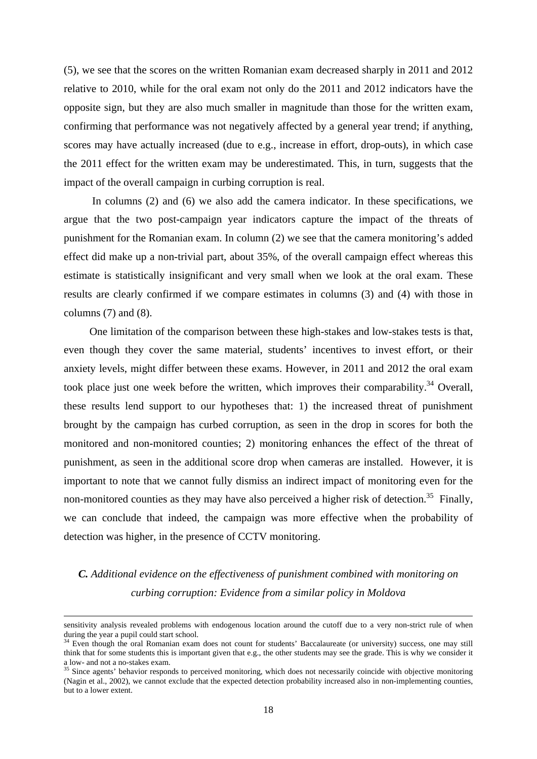(5), we see that the scores on the written Romanian exam decreased sharply in 2011 and 2012 relative to 2010, while for the oral exam not only do the 2011 and 2012 indicators have the opposite sign, but they are also much smaller in magnitude than those for the written exam, confirming that performance was not negatively affected by a general year trend; if anything, scores may have actually increased (due to e.g., increase in effort, drop-outs), in which case the 2011 effect for the written exam may be underestimated. This, in turn, suggests that the impact of the overall campaign in curbing corruption is real.

In columns (2) and (6) we also add the camera indicator. In these specifications, we argue that the two post-campaign year indicators capture the impact of the threats of punishment for the Romanian exam. In column (2) we see that the camera monitoring's added effect did make up a non-trivial part, about 35%, of the overall campaign effect whereas this estimate is statistically insignificant and very small when we look at the oral exam. These results are clearly confirmed if we compare estimates in columns (3) and (4) with those in columns (7) and (8).

One limitation of the comparison between these high-stakes and low-stakes tests is that, even though they cover the same material, students' incentives to invest effort, or their anxiety levels, might differ between these exams. However, in 2011 and 2012 the oral exam took place just one week before the written, which improves their comparability.[34] Overall, these results lend support to our hypotheses that: 1) the increased threat of punishment brought by the campaign has curbed corruption, as seen in the drop in scores for both the monitored and non-monitored counties; 2) monitoring enhances the effect of the threat of punishment, as seen in the additional score drop when cameras are installed. However, it is important to note that we cannot fully dismiss an indirect impact of monitoring even for the non-monitored counties as they may have also perceived a higher risk of detection.[35] Finally, we can conclude that indeed, the campaign was more effective when the probability of detection was higher, in the presence of CCTV monitoring.

### *C. Additional evidence on the effectiveness of punishment combined with monitoring on curbing corruption: Evidence from a similar policy in Moldova*

---

sensitivity analysis revealed problems with endogenous location around the cutoff due to a very non-strict rule of when during the year a pupil could start school.

[34] Even though the oral Romanian exam does not count for students' Baccalaureate (or university) success, one may still think that for some students this is important given that e.g., the other students may see the grade. This is why we consider it a low- and not a no-stakes exam.

[35] Since agents' behavior responds to perceived monitoring, which does not necessarily coincide with objective monitoring (Nagin et al., 2002), we cannot exclude that the expected detection probability increased also in non-implementing counties, but to a lower extent.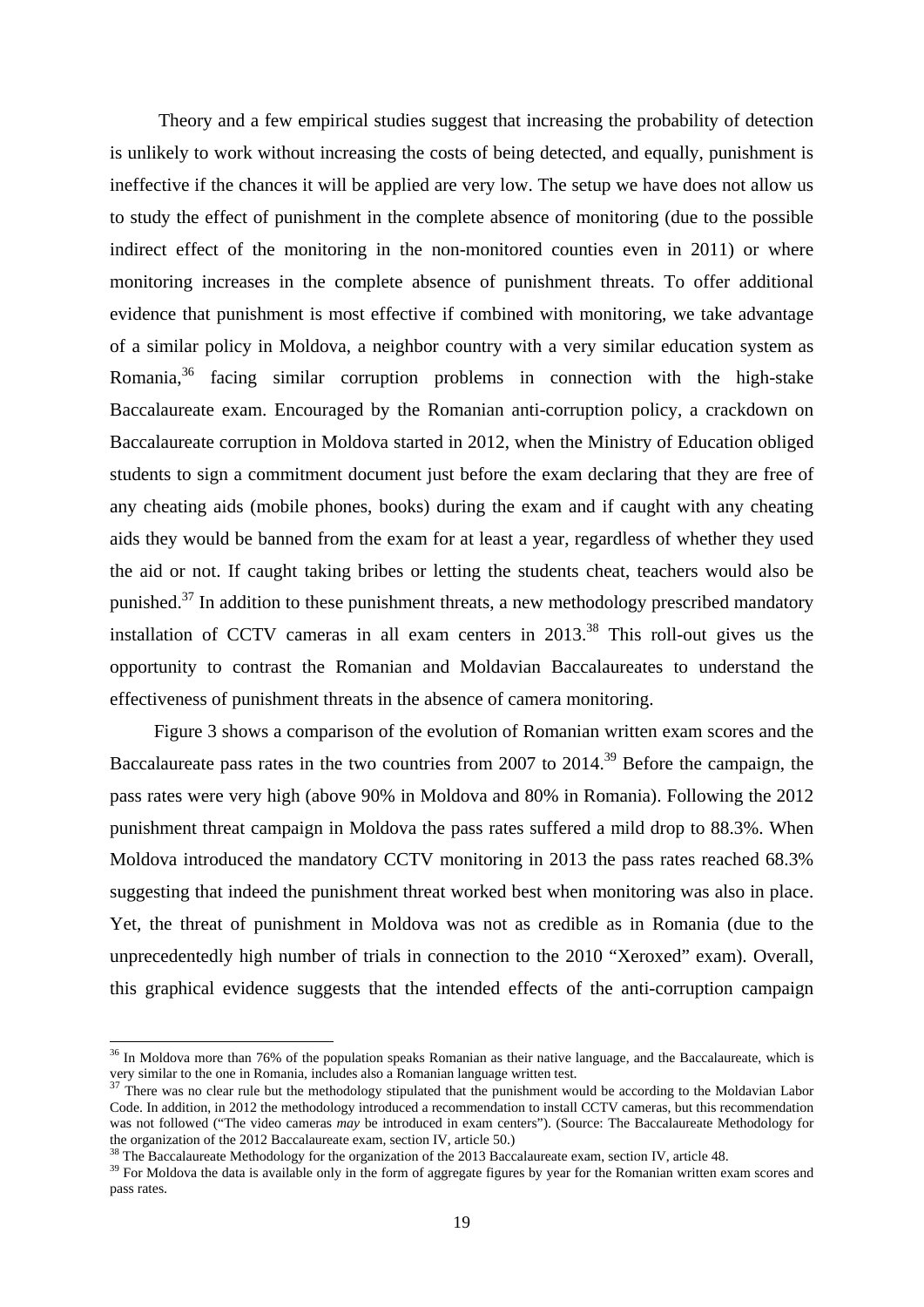Theory and a few empirical studies suggest that increasing the probability of detection is unlikely to work without increasing the costs of being detected, and equally, punishment is ineffective if the chances it will be applied are very low. The setup we have does not allow us to study the effect of punishment in the complete absence of monitoring (due to the possible indirect effect of the monitoring in the non-monitored counties even in 2011) or where monitoring increases in the complete absence of punishment threats. To offer additional evidence that punishment is most effective if combined with monitoring, we take advantage of a similar policy in Moldova, a neighbor country with a very similar education system as Romania,[36] facing similar corruption problems in connection with the high-stake Baccalaureate exam. Encouraged by the Romanian anti-corruption policy, a crackdown on Baccalaureate corruption in Moldova started in 2012, when the Ministry of Education obliged students to sign a commitment document just before the exam declaring that they are free of any cheating aids (mobile phones, books) during the exam and if caught with any cheating aids they would be banned from the exam for at least a year, regardless of whether they used the aid or not. If caught taking bribes or letting the students cheat, teachers would also be punished.[37] In addition to these punishment threats, a new methodology prescribed mandatory installation of CCTV cameras in all exam centers in 2013.[38] This roll-out gives us the opportunity to contrast the Romanian and Moldavian Baccalaureates to understand the effectiveness of punishment threats in the absence of camera monitoring.

Figure 3 shows a comparison of the evolution of Romanian written exam scores and the Baccalaureate pass rates in the two countries from 2007 to 2014.[39] Before the campaign, the pass rates were very high (above 90% in Moldova and 80% in Romania). Following the 2012 punishment threat campaign in Moldova the pass rates suffered a mild drop to 88.3%. When Moldova introduced the mandatory CCTV monitoring in 2013 the pass rates reached 68.3% suggesting that indeed the punishment threat worked best when monitoring was also in place. Yet, the threat of punishment in Moldova was not as credible as in Romania (due to the unprecedentedly high number of trials in connection to the 2010 "Xeroxed" exam). Overall, this graphical evidence suggests that the intended effects of the anti-corruption campaign

---

[36] In Moldova more than 76% of the population speaks Romanian as their native language, and the Baccalaureate, which is very similar to the one in Romania, includes also a Romanian language written test.

[37] There was no clear rule but the methodology stipulated that the punishment would be according to the Moldavian Labor Code. In addition, in 2012 the methodology introduced a recommendation to install CCTV cameras, but this recommendation was not followed ("The video cameras *may* be introduced in exam centers"). (Source: The Baccalaureate Methodology for the organization of the 2012 Baccalaureate exam, section IV, article 50.)

[38] The Baccalaureate Methodology for the organization of the 2013 Baccalaureate exam, section IV, article 48.

[39] For Moldova the data is available only in the form of aggregate figures by year for the Romanian written exam scores and pass rates.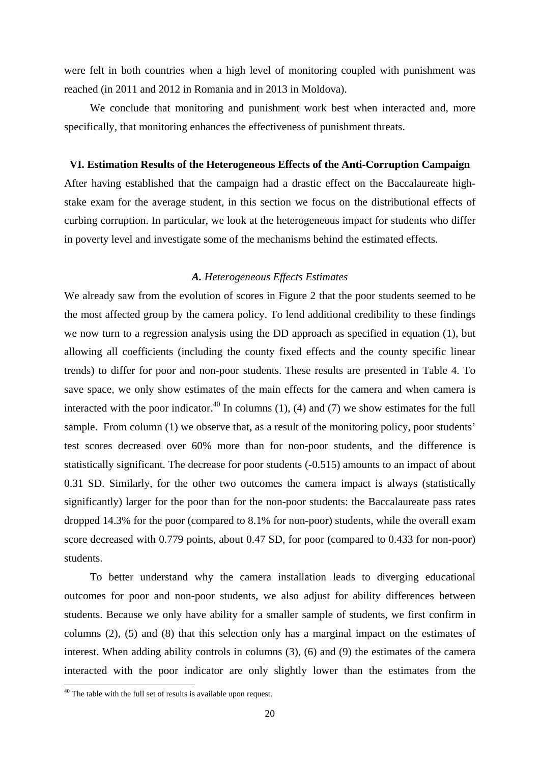were felt in both countries when a high level of monitoring coupled with punishment was reached (in 2011 and 2012 in Romania and in 2013 in Moldova).

We conclude that monitoring and punishment work best when interacted and, more specifically, that monitoring enhances the effectiveness of punishment threats.

## VI. Estimation Results of the Heterogeneous Effects of the Anti-Corruption Campaign

After having established that the campaign had a drastic effect on the Baccalaureate high-stake exam for the average student, in this section we focus on the distributional effects of curbing corruption. In particular, we look at the heterogeneous impact for students who differ in poverty level and investigate some of the mechanisms behind the estimated effects.

### *A. Heterogeneous Effects Estimates*

We already saw from the evolution of scores in Figure 2 that the poor students seemed to be the most affected group by the camera policy. To lend additional credibility to these findings we now turn to a regression analysis using the DD approach as specified in equation (1), but allowing all coefficients (including the county fixed effects and the county specific linear trends) to differ for poor and non-poor students. These results are presented in Table 4. To save space, we only show estimates of the main effects for the camera and when camera is interacted with the poor indicator.[40] In columns (1), (4) and (7) we show estimates for the full sample. From column (1) we observe that, as a result of the monitoring policy, poor students' test scores decreased over 60% more than for non-poor students, and the difference is statistically significant. The decrease for poor students (-0.515) amounts to an impact of about 0.31 SD. Similarly, for the other two outcomes the camera impact is always (statistically significantly) larger for the poor than for the non-poor students: the Baccalaureate pass rates dropped 14.3% for the poor (compared to 8.1% for non-poor) students, while the overall exam score decreased with 0.779 points, about 0.47 SD, for poor (compared to 0.433 for non-poor) students.

To better understand why the camera installation leads to diverging educational outcomes for poor and non-poor students, we also adjust for ability differences between students. Because we only have ability for a smaller sample of students, we first confirm in columns (2), (5) and (8) that this selection only has a marginal impact on the estimates of interest. When adding ability controls in columns (3), (6) and (9) the estimates of the camera interacted with the poor indicator are only slightly lower than the estimates from the

[40] The table with the full set of results is available upon request.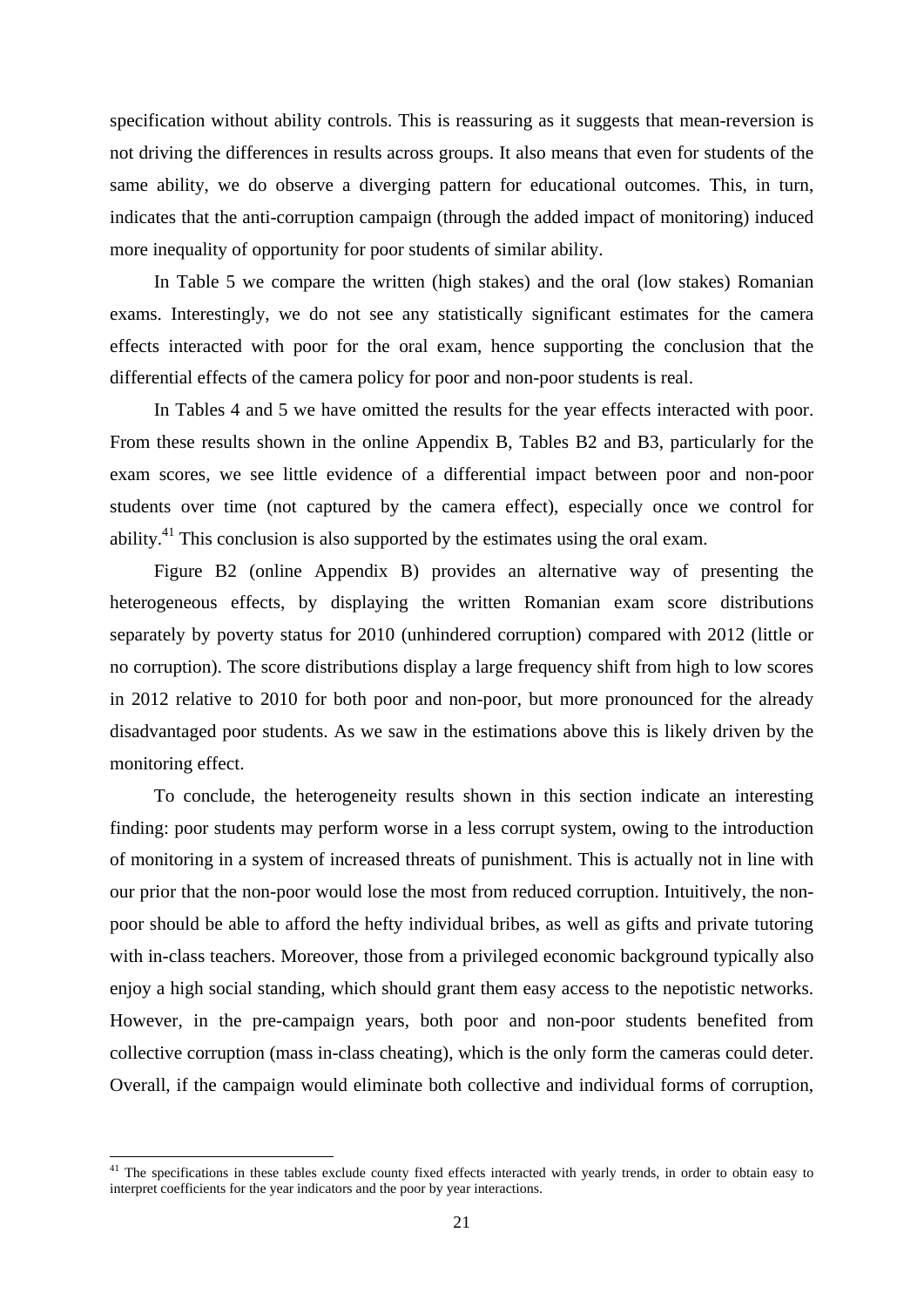specification without ability controls. This is reassuring as it suggests that mean-reversion is not driving the differences in results across groups. It also means that even for students of the same ability, we do observe a diverging pattern for educational outcomes. This, in turn, indicates that the anti-corruption campaign (through the added impact of monitoring) induced more inequality of opportunity for poor students of similar ability.

In Table 5 we compare the written (high stakes) and the oral (low stakes) Romanian exams. Interestingly, we do not see any statistically significant estimates for the camera effects interacted with poor for the oral exam, hence supporting the conclusion that the differential effects of the camera policy for poor and non-poor students is real.

In Tables 4 and 5 we have omitted the results for the year effects interacted with poor. From these results shown in the online Appendix B, Tables B2 and B3, particularly for the exam scores, we see little evidence of a differential impact between poor and non-poor students over time (not captured by the camera effect), especially once we control for ability.[41] This conclusion is also supported by the estimates using the oral exam.

Figure B2 (online Appendix B) provides an alternative way of presenting the heterogeneous effects, by displaying the written Romanian exam score distributions separately by poverty status for 2010 (unhindered corruption) compared with 2012 (little or no corruption). The score distributions display a large frequency shift from high to low scores in 2012 relative to 2010 for both poor and non-poor, but more pronounced for the already disadvantaged poor students. As we saw in the estimations above this is likely driven by the monitoring effect.

To conclude, the heterogeneity results shown in this section indicate an interesting finding: poor students may perform worse in a less corrupt system, owing to the introduction of monitoring in a system of increased threats of punishment. This is actually not in line with our prior that the non-poor would lose the most from reduced corruption. Intuitively, the non-poor should be able to afford the hefty individual bribes, as well as gifts and private tutoring with in-class teachers. Moreover, those from a privileged economic background typically also enjoy a high social standing, which should grant them easy access to the nepotistic networks. However, in the pre-campaign years, both poor and non-poor students benefited from collective corruption (mass in-class cheating), which is the only form the cameras could deter. Overall, if the campaign would eliminate both collective and individual forms of corruption,

[41] The specifications in these tables exclude county fixed effects interacted with yearly trends, in order to obtain easy to interpret coefficients for the year indicators and the poor by year interactions.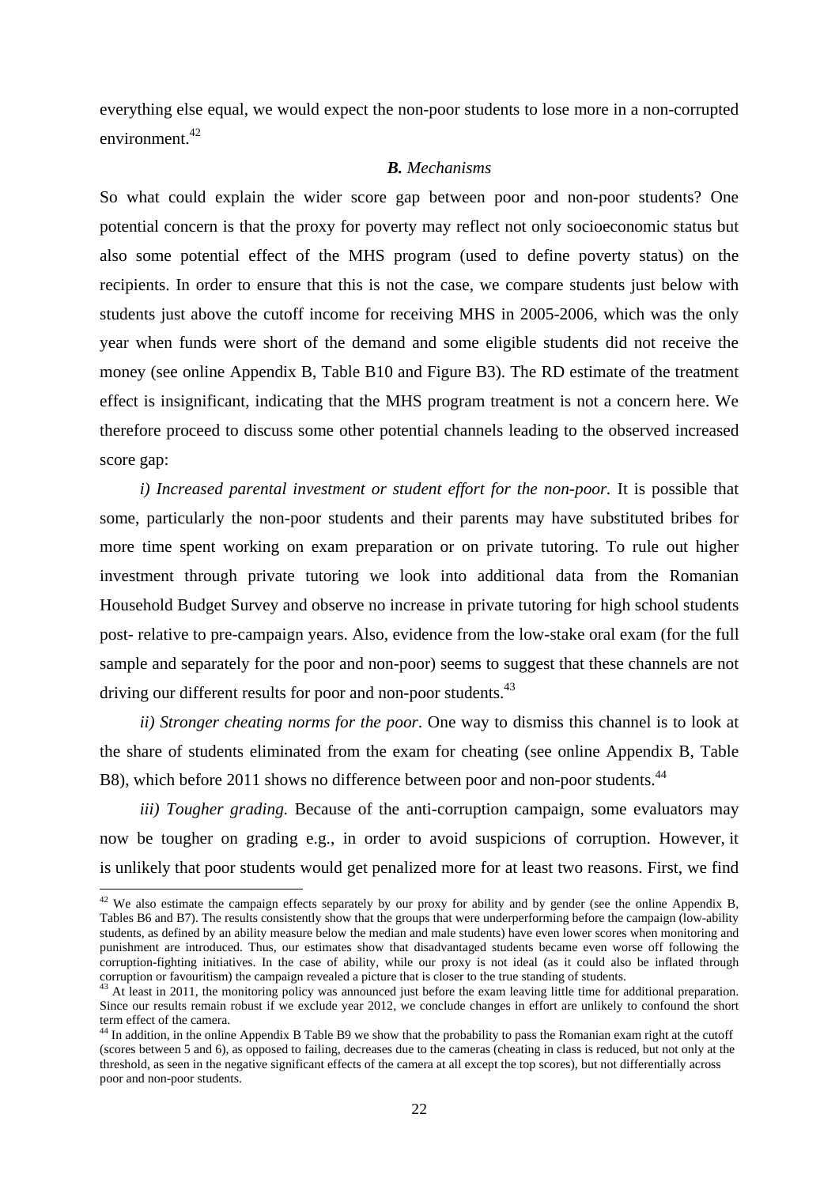everything else equal, we would expect the non-poor students to lose more in a non-corrupted environment.[42]

### *B. Mechanisms*

So what could explain the wider score gap between poor and non-poor students? One potential concern is that the proxy for poverty may reflect not only socioeconomic status but also some potential effect of the MHS program (used to define poverty status) on the recipients. In order to ensure that this is not the case, we compare students just below with students just above the cutoff income for receiving MHS in 2005-2006, which was the only year when funds were short of the demand and some eligible students did not receive the money (see online Appendix B, Table B10 and Figure B3). The RD estimate of the treatment effect is insignificant, indicating that the MHS program treatment is not a concern here. We therefore proceed to discuss some other potential channels leading to the observed increased score gap:

*i) Increased parental investment or student effort for the non-poor.* It is possible that some, particularly the non-poor students and their parents may have substituted bribes for more time spent working on exam preparation or on private tutoring. To rule out higher investment through private tutoring we look into additional data from the Romanian Household Budget Survey and observe no increase in private tutoring for high school students post- relative to pre-campaign years. Also, evidence from the low-stake oral exam (for the full sample and separately for the poor and non-poor) seems to suggest that these channels are not driving our different results for poor and non-poor students.[43]

*ii) Stronger cheating norms for the poor*. One way to dismiss this channel is to look at the share of students eliminated from the exam for cheating (see online Appendix B, Table B8), which before 2011 shows no difference between poor and non-poor students.[44]

*iii) Tougher grading.* Because of the anti-corruption campaign, some evaluators may now be tougher on grading e.g., in order to avoid suspicions of corruption. However, it is unlikely that poor students would get penalized more for at least two reasons. First, we find

---

[42] We also estimate the campaign effects separately by our proxy for ability and by gender (see the online Appendix B, Tables B6 and B7). The results consistently show that the groups that were underperforming before the campaign (low-ability students, as defined by an ability measure below the median and male students) have even lower scores when monitoring and punishment are introduced. Thus, our estimates show that disadvantaged students became even worse off following the corruption-fighting initiatives. In the case of ability, while our proxy is not ideal (as it could also be inflated through corruption or favouritism) the campaign revealed a picture that is closer to the true standing of students.

[43] At least in 2011, the monitoring policy was announced just before the exam leaving little time for additional preparation. Since our results remain robust if we exclude year 2012, we conclude changes in effort are unlikely to confound the short term effect of the camera.

[44] In addition, in the online Appendix B Table B9 we show that the probability to pass the Romanian exam right at the cutoff (scores between 5 and 6), as opposed to failing, decreases due to the cameras (cheating in class is reduced, but not only at the threshold, as seen in the negative significant effects of the camera at all except the top scores), but not differentially across poor and non-poor students.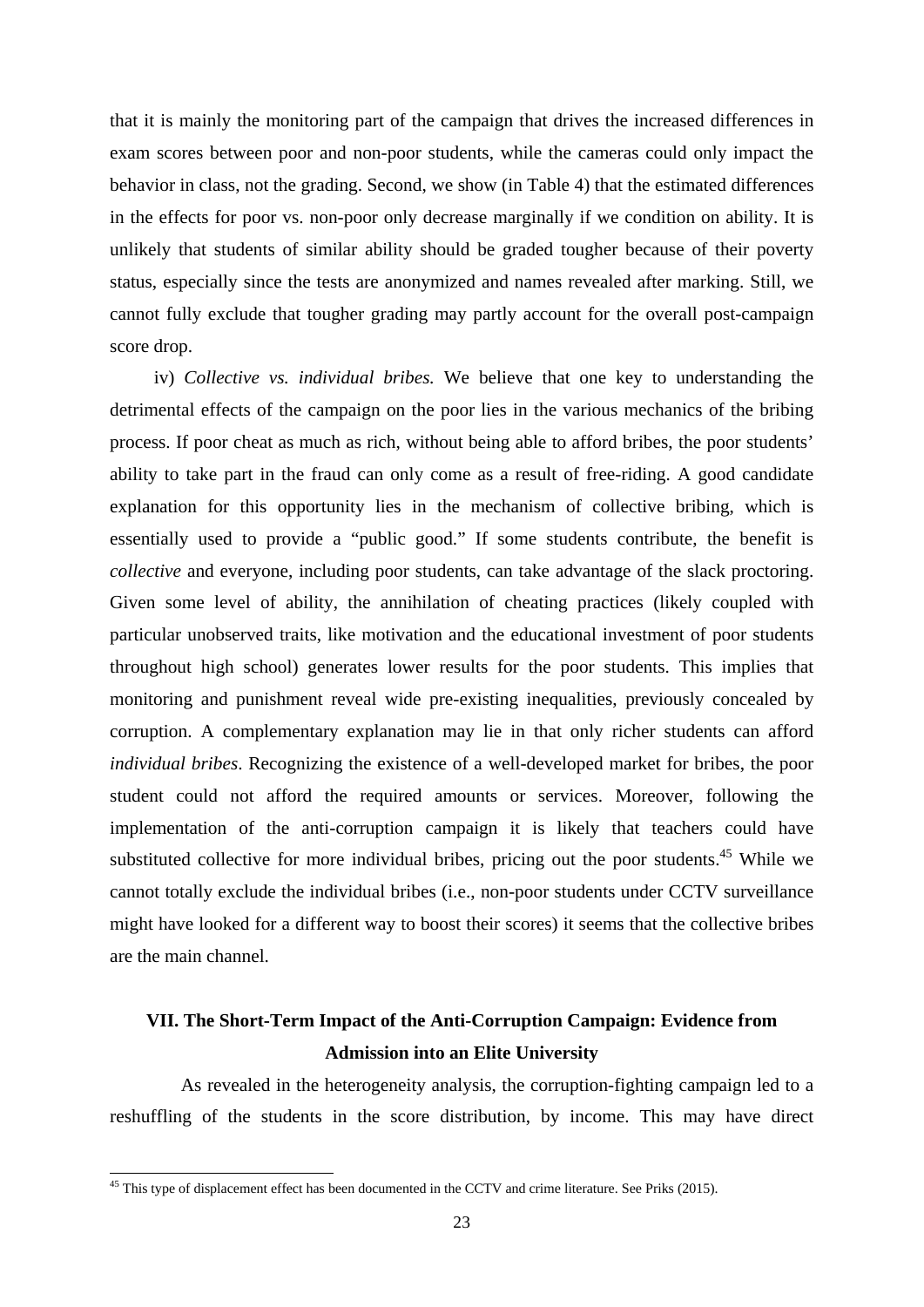that it is mainly the monitoring part of the campaign that drives the increased differences in exam scores between poor and non-poor students, while the cameras could only impact the behavior in class, not the grading. Second, we show (in Table 4) that the estimated differences in the effects for poor vs. non-poor only decrease marginally if we condition on ability. It is unlikely that students of similar ability should be graded tougher because of their poverty status, especially since the tests are anonymized and names revealed after marking. Still, we cannot fully exclude that tougher grading may partly account for the overall post-campaign score drop.

iv) *Collective vs. individual bribes.* We believe that one key to understanding the detrimental effects of the campaign on the poor lies in the various mechanics of the bribing process. If poor cheat as much as rich, without being able to afford bribes, the poor students' ability to take part in the fraud can only come as a result of free-riding. A good candidate explanation for this opportunity lies in the mechanism of collective bribing, which is essentially used to provide a "public good." If some students contribute, the benefit is *collective* and everyone, including poor students, can take advantage of the slack proctoring. Given some level of ability, the annihilation of cheating practices (likely coupled with particular unobserved traits, like motivation and the educational investment of poor students throughout high school) generates lower results for the poor students. This implies that monitoring and punishment reveal wide pre-existing inequalities, previously concealed by corruption. A complementary explanation may lie in that only richer students can afford *individual bribes*. Recognizing the existence of a well-developed market for bribes, the poor student could not afford the required amounts or services. Moreover, following the implementation of the anti-corruption campaign it is likely that teachers could have substituted collective for more individual bribes, pricing out the poor students.[45] While we cannot totally exclude the individual bribes (i.e., non-poor students under CCTV surveillance might have looked for a different way to boost their scores) it seems that the collective bribes are the main channel.

## VII. The Short-Term Impact of the Anti-Corruption Campaign: Evidence from Admission into an Elite University

As revealed in the heterogeneity analysis, the corruption-fighting campaign led to a reshuffling of the students in the score distribution, by income. This may have direct

[45] This type of displacement effect has been documented in the CCTV and crime literature. See Priks (2015).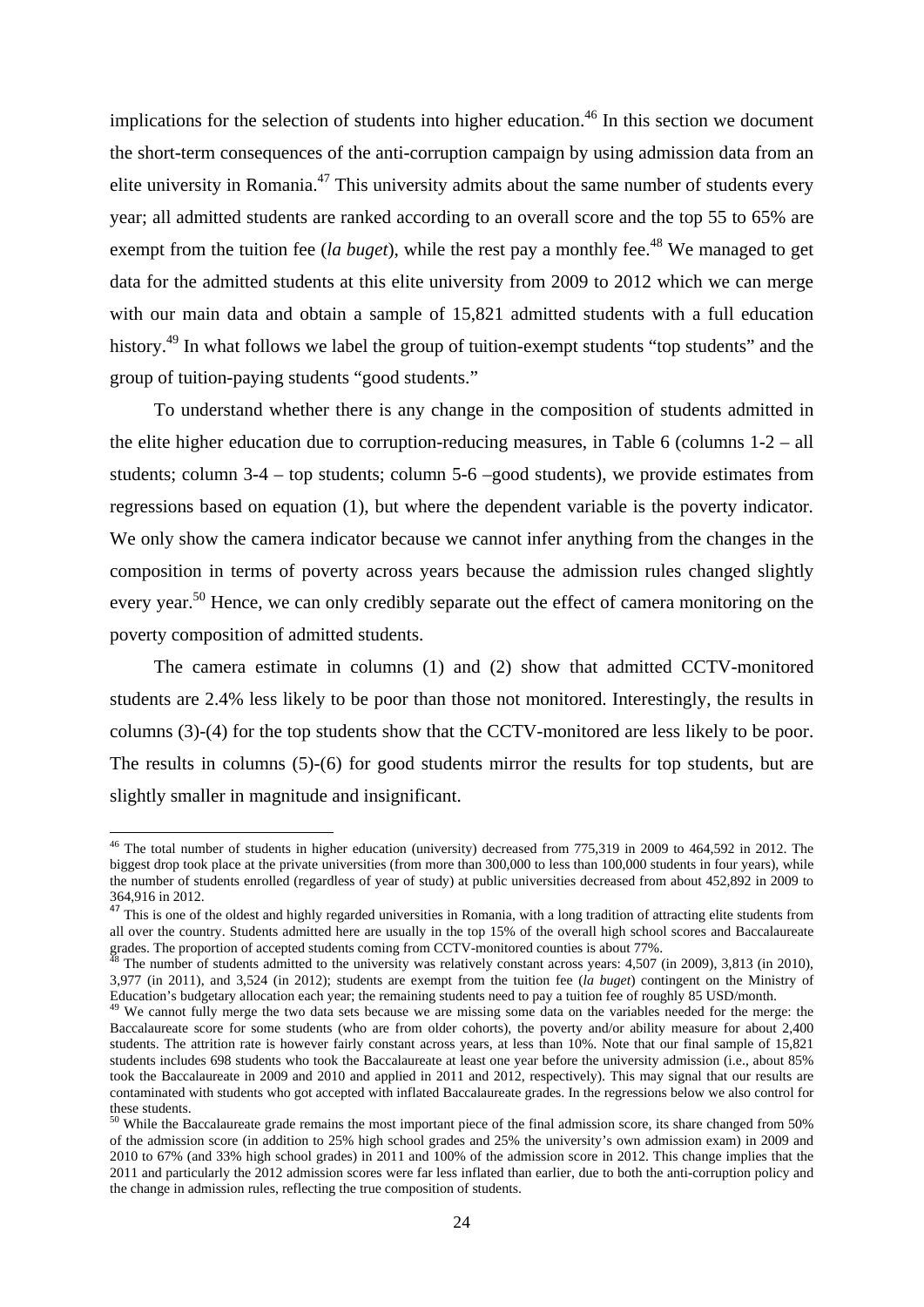implications for the selection of students into higher education.[46] In this section we document the short-term consequences of the anti-corruption campaign by using admission data from an elite university in Romania.[47] This university admits about the same number of students every year; all admitted students are ranked according to an overall score and the top 55 to 65% are exempt from the tuition fee (*la buget*), while the rest pay a monthly fee.[48] We managed to get data for the admitted students at this elite university from 2009 to 2012 which we can merge with our main data and obtain a sample of 15,821 admitted students with a full education history.[49] In what follows we label the group of tuition-exempt students "top students" and the group of tuition-paying students "good students."

To understand whether there is any change in the composition of students admitted in the elite higher education due to corruption-reducing measures, in Table 6 (columns 1-2 – all students; column 3-4 – top students; column 5-6 –good students), we provide estimates from regressions based on equation (1), but where the dependent variable is the poverty indicator. We only show the camera indicator because we cannot infer anything from the changes in the composition in terms of poverty across years because the admission rules changed slightly every year.[50] Hence, we can only credibly separate out the effect of camera monitoring on the poverty composition of admitted students.

The camera estimate in columns (1) and (2) show that admitted CCTV-monitored students are 2.4% less likely to be poor than those not monitored. Interestingly, the results in columns (3)-(4) for the top students show that the CCTV-monitored are less likely to be poor. The results in columns (5)-(6) for good students mirror the results for top students, but are slightly smaller in magnitude and insignificant.

---

[46] The total number of students in higher education (university) decreased from 775,319 in 2009 to 464,592 in 2012. The biggest drop took place at the private universities (from more than 300,000 to less than 100,000 students in four years), while the number of students enrolled (regardless of year of study) at public universities decreased from about 452,892 in 2009 to 364,916 in 2012.

[47] This is one of the oldest and highly regarded universities in Romania, with a long tradition of attracting elite students from all over the country. Students admitted here are usually in the top 15% of the overall high school scores and Baccalaureate grades. The proportion of accepted students coming from CCTV-monitored counties is about 77%.

[48] The number of students admitted to the university was relatively constant across years: 4,507 (in 2009), 3,813 (in 2010), 3,977 (in 2011), and 3,524 (in 2012); students are exempt from the tuition fee (*la buget*) contingent on the Ministry of Education's budgetary allocation each year; the remaining students need to pay a tuition fee of roughly 85 USD/month.

[49] We cannot fully merge the two data sets because we are missing some data on the variables needed for the merge: the Baccalaureate score for some students (who are from older cohorts), the poverty and/or ability measure for about 2,400 students. The attrition rate is however fairly constant across years, at less than 10%. Note that our final sample of 15,821 students includes 698 students who took the Baccalaureate at least one year before the university admission (i.e., about 85% took the Baccalaureate in 2009 and 2010 and applied in 2011 and 2012, respectively). This may signal that our results are contaminated with students who got accepted with inflated Baccalaureate grades. In the regressions below we also control for these students.

[50] While the Baccalaureate grade remains the most important piece of the final admission score, its share changed from 50% of the admission score (in addition to 25% high school grades and 25% the university's own admission exam) in 2009 and 2010 to 67% (and 33% high school grades) in 2011 and 100% of the admission score in 2012. This change implies that the 2011 and particularly the 2012 admission scores were far less inflated than earlier, due to both the anti-corruption policy and the change in admission rules, reflecting the true composition of students.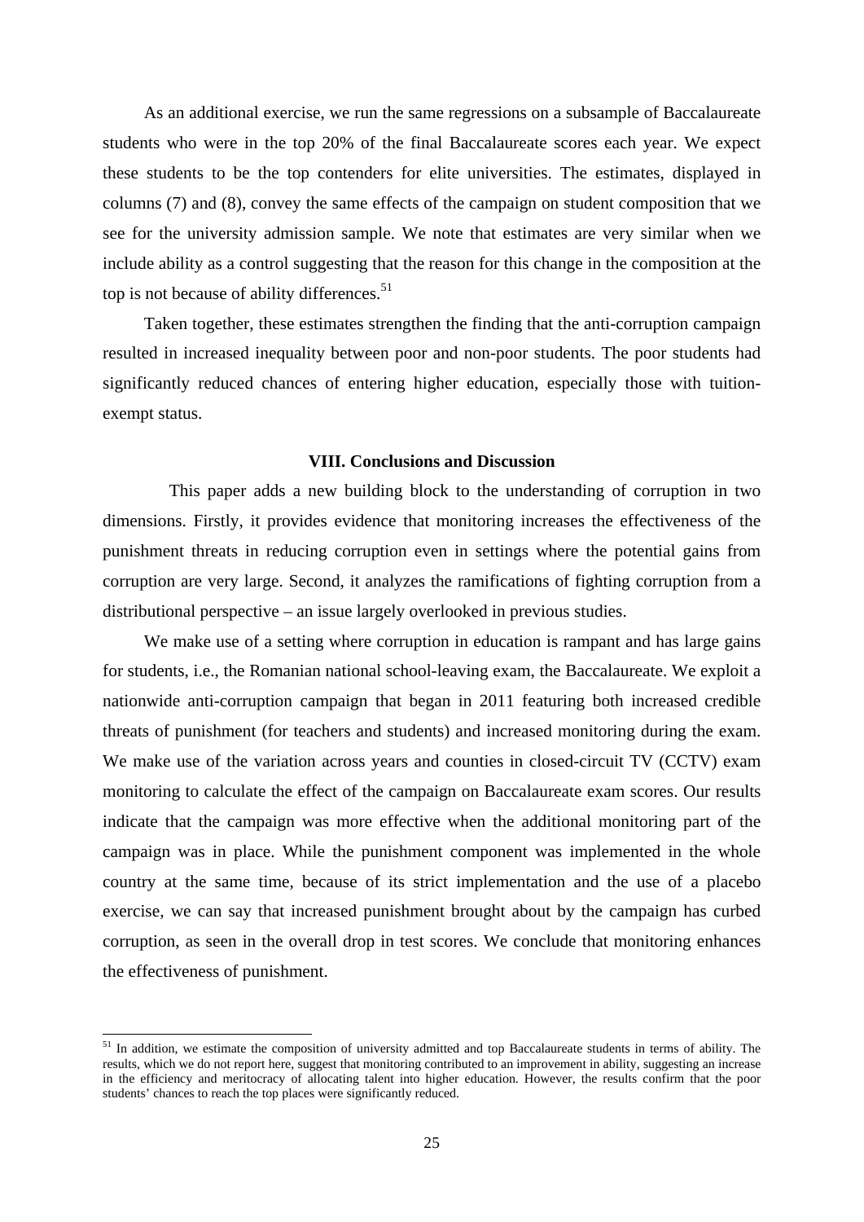As an additional exercise, we run the same regressions on a subsample of Baccalaureate students who were in the top 20% of the final Baccalaureate scores each year. We expect these students to be the top contenders for elite universities. The estimates, displayed in columns (7) and (8), convey the same effects of the campaign on student composition that we see for the university admission sample. We note that estimates are very similar when we include ability as a control suggesting that the reason for this change in the composition at the top is not because of ability differences.[51]

Taken together, these estimates strengthen the finding that the anti-corruption campaign resulted in increased inequality between poor and non-poor students. The poor students had significantly reduced chances of entering higher education, especially those with tuition-exempt status.

## VIII. Conclusions and Discussion

This paper adds a new building block to the understanding of corruption in two dimensions. Firstly, it provides evidence that monitoring increases the effectiveness of the punishment threats in reducing corruption even in settings where the potential gains from corruption are very large. Second, it analyzes the ramifications of fighting corruption from a distributional perspective – an issue largely overlooked in previous studies.

We make use of a setting where corruption in education is rampant and has large gains for students, i.e., the Romanian national school-leaving exam, the Baccalaureate. We exploit a nationwide anti-corruption campaign that began in 2011 featuring both increased credible threats of punishment (for teachers and students) and increased monitoring during the exam. We make use of the variation across years and counties in closed-circuit TV (CCTV) exam monitoring to calculate the effect of the campaign on Baccalaureate exam scores. Our results indicate that the campaign was more effective when the additional monitoring part of the campaign was in place. While the punishment component was implemented in the whole country at the same time, because of its strict implementation and the use of a placebo exercise, we can say that increased punishment brought about by the campaign has curbed corruption, as seen in the overall drop in test scores. We conclude that monitoring enhances the effectiveness of punishment.

---

[51] In addition, we estimate the composition of university admitted and top Baccalaureate students in terms of ability. The results, which we do not report here, suggest that monitoring contributed to an improvement in ability, suggesting an increase in the efficiency and meritocracy of allocating talent into higher education. However, the results confirm that the poor students' chances to reach the top places were significantly reduced.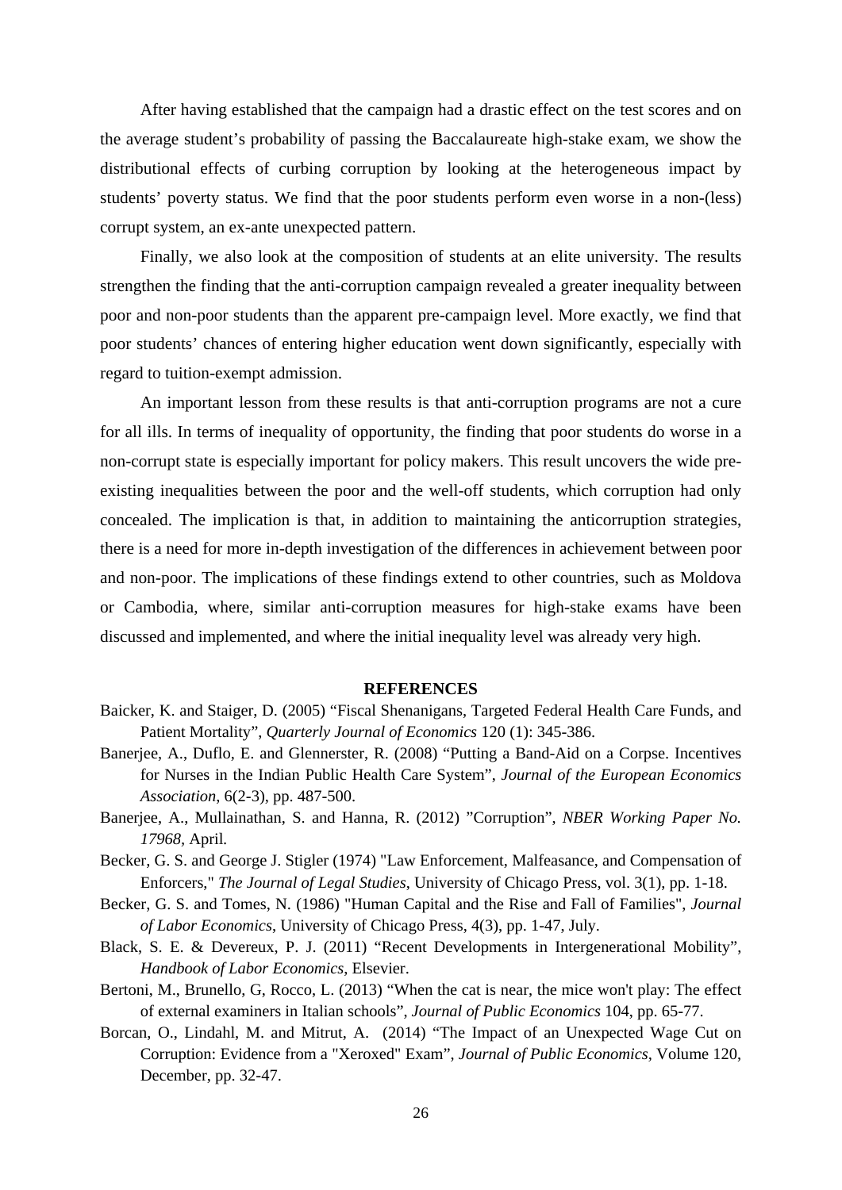After having established that the campaign had a drastic effect on the test scores and on the average student's probability of passing the Baccalaureate high-stake exam, we show the distributional effects of curbing corruption by looking at the heterogeneous impact by students' poverty status. We find that the poor students perform even worse in a non-(less) corrupt system, an ex-ante unexpected pattern.

Finally, we also look at the composition of students at an elite university. The results strengthen the finding that the anti-corruption campaign revealed a greater inequality between poor and non-poor students than the apparent pre-campaign level. More exactly, we find that poor students' chances of entering higher education went down significantly, especially with regard to tuition-exempt admission.

An important lesson from these results is that anti-corruption programs are not a cure for all ills. In terms of inequality of opportunity, the finding that poor students do worse in a non-corrupt state is especially important for policy makers. This result uncovers the wide pre-existing inequalities between the poor and the well-off students, which corruption had only concealed. The implication is that, in addition to maintaining the anticorruption strategies, there is a need for more in-depth investigation of the differences in achievement between poor and non-poor. The implications of these findings extend to other countries, such as Moldova or Cambodia, where, similar anti-corruption measures for high-stake exams have been discussed and implemented, and where the initial inequality level was already very high.

## REFERENCES

Baicker, K. and Staiger, D. (2005) "Fiscal Shenanigans, Targeted Federal Health Care Funds, and Patient Mortality", *Quarterly Journal of Economics* 120 (1): 345-386.

Banerjee, A., Duflo, E. and Glennerster, R. (2008) "Putting a Band-Aid on a Corpse. Incentives for Nurses in the Indian Public Health Care System", *Journal of the European Economics Association*, 6(2-3), pp. 487-500.

Banerjee, A., Mullainathan, S. and Hanna, R. (2012) "Corruption", *NBER Working Paper No. 17968*, April.

Becker, G. S. and George J. Stigler (1974) "Law Enforcement, Malfeasance, and Compensation of Enforcers," *The Journal of Legal Studies*, University of Chicago Press, vol. 3(1), pp. 1-18.

Becker, G. S. and Tomes, N. (1986) "Human Capital and the Rise and Fall of Families", *Journal of Labor Economics*, University of Chicago Press, 4(3), pp. 1-47, July.

Black, S. E. & Devereux, P. J. (2011) "Recent Developments in Intergenerational Mobility", *Handbook of Labor Economics*, Elsevier.

Bertoni, M., Brunello, G, Rocco, L. (2013) "When the cat is near, the mice won't play: The effect of external examiners in Italian schools", *Journal of Public Economics* 104, pp. 65-77.

Borcan, O., Lindahl, M. and Mitrut, A. (2014) "The Impact of an Unexpected Wage Cut on Corruption: Evidence from a "Xeroxed" Exam", *Journal of Public Economics*, Volume 120, December, pp. 32-47.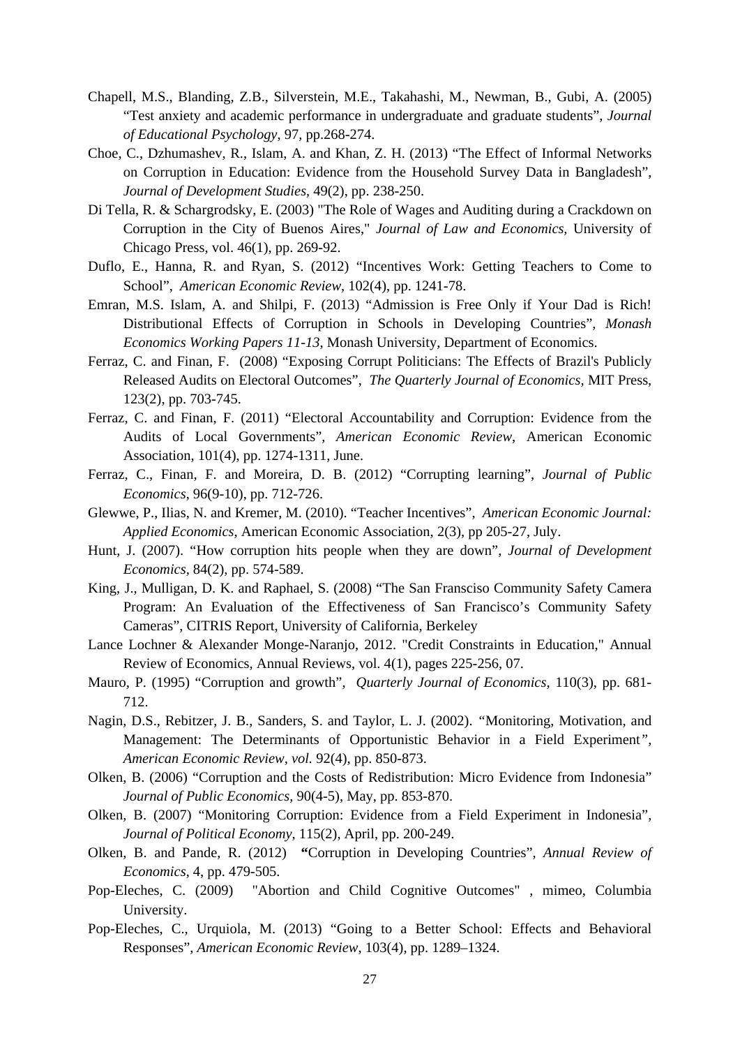Chapell, M.S., Blanding, Z.B., Silverstein, M.E., Takahashi, M., Newman, B., Gubi, A. (2005) "Test anxiety and academic performance in undergraduate and graduate students", *Journal of Educational Psychology*, 97, pp.268-274.

Choe, C., Dzhumashev, R., Islam, A. and Khan, Z. H. (2013) "The Effect of Informal Networks on Corruption in Education: Evidence from the Household Survey Data in Bangladesh", *Journal of Development Studies*, 49(2), pp. 238-250.

Di Tella, R. & Schargrodsky, E. (2003) "The Role of Wages and Auditing during a Crackdown on Corruption in the City of Buenos Aires," *Journal of Law and Economics*, University of Chicago Press, vol. 46(1), pp. 269-92.

Duflo, E., Hanna, R. and Ryan, S. (2012) "Incentives Work: Getting Teachers to Come to School", *American Economic Review*, 102(4), pp. 1241-78.

Emran, M.S. Islam, A. and Shilpi, F. (2013) "Admission is Free Only if Your Dad is Rich! Distributional Effects of Corruption in Schools in Developing Countries", *Monash Economics Working Papers 11-13*, Monash University, Department of Economics.

Ferraz, C. and Finan, F. (2008) "Exposing Corrupt Politicians: The Effects of Brazil's Publicly Released Audits on Electoral Outcomes", *The Quarterly Journal of Economics*, MIT Press, 123(2), pp. 703-745.

Ferraz, C. and Finan, F. (2011) "Electoral Accountability and Corruption: Evidence from the Audits of Local Governments", *American Economic Review*, American Economic Association, 101(4), pp. 1274-1311, June.

Ferraz, C., Finan, F. and Moreira, D. B. (2012) "Corrupting learning", *Journal of Public Economics*, 96(9-10), pp. 712-726.

Glewwe, P., Ilias, N. and Kremer, M. (2010). "Teacher Incentives", *American Economic Journal: Applied Economics*, American Economic Association, 2(3), pp 205-27, July.

Hunt, J. (2007). "How corruption hits people when they are down", *Journal of Development Economics*, 84(2), pp. 574-589.

King, J., Mulligan, D. K. and Raphael, S. (2008) "The San Fransciso Community Safety Camera Program: An Evaluation of the Effectiveness of San Francisco's Community Safety Cameras", CITRIS Report, University of California, Berkeley

Lance Lochner & Alexander Monge-Naranjo, 2012. "Credit Constraints in Education," Annual Review of Economics, Annual Reviews, vol. 4(1), pages 225-256, 07.

Mauro, P. (1995) "Corruption and growth", *Quarterly Journal of Economics*, 110(3), pp. 681-712.

Nagin, D.S., Rebitzer, J. B., Sanders, S. and Taylor, L. J. (2002). "Monitoring, Motivation, and Management: The Determinants of Opportunistic Behavior in a Field Experiment", *American Economic Review*, *vol.* 92(4), pp. 850-873.

Olken, B. (2006) "Corruption and the Costs of Redistribution: Micro Evidence from Indonesia" *Journal of Public Economics*, 90(4-5), May, pp. 853-870.

Olken, B. (2007) "Monitoring Corruption: Evidence from a Field Experiment in Indonesia", *Journal of Political Economy*, 115(2), April, pp. 200-249.

Olken, B. and Pande, R. (2012) "Corruption in Developing Countries", *Annual Review of Economics*, 4, pp. 479-505.

Pop-Eleches, C. (2009) "Abortion and Child Cognitive Outcomes" , mimeo, Columbia University.

Pop-Eleches, C., Urquiola, M. (2013) "Going to a Better School: Effects and Behavioral Responses", *American Economic Review*, 103(4), pp. 1289–1324.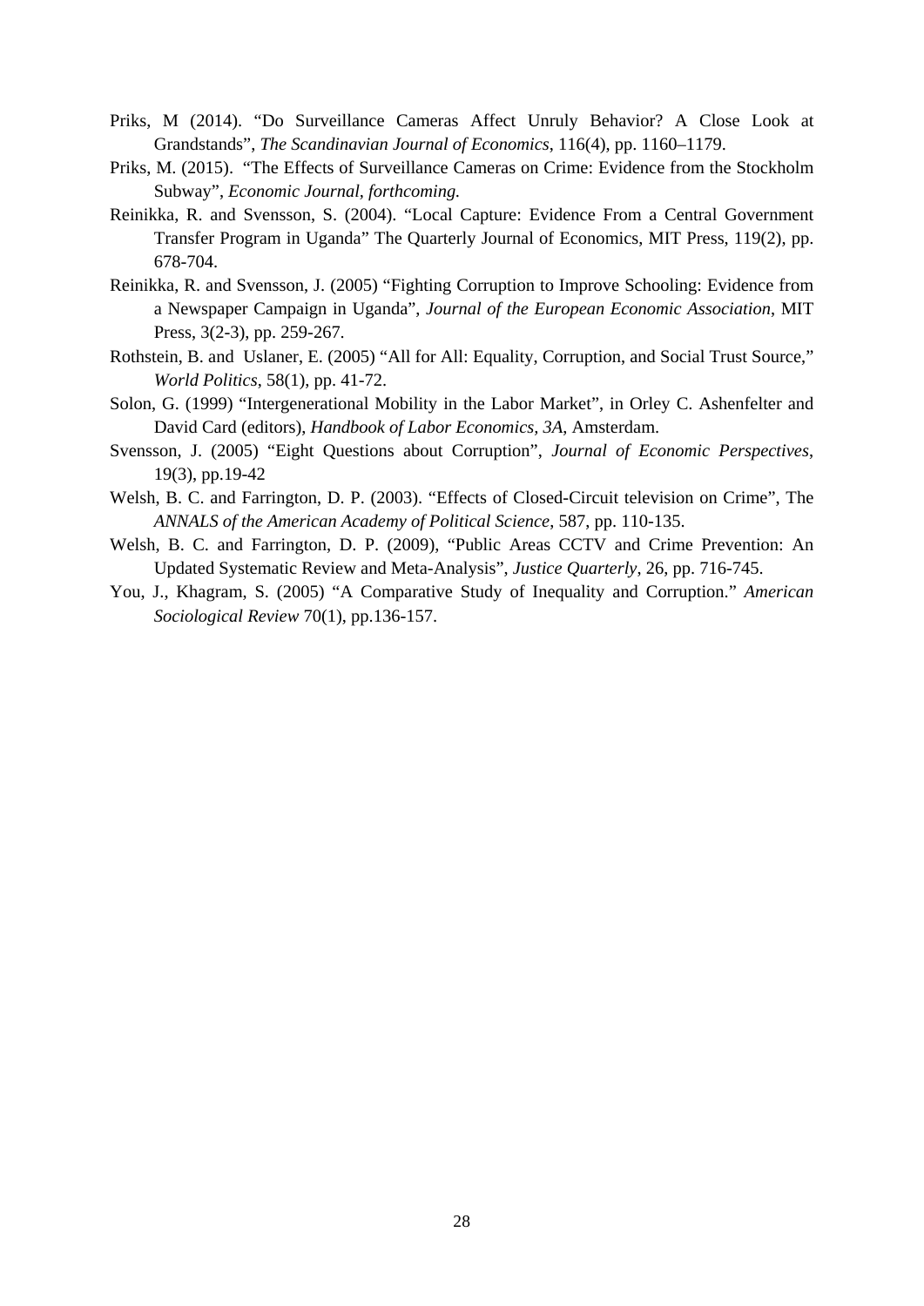Priks, M (2014). "Do Surveillance Cameras Affect Unruly Behavior? A Close Look at Grandstands", *The Scandinavian Journal of Economics*, 116(4), pp. 1160–1179.

Priks, M. (2015). "The Effects of Surveillance Cameras on Crime: Evidence from the Stockholm Subway", *Economic Journal, forthcoming.*

Reinikka, R. and Svensson, S. (2004). "Local Capture: Evidence From a Central Government Transfer Program in Uganda" The Quarterly Journal of Economics, MIT Press, 119(2), pp. 678-704.

Reinikka, R. and Svensson, J. (2005) "Fighting Corruption to Improve Schooling: Evidence from a Newspaper Campaign in Uganda", *Journal of the European Economic Association*, MIT Press, 3(2-3), pp. 259-267.

Rothstein, B. and Uslaner, E. (2005) "All for All: Equality, Corruption, and Social Trust Source," *World Politics*, 58(1), pp. 41-72.

Solon, G. (1999) "Intergenerational Mobility in the Labor Market", in Orley C. Ashenfelter and David Card (editors), *Handbook of Labor Economics, 3A*, Amsterdam.

Svensson, J. (2005) "Eight Questions about Corruption", *Journal of Economic Perspectives*, 19(3), pp.19-42

Welsh, B. C. and Farrington, D. P. (2003). "Effects of Closed-Circuit television on Crime", The *ANNALS of the American Academy of Political Science*, 587, pp. 110-135.

Welsh, B. C. and Farrington, D. P. (2009), "Public Areas CCTV and Crime Prevention: An Updated Systematic Review and Meta-Analysis", *Justice Quarterly*, 26, pp. 716-745.

You, J., Khagram, S. (2005) "A Comparative Study of Inequality and Corruption." *American Sociological Review* 70(1), pp.136-157.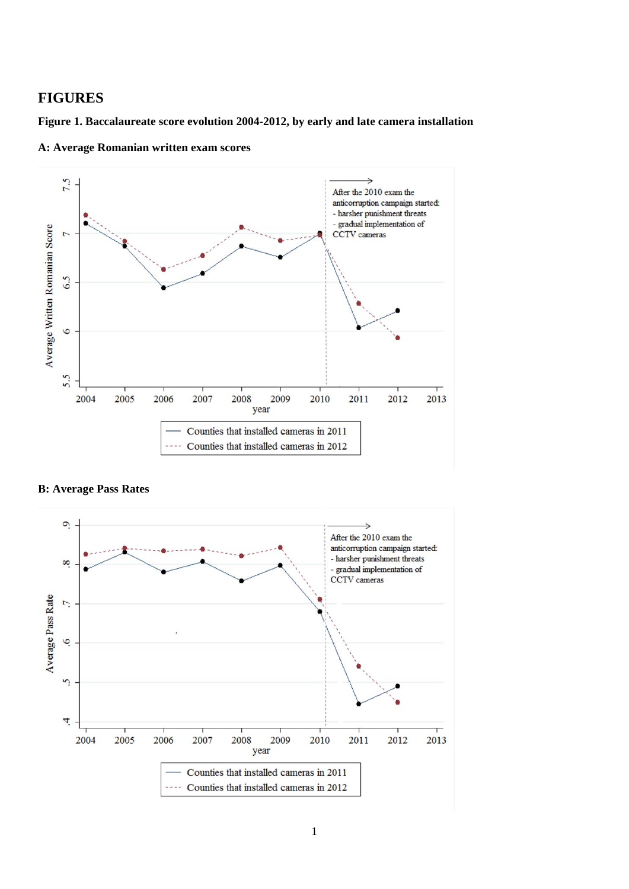## FIGURES

**Figure 1. Baccalaureate score evolution 2004-2012, by early and late camera installation**

**A: Average Romanian written exam scores**

**B: Average Pass Rates**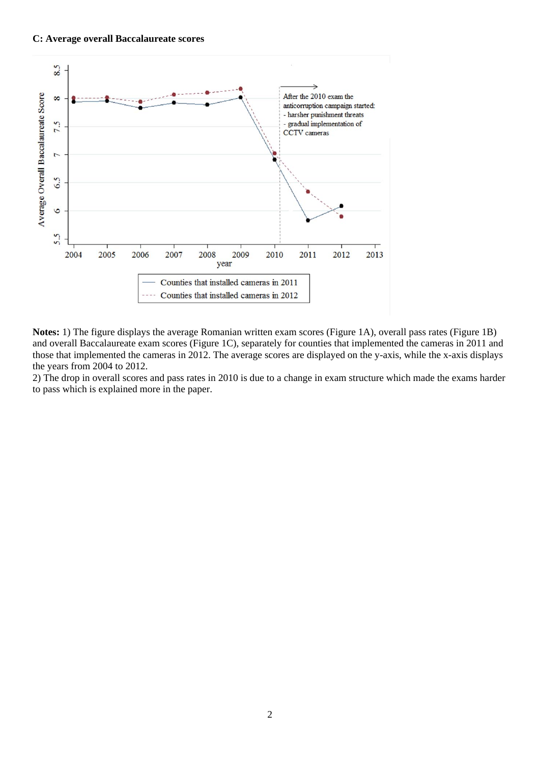**C: Average overall Baccalaureate scores**

**Notes:** 1) The figure displays the average Romanian written exam scores (Figure 1A), overall pass rates (Figure 1B) and overall Baccalaureate exam scores (Figure 1C), separately for counties that implemented the cameras in 2011 and those that implemented the cameras in 2012. The average scores are displayed on the y-axis, while the x-axis displays the years from 2004 to 2012.

2) The drop in overall scores and pass rates in 2010 is due to a change in exam structure which made the exams harder to pass which is explained more in the paper.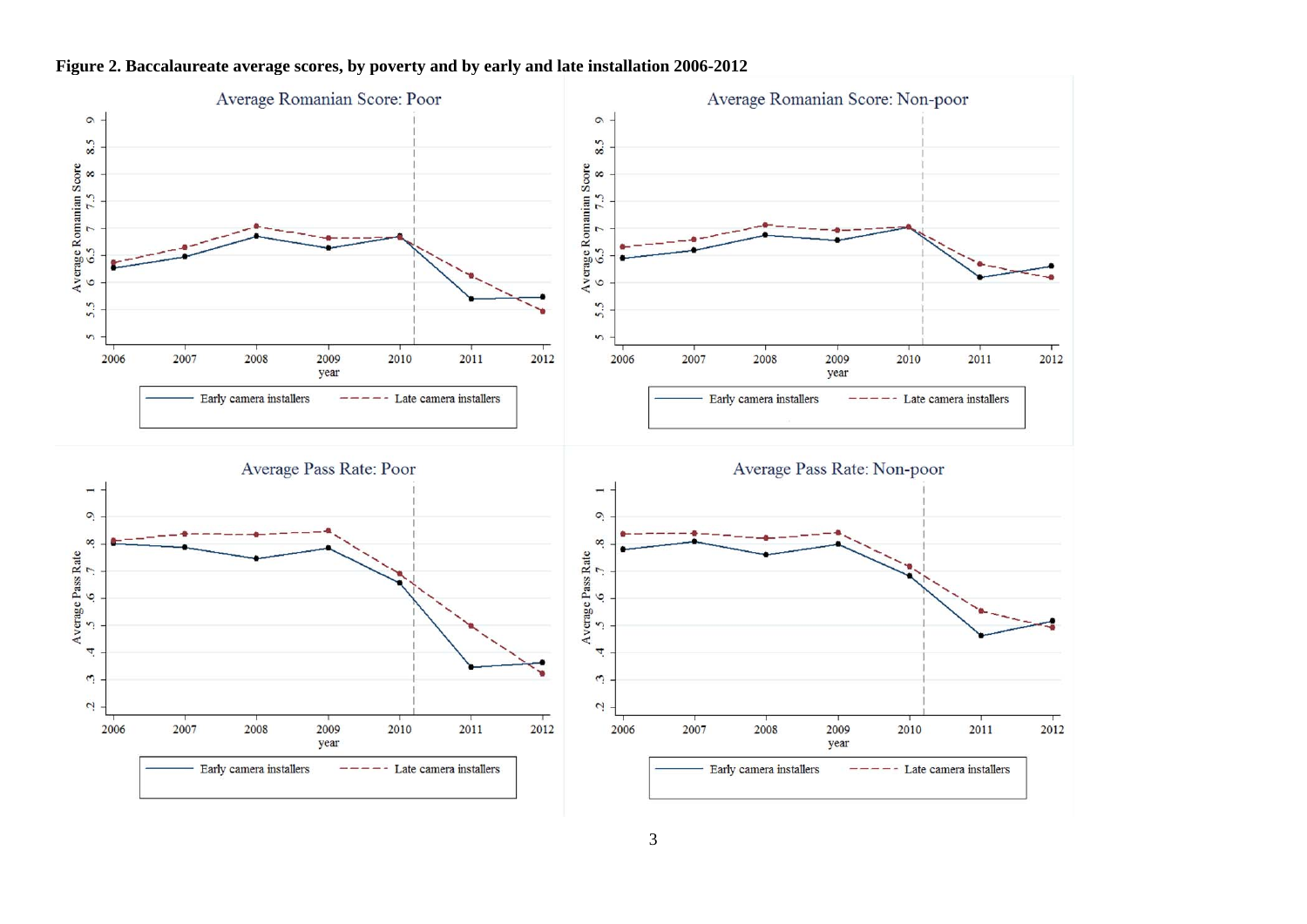**Figure 2. Baccalaureate average scores, by poverty and by early and late installation 2006-2012**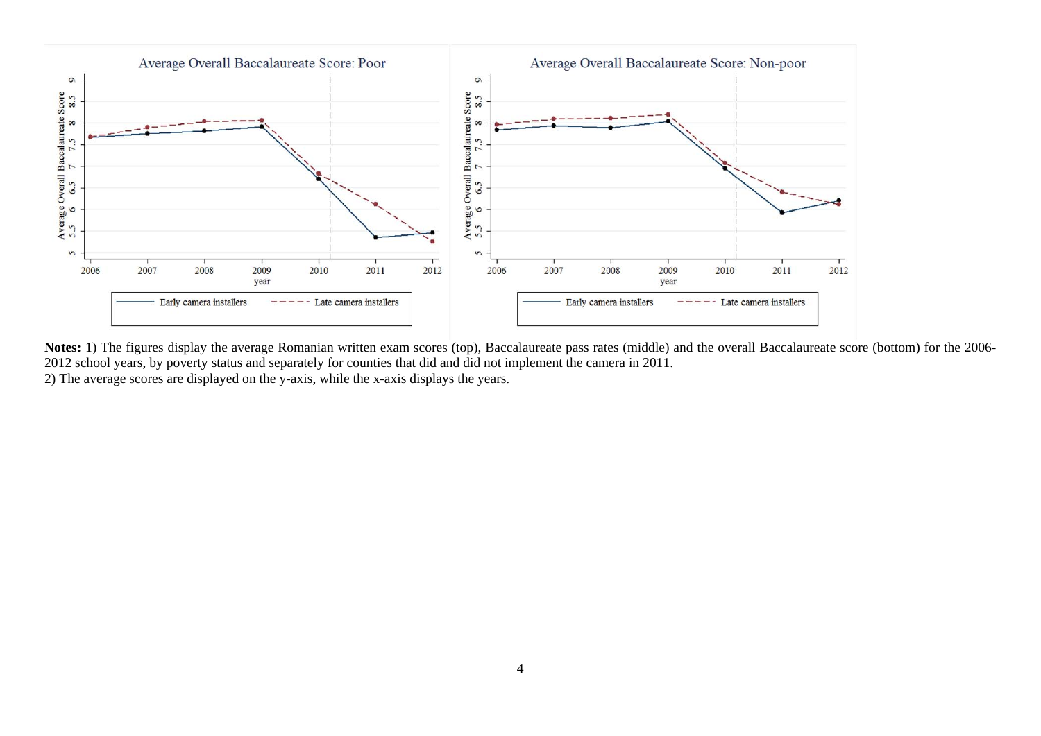**Notes:** 1) The figures display the average Romanian written exam scores (top), Baccalaureate pass rates (middle) and the overall Baccalaureate score (bottom) for the 2006-2012 school years, by poverty status and separately for counties that did and did not implement the camera in 2011.
2) The average scores are displayed on the y-axis, while the x-axis displays the years.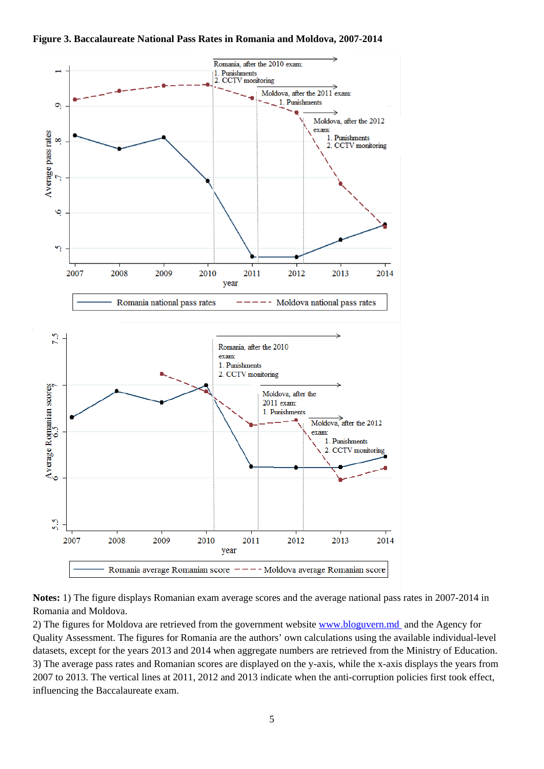**Figure 3. Baccalaureate National Pass Rates in Romania and Moldova, 2007-2014**

**Notes:** 1) The figure displays Romanian exam average scores and the average national pass rates in 2007-2014 in Romania and Moldova.

2) The figures for Moldova are retrieved from the government website www.bloguvern.md and the Agency for Quality Assessment. The figures for Romania are the authors' own calculations using the available individual-level datasets, except for the years 2013 and 2014 when aggregate numbers are retrieved from the Ministry of Education.

3) The average pass rates and Romanian scores are displayed on the y-axis, while the x-axis displays the years from 2007 to 2013. The vertical lines at 2011, 2012 and 2013 indicate when the anti-corruption policies first took effect, influencing the Baccalaureate exam.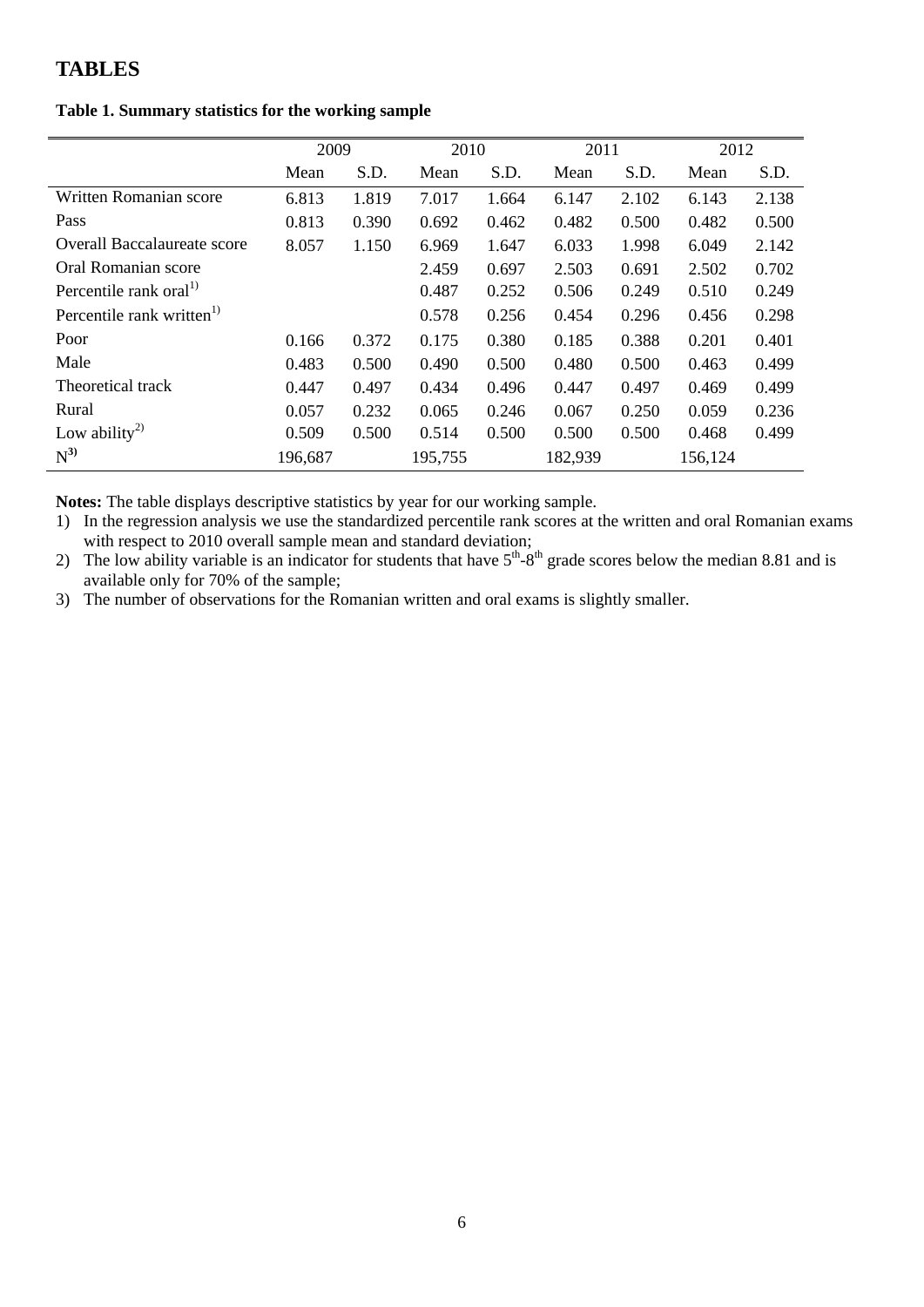# TABLES

**Table 1. Summary statistics for the working sample**

| | 2009 | | 2010 | | 2011 | | 2012 | |
|---|---|---|---|---|---|---|---|---|
| | Mean | S.D. | Mean | S.D. | Mean | S.D. | Mean | S.D. |
| Written Romanian score | 6.813 | 1.819 | 7.017 | 1.664 | 6.147 | 2.102 | 6.143 | 2.138 |
| Pass | 0.813 | 0.390 | 0.692 | 0.462 | 0.482 | 0.500 | 0.482 | 0.500 |
| Overall Baccalaureate score | 8.057 | 1.150 | 6.969 | 1.647 | 6.033 | 1.998 | 6.049 | 2.142 |
| Oral Romanian score | | | 2.459 | 0.697 | 2.503 | 0.691 | 2.502 | 0.702 |
| Percentile rank oral[1)] | | | 0.487 | 0.252 | 0.506 | 0.249 | 0.510 | 0.249 |
| Percentile rank written[1)] | | | 0.578 | 0.256 | 0.454 | 0.296 | 0.456 | 0.298 |
| Poor | 0.166 | 0.372 | 0.175 | 0.380 | 0.185 | 0.388 | 0.201 | 0.401 |
| Male | 0.483 | 0.500 | 0.490 | 0.500 | 0.480 | 0.500 | 0.463 | 0.499 |
| Theoretical track | 0.447 | 0.497 | 0.434 | 0.496 | 0.447 | 0.497 | 0.469 | 0.499 |
| Rural | 0.057 | 0.232 | 0.065 | 0.246 | 0.067 | 0.250 | 0.059 | 0.236 |
| Low ability[2)] | 0.509 | 0.500 | 0.514 | 0.500 | 0.500 | 0.500 | 0.468 | 0.499 |
| N[3)] | 196,687 | | 195,755 | | 182,939 | | 156,124 | |

**Notes:** The table displays descriptive statistics by year for our working sample.

1) In the regression analysis we use the standardized percentile rank scores at the written and oral Romanian exams with respect to 2010 overall sample mean and standard deviation;
2) The low ability variable is an indicator for students that have 5th-8th grade scores below the median 8.81 and is available only for 70% of the sample;
3) The number of observations for the Romanian written and oral exams is slightly smaller.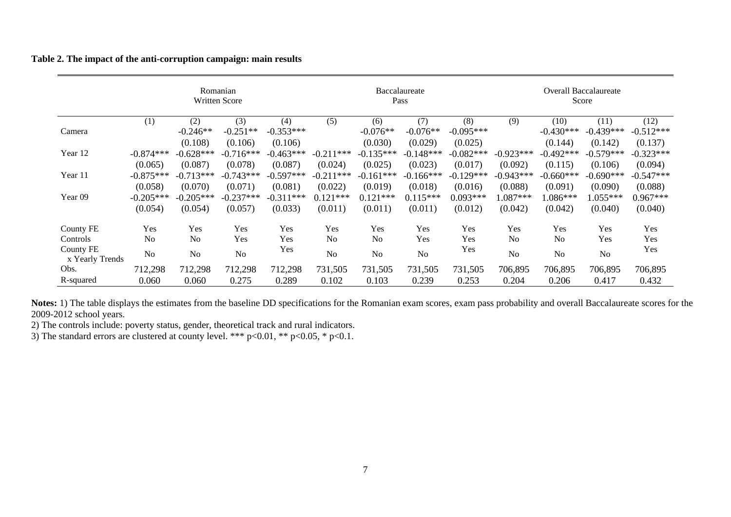**Table 2. The impact of the anti-corruption campaign: main results**

| | Romanian Written Score | | | | Baccalaureate Pass | | | | Overall Baccalaureate Score | | | |
|---|---|---|---|---|---|---|---|---|---|---|---|---|
| | (1) | (2) | (3) | (4) | (5) | (6) | (7) | (8) | (9) | (10) | (11) | (12) |
| Camera | | -0.246** | -0.251** | -0.353*** | | -0.076** | -0.076** | -0.095*** | | -0.430*** | -0.439*** | -0.512*** |
| | | (0.108) | (0.106) | (0.106) | | (0.030) | (0.029) | (0.025) | | (0.144) | (0.142) | (0.137) |
| Year 12 | -0.874*** | -0.628*** | -0.716*** | -0.463*** | -0.211*** | -0.135*** | -0.148*** | -0.082*** | -0.923*** | -0.492*** | -0.579*** | -0.323*** |
| | (0.065) | (0.087) | (0.078) | (0.087) | (0.024) | (0.025) | (0.023) | (0.017) | (0.092) | (0.115) | (0.106) | (0.094) |
| Year 11 | -0.875*** | -0.713*** | -0.743*** | -0.597*** | -0.211*** | -0.161*** | -0.166*** | -0.129*** | -0.943*** | -0.660*** | -0.690*** | -0.547*** |
| | (0.058) | (0.070) | (0.071) | (0.081) | (0.022) | (0.019) | (0.018) | (0.016) | (0.088) | (0.091) | (0.090) | (0.088) |
| Year 09 | -0.205*** | -0.205*** | -0.237*** | -0.311*** | 0.121*** | 0.121*** | 0.115*** | 0.093*** | 1.087*** | 1.086*** | 1.055*** | 0.967*** |
| | (0.054) | (0.054) | (0.057) | (0.033) | (0.011) | (0.011) | (0.011) | (0.012) | (0.042) | (0.042) | (0.040) | (0.040) |
| County FE | Yes | Yes | Yes | Yes | Yes | Yes | Yes | Yes | Yes | Yes | Yes | Yes |
| Controls | No | No | Yes | Yes | No | No | Yes | Yes | No | No | Yes | Yes |
| County FE x Yearly Trends | No | No | No | Yes | No | No | No | Yes | No | No | No | Yes |
| Obs. | 712,298 | 712,298 | 712,298 | 712,298 | 731,505 | 731,505 | 731,505 | 731,505 | 706,895 | 706,895 | 706,895 | 706,895 |
| R-squared | 0.060 | 0.060 | 0.275 | 0.289 | 0.102 | 0.103 | 0.239 | 0.253 | 0.204 | 0.206 | 0.417 | 0.432 |

**Notes:** 1) The table displays the estimates from the baseline DD specifications for the Romanian exam scores, exam pass probability and overall Baccalaureate scores for the 2009-2012 school years.

2) The controls include: poverty status, gender, theoretical track and rural indicators.

3) The standard errors are clustered at county level. *** p<0.01, ** p<0.05, * p<0.1.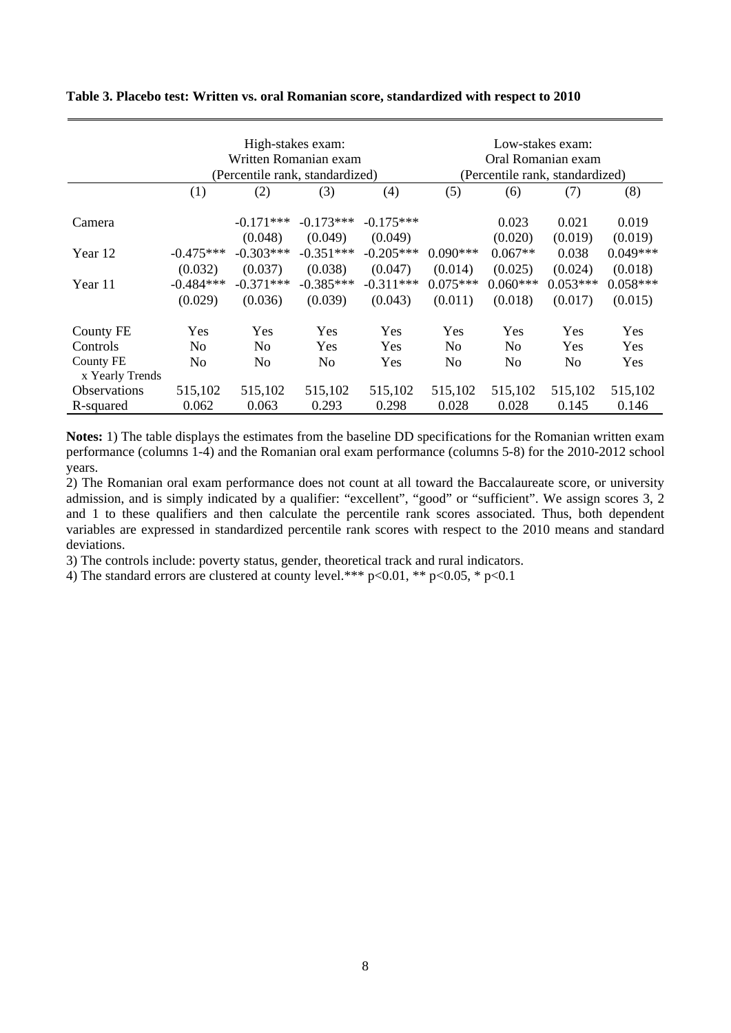**Table 3. Placebo test: Written vs. oral Romanian score, standardized with respect to 2010**

| | High-stakes exam: Written Romanian exam (Percentile rank, standardized) | | | | Low-stakes exam: Oral Romanian exam (Percentile rank, standardized) | | | |
|---|---|---|---|---|---|---|---|---|
| | (1) | (2) | (3) | (4) | (5) | (6) | (7) | (8) |
| Camera | | -0.171*** | -0.173*** | -0.175*** | | 0.023 | 0.021 | 0.019 |
| | | (0.048) | (0.049) | (0.049) | | (0.020) | (0.019) | (0.019) |
| Year 12 | -0.475*** | -0.303*** | -0.351*** | -0.205*** | 0.090*** | 0.067** | 0.038 | 0.049*** |
| | (0.032) | (0.037) | (0.038) | (0.047) | (0.014) | (0.025) | (0.024) | (0.018) |
| Year 11 | -0.484*** | -0.371*** | -0.385*** | -0.311*** | 0.075*** | 0.060*** | 0.053*** | 0.058*** |
| | (0.029) | (0.036) | (0.039) | (0.043) | (0.011) | (0.018) | (0.017) | (0.015) |
| County FE | Yes | Yes | Yes | Yes | Yes | Yes | Yes | Yes |
| Controls | No | No | Yes | Yes | No | No | Yes | Yes |
| County FE x Yearly Trends | No | No | No | Yes | No | No | No | Yes |
| Observations | 515,102 | 515,102 | 515,102 | 515,102 | 515,102 | 515,102 | 515,102 | 515,102 |
| R-squared | 0.062 | 0.063 | 0.293 | 0.298 | 0.028 | 0.028 | 0.145 | 0.146 |

**Notes:** 1) The table displays the estimates from the baseline DD specifications for the Romanian written exam performance (columns 1-4) and the Romanian oral exam performance (columns 5-8) for the 2010-2012 school years.

2) The Romanian oral exam performance does not count at all toward the Baccalaureate score, or university admission, and is simply indicated by a qualifier: "excellent", "good" or "sufficient". We assign scores 3, 2 and 1 to these qualifiers and then calculate the percentile rank scores associated. Thus, both dependent variables are expressed in standardized percentile rank scores with respect to the 2010 means and standard deviations.

3) The controls include: poverty status, gender, theoretical track and rural indicators.

4) The standard errors are clustered at county level.*** $p<0.01$, ** $p<0.05$, * $p<0.1$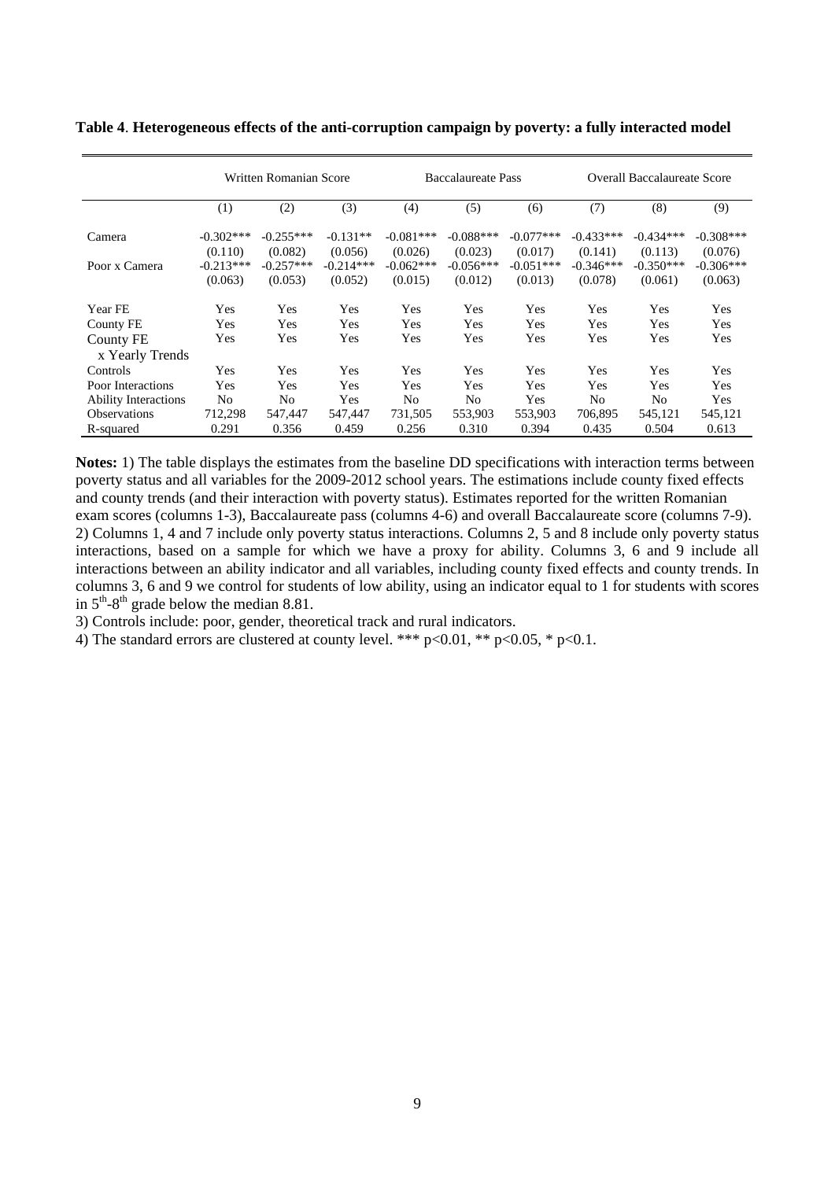**Table 4**. **Heterogeneous effects of the anti-corruption campaign by poverty: a fully interacted model**

| | Written Romanian Score | | | Baccalaureate Pass | | | Overall Baccalaureate Score | | |
|---|---|---|---|---|---|---|---|---|---|
| | (1) | (2) | (3) | (4) | (5) | (6) | (7) | (8) | (9) |
| Camera | -0.302*** | -0.255*** | -0.131** | -0.081*** | -0.088*** | -0.077*** | -0.433*** | -0.434*** | -0.308*** |
| | (0.110) | (0.082) | (0.056) | (0.026) | (0.023) | (0.017) | (0.141) | (0.113) | (0.076) |
| Poor x Camera | -0.213*** | -0.257*** | -0.214*** | -0.062*** | -0.056*** | -0.051*** | -0.346*** | -0.350*** | -0.306*** |
| | (0.063) | (0.053) | (0.052) | (0.015) | (0.012) | (0.013) | (0.078) | (0.061) | (0.063) |
| Year FE | Yes | Yes | Yes | Yes | Yes | Yes | Yes | Yes | Yes |
| County FE | Yes | Yes | Yes | Yes | Yes | Yes | Yes | Yes | Yes |
| County FE x Yearly Trends | Yes | Yes | Yes | Yes | Yes | Yes | Yes | Yes | Yes |
| Controls | Yes | Yes | Yes | Yes | Yes | Yes | Yes | Yes | Yes |
| Poor Interactions | Yes | Yes | Yes | Yes | Yes | Yes | Yes | Yes | Yes |
| Ability Interactions | No | No | Yes | No | No | Yes | No | No | Yes |
| Observations | 712,298 | 547,447 | 547,447 | 731,505 | 553,903 | 553,903 | 706,895 | 545,121 | 545,121 |
| R-squared | 0.291 | 0.356 | 0.459 | 0.256 | 0.310 | 0.394 | 0.435 | 0.504 | 0.613 |

**Notes:** 1) The table displays the estimates from the baseline DD specifications with interaction terms between poverty status and all variables for the 2009-2012 school years. The estimations include county fixed effects and county trends (and their interaction with poverty status). Estimates reported for the written Romanian exam scores (columns 1-3), Baccalaureate pass (columns 4-6) and overall Baccalaureate score (columns 7-9).
2) Columns 1, 4 and 7 include only poverty status interactions. Columns 2, 5 and 8 include only poverty status interactions, based on a sample for which we have a proxy for ability. Columns 3, 6 and 9 include all interactions between an ability indicator and all variables, including county fixed effects and county trends. In columns 3, 6 and 9 we control for students of low ability, using an indicator equal to 1 for students with scores in $5^{th}$-$8^{th}$ grade below the median 8.81.
3) Controls include: poor, gender, theoretical track and rural indicators.
4) The standard errors are clustered at county level. *** p<0.01, ** p<0.05, * p<0.1.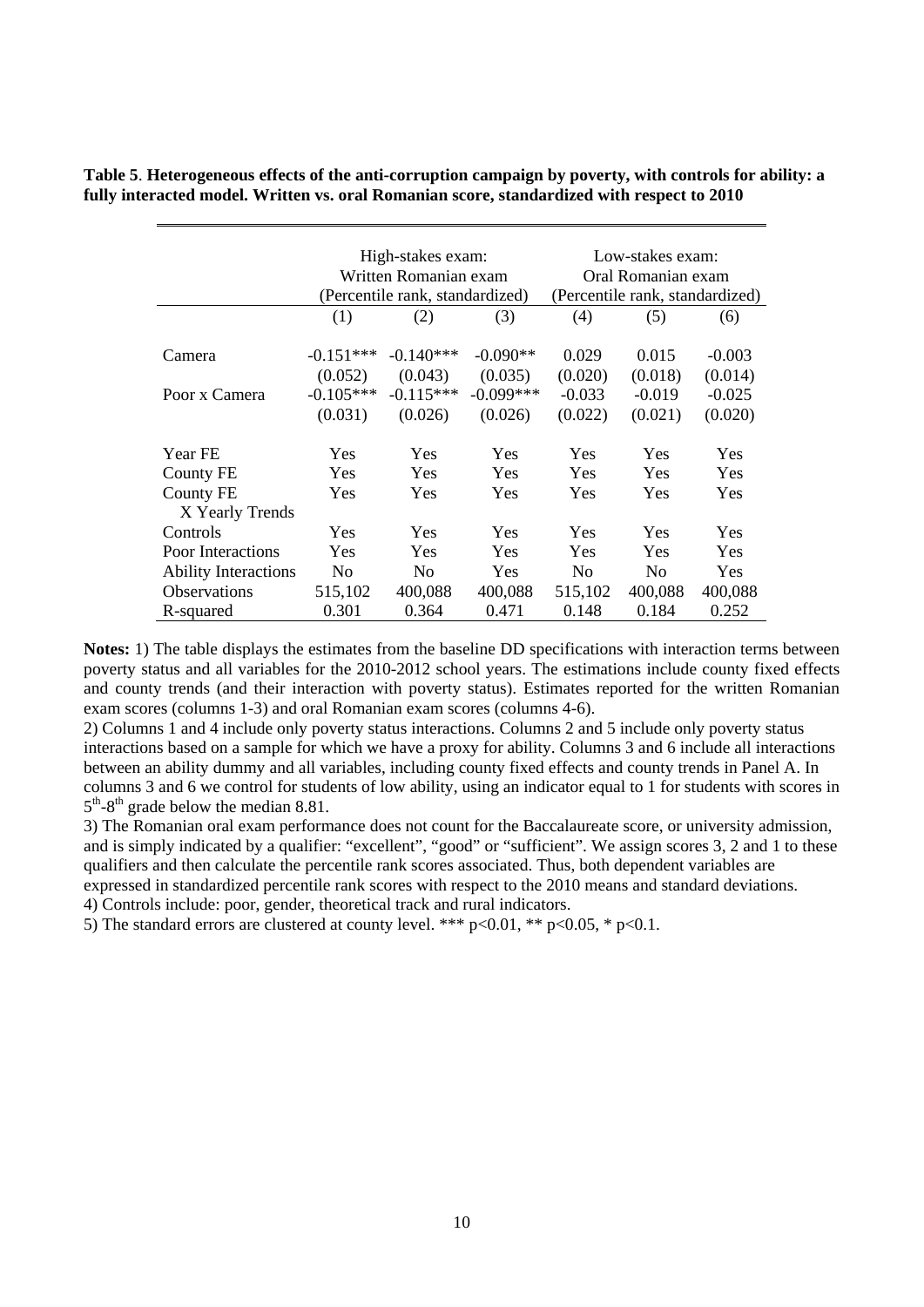**Table 5**. **Heterogeneous effects of the anti-corruption campaign by poverty, with controls for ability: a fully interacted model. Written vs. oral Romanian score, standardized with respect to 2010**

| | High-stakes exam: Written Romanian exam (Percentile rank, standardized) | | | Low-stakes exam: Oral Romanian exam (Percentile rank, standardized) | | |
|---|---|---|---|---|---|---|
| | (1) | (2) | (3) | (4) | (5) | (6) |
| Camera | -0.151*** | -0.140*** | -0.090** | 0.029 | 0.015 | -0.003 |
| | (0.052) | (0.043) | (0.035) | (0.020) | (0.018) | (0.014) |
| Poor x Camera | -0.105*** | -0.115*** | -0.099*** | -0.033 | -0.019 | -0.025 |
| | (0.031) | (0.026) | (0.026) | (0.022) | (0.021) | (0.020) |
| Year FE | Yes | Yes | Yes | Yes | Yes | Yes |
| County FE | Yes | Yes | Yes | Yes | Yes | Yes |
| County FE X Yearly Trends | Yes | Yes | Yes | Yes | Yes | Yes |
| Controls | Yes | Yes | Yes | Yes | Yes | Yes |
| Poor Interactions | Yes | Yes | Yes | Yes | Yes | Yes |
| Ability Interactions | No | No | Yes | No | No | Yes |
| Observations | 515,102 | 400,088 | 400,088 | 515,102 | 400,088 | 400,088 |
| R-squared | 0.301 | 0.364 | 0.471 | 0.148 | 0.184 | 0.252 |

**Notes:** 1) The table displays the estimates from the baseline DD specifications with interaction terms between poverty status and all variables for the 2010-2012 school years. The estimations include county fixed effects and county trends (and their interaction with poverty status). Estimates reported for the written Romanian exam scores (columns 1-3) and oral Romanian exam scores (columns 4-6).

2) Columns 1 and 4 include only poverty status interactions. Columns 2 and 5 include only poverty status interactions based on a sample for which we have a proxy for ability. Columns 3 and 6 include all interactions between an ability dummy and all variables, including county fixed effects and county trends in Panel A. In columns 3 and 6 we control for students of low ability, using an indicator equal to 1 for students with scores in $5^{th}$-$8^{th}$ grade below the median 8.81.

3) The Romanian oral exam performance does not count for the Baccalaureate score, or university admission, and is simply indicated by a qualifier: "excellent", "good" or "sufficient". We assign scores 3, 2 and 1 to these qualifiers and then calculate the percentile rank scores associated. Thus, both dependent variables are expressed in standardized percentile rank scores with respect to the 2010 means and standard deviations.

4) Controls include: poor, gender, theoretical track and rural indicators.

5) The standard errors are clustered at county level. *** $p<0.01$, ** $p<0.05$, * $p<0.1$.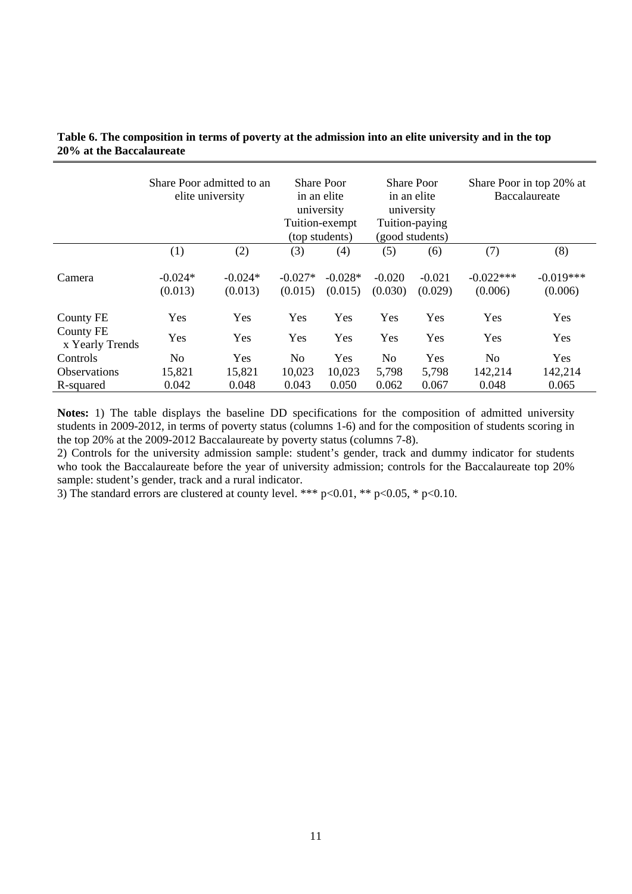**Table 6. The composition in terms of poverty at the admission into an elite university and in the top 20% at the Baccalaureate**

| | Share Poor admitted to an elite university | | Share Poor in an elite university Tuition-exempt (top students) | | Share Poor in an elite university Tuition-paying (good students) | | Share Poor in top 20% at Baccalaureate | |
|---|---|---|---|---|---|---|---|---|
| | (1) | (2) | (3) | (4) | (5) | (6) | (7) | (8) |
| Camera | -0.024* | -0.024* | -0.027* | -0.028* | -0.020 | -0.021 | -0.022*** | -0.019*** |
| | (0.013) | (0.013) | (0.015) | (0.015) | (0.030) | (0.029) | (0.006) | (0.006) |
| County FE | Yes | Yes | Yes | Yes | Yes | Yes | Yes | Yes |
| County FE x Yearly Trends | Yes | Yes | Yes | Yes | Yes | Yes | Yes | Yes |
| Controls | No | Yes | No | Yes | No | Yes | No | Yes |
| Observations | 15,821 | 15,821 | 10,023 | 10,023 | 5,798 | 5,798 | 142,214 | 142,214 |
| R-squared | 0.042 | 0.048 | 0.043 | 0.050 | 0.062 | 0.067 | 0.048 | 0.065 |

**Notes:** 1) The table displays the baseline DD specifications for the composition of admitted university students in 2009-2012, in terms of poverty status (columns 1-6) and for the composition of students scoring in the top 20% at the 2009-2012 Baccalaureate by poverty status (columns 7-8).

2) Controls for the university admission sample: student's gender, track and dummy indicator for students who took the Baccalaureate before the year of university admission; controls for the Baccalaureate top 20% sample: student's gender, track and a rural indicator.

3) The standard errors are clustered at county level. *** $p<0.01$, ** $p<0.05$, * $p<0.10$.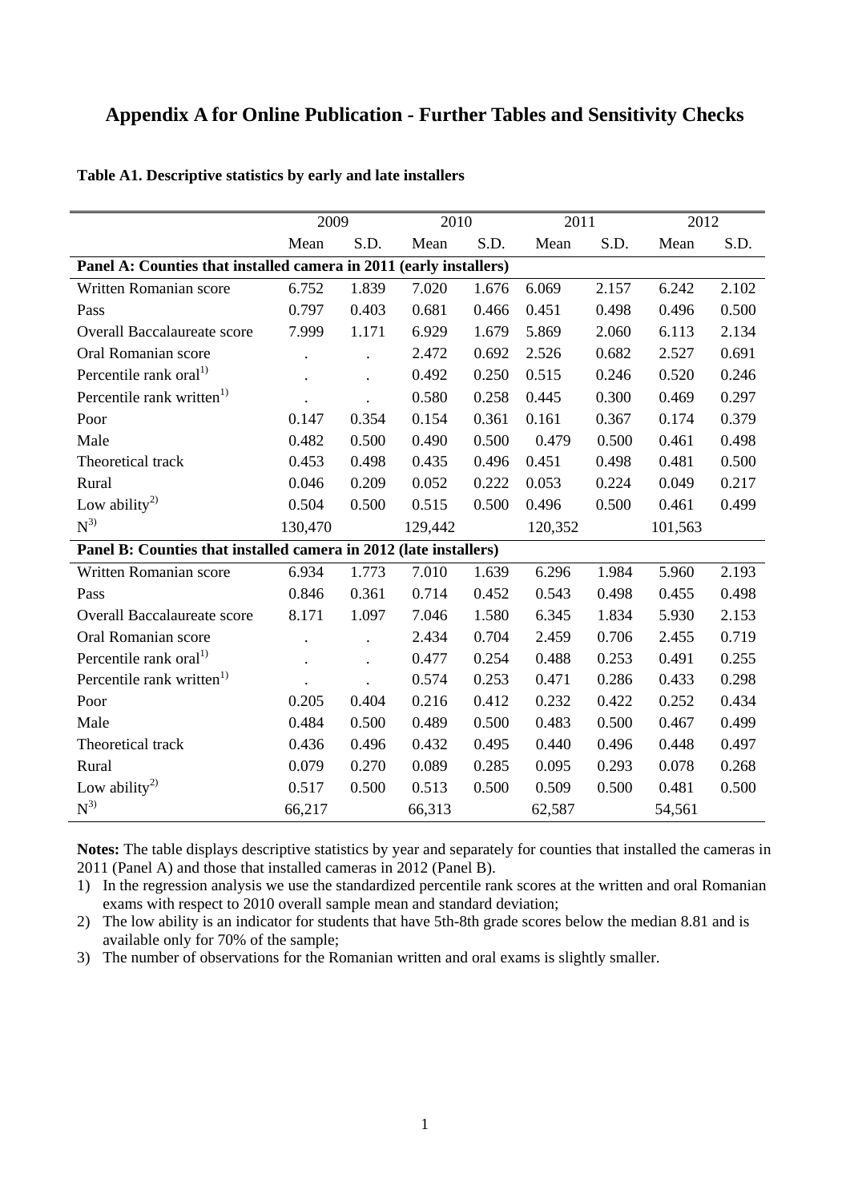# Appendix A for Online Publication - Further Tables and Sensitivity Checks

**Table A1. Descriptive statistics by early and late installers**

| | 2009 | | 2010 | | 2011 | | 2012 | |
|---|---|---|---|---|---|---|---|---|
| | Mean | S.D. | Mean | S.D. | Mean | S.D. | Mean | S.D. |
| **Panel A: Counties that installed camera in 2011 (early installers)** | | | | | | | | |
| Written Romanian score | 6.752 | 1.839 | 7.020 | 1.676 | 6.069 | 2.157 | 6.242 | 2.102 |
| Pass | 0.797 | 0.403 | 0.681 | 0.466 | 0.451 | 0.498 | 0.496 | 0.500 |
| Overall Baccalaureate score | 7.999 | 1.171 | 6.929 | 1.679 | 5.869 | 2.060 | 6.113 | 2.134 |
| Oral Romanian score | . | . | 2.472 | 0.692 | 2.526 | 0.682 | 2.527 | 0.691 |
| Percentile rank oral[1)] | . | . | 0.492 | 0.250 | 0.515 | 0.246 | 0.520 | 0.246 |
| Percentile rank written[1)] | . | . | 0.580 | 0.258 | 0.445 | 0.300 | 0.469 | 0.297 |
| Poor | 0.147 | 0.354 | 0.154 | 0.361 | 0.161 | 0.367 | 0.174 | 0.379 |
| Male | 0.482 | 0.500 | 0.490 | 0.500 | 0.479 | 0.500 | 0.461 | 0.498 |
| Theoretical track | 0.453 | 0.498 | 0.435 | 0.496 | 0.451 | 0.498 | 0.481 | 0.500 |
| Rural | 0.046 | 0.209 | 0.052 | 0.222 | 0.053 | 0.224 | 0.049 | 0.217 |
| Low ability[2)] | 0.504 | 0.500 | 0.515 | 0.500 | 0.496 | 0.500 | 0.461 | 0.499 |
| N[3)] | 130,470 | | 129,442 | | 120,352 | | 101,563 | |
| **Panel B: Counties that installed camera in 2012 (late installers)** | | | | | | | | |
| Written Romanian score | 6.934 | 1.773 | 7.010 | 1.639 | 6.296 | 1.984 | 5.960 | 2.193 |
| Pass | 0.846 | 0.361 | 0.714 | 0.452 | 0.543 | 0.498 | 0.455 | 0.498 |
| Overall Baccalaureate score | 8.171 | 1.097 | 7.046 | 1.580 | 6.345 | 1.834 | 5.930 | 2.153 |
| Oral Romanian score | . | . | 2.434 | 0.704 | 2.459 | 0.706 | 2.455 | 0.719 |
| Percentile rank oral[1)] | . | . | 0.477 | 0.254 | 0.488 | 0.253 | 0.491 | 0.255 |
| Percentile rank written[1)] | . | . | 0.574 | 0.253 | 0.471 | 0.286 | 0.433 | 0.298 |
| Poor | 0.205 | 0.404 | 0.216 | 0.412 | 0.232 | 0.422 | 0.252 | 0.434 |
| Male | 0.484 | 0.500 | 0.489 | 0.500 | 0.483 | 0.500 | 0.467 | 0.499 |
| Theoretical track | 0.436 | 0.496 | 0.432 | 0.495 | 0.440 | 0.496 | 0.448 | 0.497 |
| Rural | 0.079 | 0.270 | 0.089 | 0.285 | 0.095 | 0.293 | 0.078 | 0.268 |
| Low ability[2)] | 0.517 | 0.500 | 0.513 | 0.500 | 0.509 | 0.500 | 0.481 | 0.500 |
| N[3)] | 66,217 | | 66,313 | | 62,587 | | 54,561 | |

**Notes:** The table displays descriptive statistics by year and separately for counties that installed the cameras in 2011 (Panel A) and those that installed cameras in 2012 (Panel B).

1) In the regression analysis we use the standardized percentile rank scores at the written and oral Romanian exams with respect to 2010 overall sample mean and standard deviation;
2) The low ability is an indicator for students that have 5th-8th grade scores below the median 8.81 and is available only for 70% of the sample;
3) The number of observations for the Romanian written and oral exams is slightly smaller.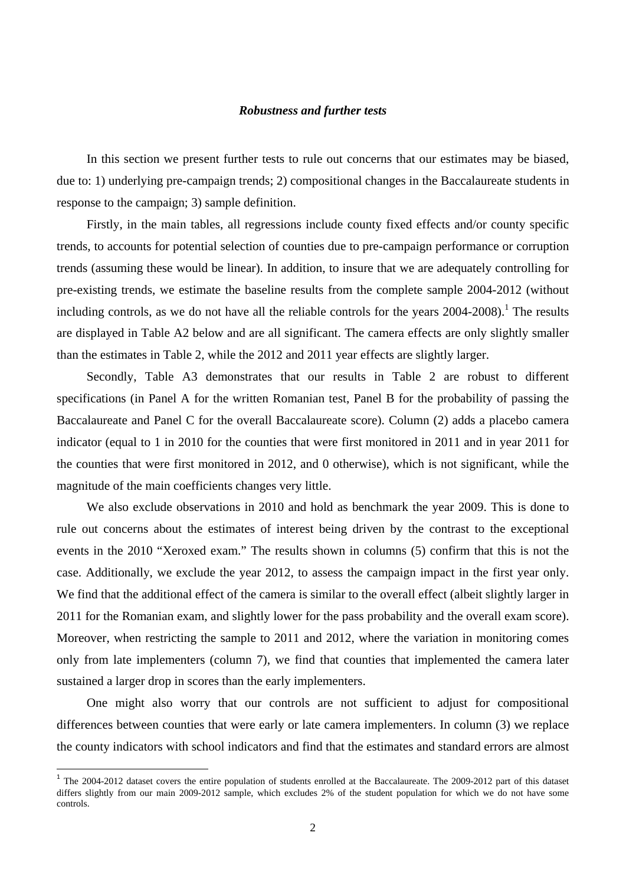### *Robustness and further tests*

In this section we present further tests to rule out concerns that our estimates may be biased, due to: 1) underlying pre-campaign trends; 2) compositional changes in the Baccalaureate students in response to the campaign; 3) sample definition.

Firstly, in the main tables, all regressions include county fixed effects and/or county specific trends, to accounts for potential selection of counties due to pre-campaign performance or corruption trends (assuming these would be linear). In addition, to insure that we are adequately controlling for pre-existing trends, we estimate the baseline results from the complete sample 2004-2012 (without including controls, as we do not have all the reliable controls for the years 2004-2008).[1] The results are displayed in Table A2 below and are all significant. The camera effects are only slightly smaller than the estimates in Table 2, while the 2012 and 2011 year effects are slightly larger.

Secondly, Table A3 demonstrates that our results in Table 2 are robust to different specifications (in Panel A for the written Romanian test, Panel B for the probability of passing the Baccalaureate and Panel C for the overall Baccalaureate score). Column (2) adds a placebo camera indicator (equal to 1 in 2010 for the counties that were first monitored in 2011 and in year 2011 for the counties that were first monitored in 2012, and 0 otherwise), which is not significant, while the magnitude of the main coefficients changes very little.

We also exclude observations in 2010 and hold as benchmark the year 2009. This is done to rule out concerns about the estimates of interest being driven by the contrast to the exceptional events in the 2010 "Xeroxed exam." The results shown in columns (5) confirm that this is not the case. Additionally, we exclude the year 2012, to assess the campaign impact in the first year only. We find that the additional effect of the camera is similar to the overall effect (albeit slightly larger in 2011 for the Romanian exam, and slightly lower for the pass probability and the overall exam score). Moreover, when restricting the sample to 2011 and 2012, where the variation in monitoring comes only from late implementers (column 7), we find that counties that implemented the camera later sustained a larger drop in scores than the early implementers.

One might also worry that our controls are not sufficient to adjust for compositional differences between counties that were early or late camera implementers. In column (3) we replace the county indicators with school indicators and find that the estimates and standard errors are almost

[1] The 2004-2012 dataset covers the entire population of students enrolled at the Baccalaureate. The 2009-2012 part of this dataset differs slightly from our main 2009-2012 sample, which excludes 2% of the student population for which we do not have some controls.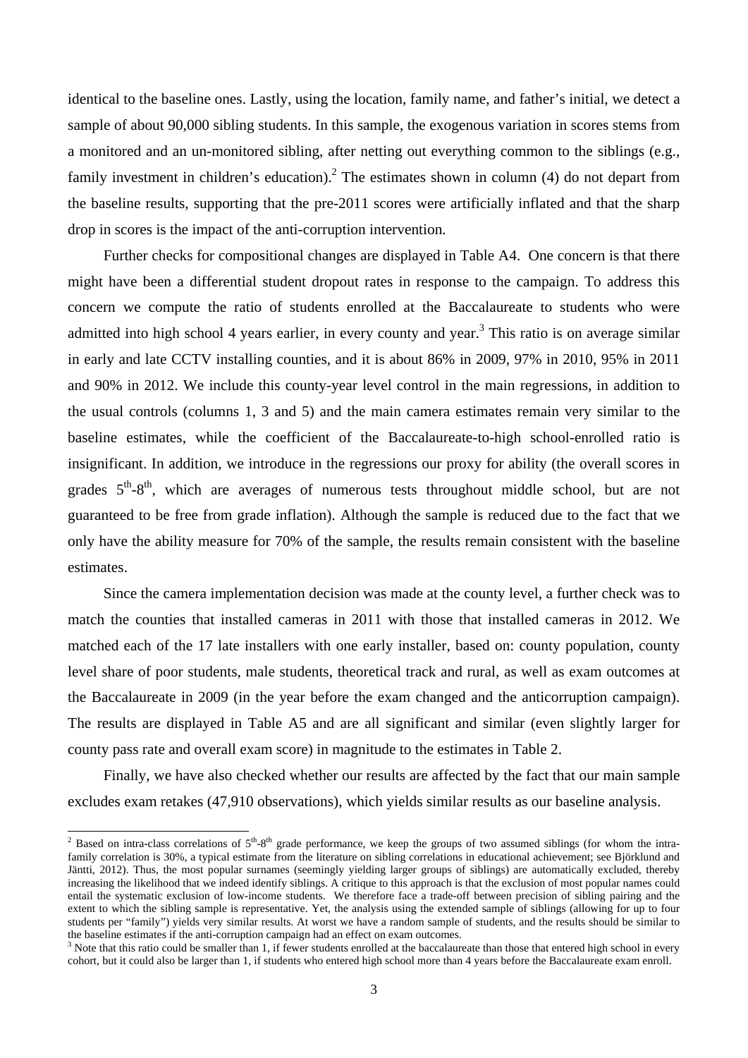identical to the baseline ones. Lastly, using the location, family name, and father's initial, we detect a sample of about 90,000 sibling students. In this sample, the exogenous variation in scores stems from a monitored and an un-monitored sibling, after netting out everything common to the siblings (e.g., family investment in children's education).[2] The estimates shown in column (4) do not depart from the baseline results, supporting that the pre-2011 scores were artificially inflated and that the sharp drop in scores is the impact of the anti-corruption intervention.

Further checks for compositional changes are displayed in Table A4. One concern is that there might have been a differential student dropout rates in response to the campaign. To address this concern we compute the ratio of students enrolled at the Baccalaureate to students who were admitted into high school 4 years earlier, in every county and year.[3] This ratio is on average similar in early and late CCTV installing counties, and it is about 86% in 2009, 97% in 2010, 95% in 2011 and 90% in 2012. We include this county-year level control in the main regressions, in addition to the usual controls (columns 1, 3 and 5) and the main camera estimates remain very similar to the baseline estimates, while the coefficient of the Baccalaureate-to-high school-enrolled ratio is insignificant. In addition, we introduce in the regressions our proxy for ability (the overall scores in grades $5^{th}$-$8^{th}$, which are averages of numerous tests throughout middle school, but are not guaranteed to be free from grade inflation). Although the sample is reduced due to the fact that we only have the ability measure for 70% of the sample, the results remain consistent with the baseline estimates.

Since the camera implementation decision was made at the county level, a further check was to match the counties that installed cameras in 2011 with those that installed cameras in 2012. We matched each of the 17 late installers with one early installer, based on: county population, county level share of poor students, male students, theoretical track and rural, as well as exam outcomes at the Baccalaureate in 2009 (in the year before the exam changed and the anticorruption campaign). The results are displayed in Table A5 and are all significant and similar (even slightly larger for county pass rate and overall exam score) in magnitude to the estimates in Table 2.

Finally, we have also checked whether our results are affected by the fact that our main sample excludes exam retakes (47,910 observations), which yields similar results as our baseline analysis.

---

[2] Based on intra-class correlations of $5^{th}$-$8^{th}$ grade performance, we keep the groups of two assumed siblings (for whom the intra-family correlation is 30%, a typical estimate from the literature on sibling correlations in educational achievement; see Björklund and Jäntti, 2012). Thus, the most popular surnames (seemingly yielding larger groups of siblings) are automatically excluded, thereby increasing the likelihood that we indeed identify siblings. A critique to this approach is that the exclusion of most popular names could entail the systematic exclusion of low-income students. We therefore face a trade-off between precision of sibling pairing and the extent to which the sibling sample is representative. Yet, the analysis using the extended sample of siblings (allowing for up to four students per "family") yields very similar results. At worst we have a random sample of students, and the results should be similar to the baseline estimates if the anti-corruption campaign had an effect on exam outcomes.

[3] Note that this ratio could be smaller than 1, if fewer students enrolled at the baccalaureate than those that entered high school in every cohort, but it could also be larger than 1, if students who entered high school more than 4 years before the Baccalaureate exam enroll.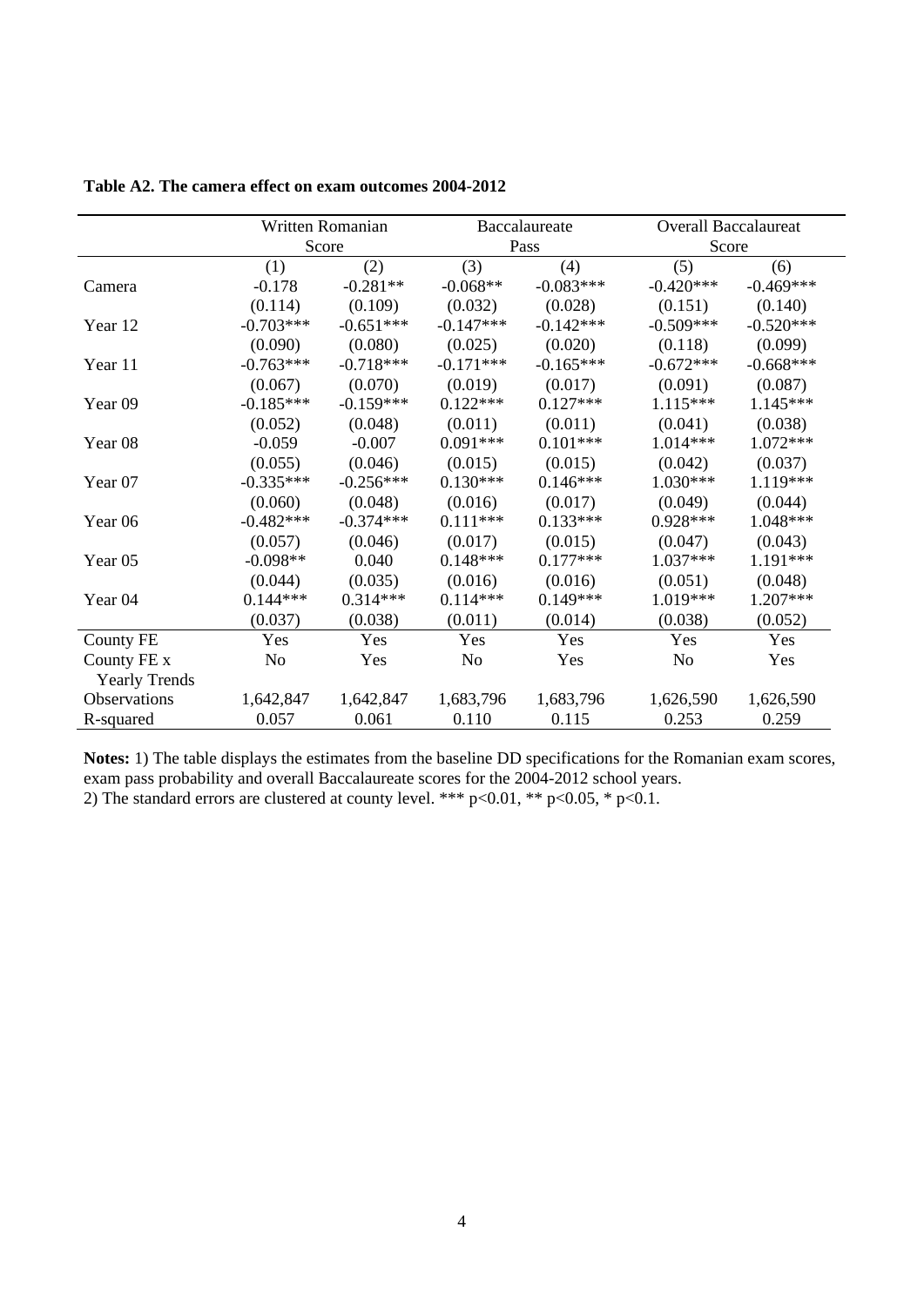**Table A2. The camera effect on exam outcomes 2004-2012**

| | Written Romanian Score | | Baccalaureate Pass | | Overall Baccalaureat Score | |
|---|---|---|---|---|---|---|
| | (1) | (2) | (3) | (4) | (5) | (6) |
| Camera | -0.178 | -0.281** | -0.068** | -0.083*** | -0.420*** | -0.469*** |
| | (0.114) | (0.109) | (0.032) | (0.028) | (0.151) | (0.140) |
| Year 12 | -0.703*** | -0.651*** | -0.147*** | -0.142*** | -0.509*** | -0.520*** |
| | (0.090) | (0.080) | (0.025) | (0.020) | (0.118) | (0.099) |
| Year 11 | -0.763*** | -0.718*** | -0.171*** | -0.165*** | -0.672*** | -0.668*** |
| | (0.067) | (0.070) | (0.019) | (0.017) | (0.091) | (0.087) |
| Year 09 | -0.185*** | -0.159*** | 0.122*** | 0.127*** | 1.115*** | 1.145*** |
| | (0.052) | (0.048) | (0.011) | (0.011) | (0.041) | (0.038) |
| Year 08 | -0.059 | -0.007 | 0.091*** | 0.101*** | 1.014*** | 1.072*** |
| | (0.055) | (0.046) | (0.015) | (0.015) | (0.042) | (0.037) |
| Year 07 | -0.335*** | -0.256*** | 0.130*** | 0.146*** | 1.030*** | 1.119*** |
| | (0.060) | (0.048) | (0.016) | (0.017) | (0.049) | (0.044) |
| Year 06 | -0.482*** | -0.374*** | 0.111*** | 0.133*** | 0.928*** | 1.048*** |
| | (0.057) | (0.046) | (0.017) | (0.015) | (0.047) | (0.043) |
| Year 05 | -0.098** | 0.040 | 0.148*** | 0.177*** | 1.037*** | 1.191*** |
| | (0.044) | (0.035) | (0.016) | (0.016) | (0.051) | (0.048) |
| Year 04 | 0.144*** | 0.314*** | 0.114*** | 0.149*** | 1.019*** | 1.207*** |
| | (0.037) | (0.038) | (0.011) | (0.014) | (0.038) | (0.052) |
| County FE | Yes | Yes | Yes | Yes | Yes | Yes |
| County FE x Yearly Trends | No | Yes | No | Yes | No | Yes |
| Observations | 1,642,847 | 1,642,847 | 1,683,796 | 1,683,796 | 1,626,590 | 1,626,590 |
| R-squared | 0.057 | 0.061 | 0.110 | 0.115 | 0.253 | 0.259 |

**Notes:** 1) The table displays the estimates from the baseline DD specifications for the Romanian exam scores, exam pass probability and overall Baccalaureate scores for the 2004-2012 school years.
2) The standard errors are clustered at county level. *** p<0.01, ** p<0.05, * p<0.1.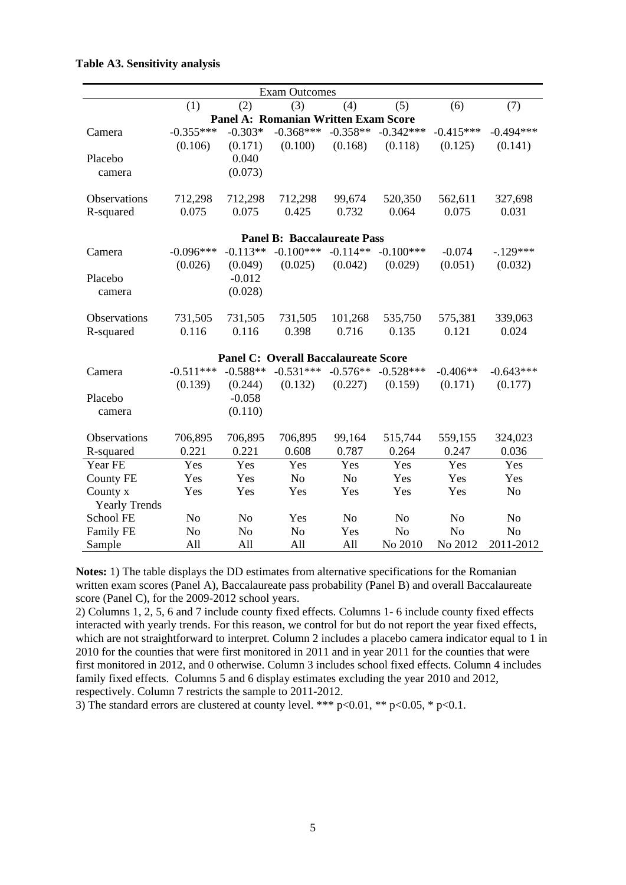**Table A3. Sensitivity analysis**

| | Exam Outcomes | | | | | | |
|---|---|---|---|---|---|---|---|
| | (1) | (2) | (3) | (4) | (5) | (6) | (7) |
| | **Panel A: Romanian Written Exam Score** | | | | | | |
| Camera | -0.355*** | -0.303* | -0.368*** | -0.358** | -0.342*** | -0.415*** | -0.494*** |
| | (0.106) | (0.171) | (0.100) | (0.168) | (0.118) | (0.125) | (0.141) |
| Placebo camera | | 0.040 | | | | | |
| | | (0.073) | | | | | |
| Observations | 712,298 | 712,298 | 712,298 | 99,674 | 520,350 | 562,611 | 327,698 |
| R-squared | 0.075 | 0.075 | 0.425 | 0.732 | 0.064 | 0.075 | 0.031 |
| | **Panel B: Baccalaureate Pass** | | | | | | |
| Camera | -0.096*** | -0.113** | -0.100*** | -0.114** | -0.100*** | -0.074 | -.129*** |
| | (0.026) | (0.049) | (0.025) | (0.042) | (0.029) | (0.051) | (0.032) |
| Placebo camera | | -0.012 | | | | | |
| | | (0.028) | | | | | |
| Observations | 731,505 | 731,505 | 731,505 | 101,268 | 535,750 | 575,381 | 339,063 |
| R-squared | 0.116 | 0.116 | 0.398 | 0.716 | 0.135 | 0.121 | 0.024 |
| | **Panel C: Overall Baccalaureate Score** | | | | | | |
| Camera | -0.511*** | -0.588** | -0.531*** | -0.576** | -0.528*** | -0.406** | -0.643*** |
| | (0.139) | (0.244) | (0.132) | (0.227) | (0.159) | (0.171) | (0.177) |
| Placebo camera | | -0.058 | | | | | |
| | | (0.110) | | | | | |
| Observations | 706,895 | 706,895 | 706,895 | 99,164 | 515,744 | 559,155 | 324,023 |
| R-squared | 0.221 | 0.221 | 0.608 | 0.787 | 0.264 | 0.247 | 0.036 |
| Year FE | Yes | Yes | Yes | Yes | Yes | Yes | Yes |
| County FE | Yes | Yes | No | No | Yes | Yes | Yes |
| County x Yearly Trends | Yes | Yes | Yes | Yes | Yes | Yes | No |
| School FE | No | No | Yes | No | No | No | No |
| Family FE | No | No | No | Yes | No | No | No |
| Sample | All | All | All | All | No 2010 | No 2012 | 2011-2012 |

**Notes:** 1) The table displays the DD estimates from alternative specifications for the Romanian written exam scores (Panel A), Baccalaureate pass probability (Panel B) and overall Baccalaureate score (Panel C), for the 2009-2012 school years.
2) Columns 1, 2, 5, 6 and 7 include county fixed effects. Columns 1- 6 include county fixed effects interacted with yearly trends. For this reason, we control for but do not report the year fixed effects, which are not straightforward to interpret. Column 2 includes a placebo camera indicator equal to 1 in 2010 for the counties that were first monitored in 2011 and in year 2011 for the counties that were first monitored in 2012, and 0 otherwise. Column 3 includes school fixed effects. Column 4 includes family fixed effects. Columns 5 and 6 display estimates excluding the year 2010 and 2012, respectively. Column 7 restricts the sample to 2011-2012.
3) The standard errors are clustered at county level. *** $p<0.01$, ** $p<0.05$, * $p<0.1$.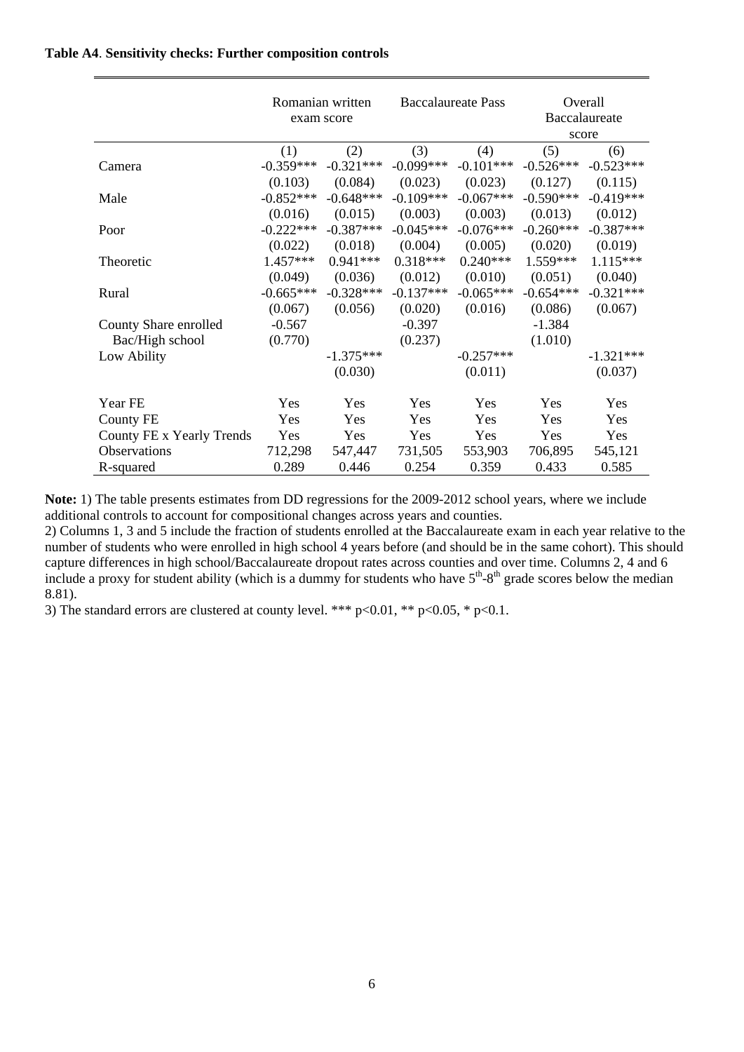**Table A4**. **Sensitivity checks: Further composition controls**

| | Romanian written exam score | | Baccalaureate Pass | | Overall Baccalaureate score | |
|---|---|---|---|---|---|---|
| | (1) | (2) | (3) | (4) | (5) | (6) |
| Camera | -0.359*** | -0.321*** | -0.099*** | -0.101*** | -0.526*** | -0.523*** |
| | (0.103) | (0.084) | (0.023) | (0.023) | (0.127) | (0.115) |
| Male | -0.852*** | -0.648*** | -0.109*** | -0.067*** | -0.590*** | -0.419*** |
| | (0.016) | (0.015) | (0.003) | (0.003) | (0.013) | (0.012) |
| Poor | -0.222*** | -0.387*** | -0.045*** | -0.076*** | -0.260*** | -0.387*** |
| | (0.022) | (0.018) | (0.004) | (0.005) | (0.020) | (0.019) |
| Theoretic | 1.457*** | 0.941*** | 0.318*** | 0.240*** | 1.559*** | 1.115*** |
| | (0.049) | (0.036) | (0.012) | (0.010) | (0.051) | (0.040) |
| Rural | -0.665*** | -0.328*** | -0.137*** | -0.065*** | -0.654*** | -0.321*** |
| | (0.067) | (0.056) | (0.020) | (0.016) | (0.086) | (0.067) |
| County Share enrolled | -0.567 | | -0.397 | | -1.384 | |
| Bac/High school | (0.770) | | (0.237) | | (1.010) | |
| Low Ability | | -1.375*** | | -0.257*** | | -1.321*** |
| | | (0.030) | | (0.011) | | (0.037) |
| Year FE | Yes | Yes | Yes | Yes | Yes | Yes |
| County FE | Yes | Yes | Yes | Yes | Yes | Yes |
| County FE x Yearly Trends | Yes | Yes | Yes | Yes | Yes | Yes |
| Observations | 712,298 | 547,447 | 731,505 | 553,903 | 706,895 | 545,121 |
| R-squared | 0.289 | 0.446 | 0.254 | 0.359 | 0.433 | 0.585 |

**Note:** 1) The table presents estimates from DD regressions for the 2009-2012 school years, where we include additional controls to account for compositional changes across years and counties.
2) Columns 1, 3 and 5 include the fraction of students enrolled at the Baccalaureate exam in each year relative to the number of students who were enrolled in high school 4 years before (and should be in the same cohort). This should capture differences in high school/Baccalaureate dropout rates across counties and over time. Columns 2, 4 and 6 include a proxy for student ability (which is a dummy for students who have $5^{th}$-$8^{th}$ grade scores below the median 8.81).
3) The standard errors are clustered at county level. *** p<0.01, ** p<0.05, * p<0.1.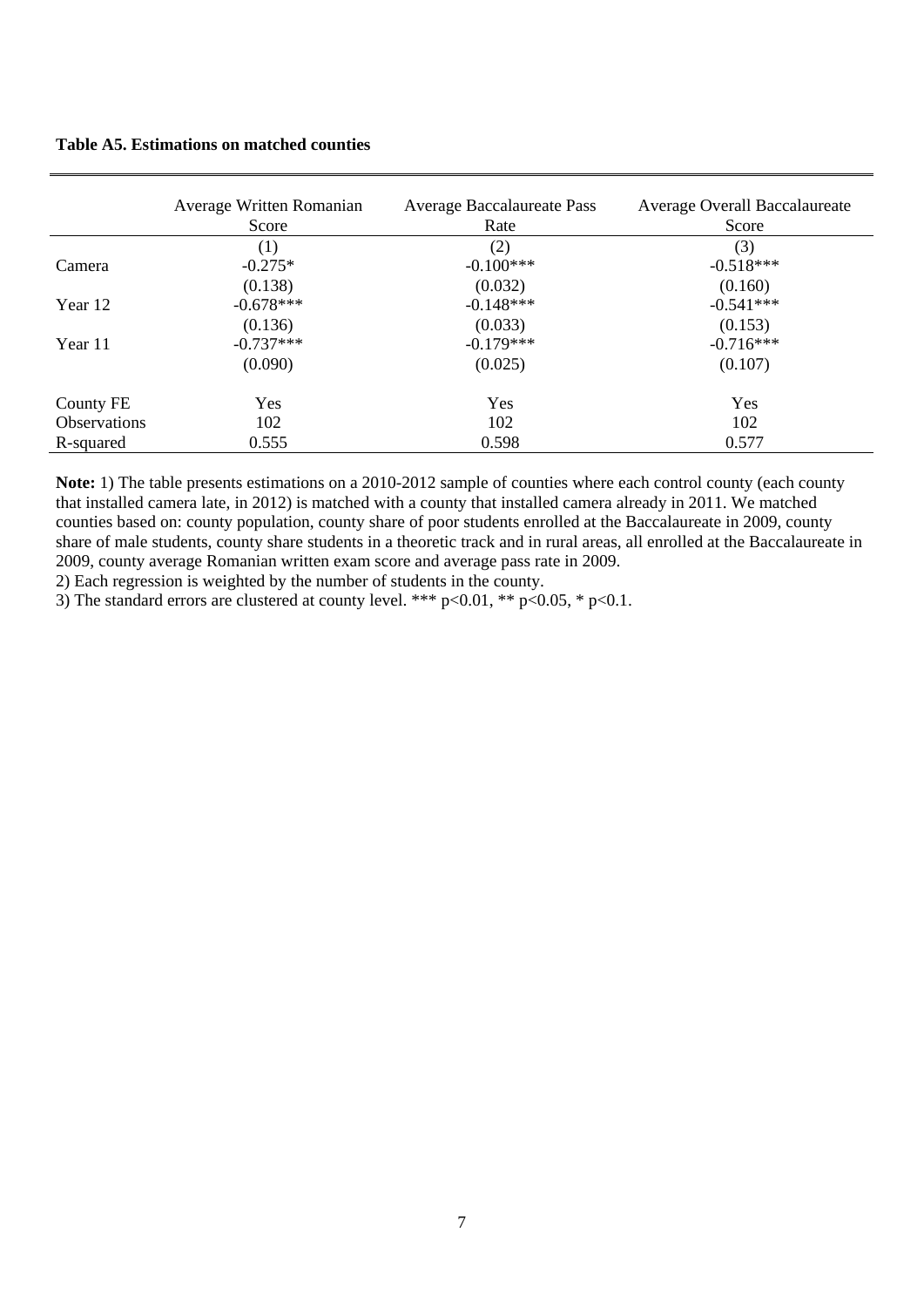**Table A5. Estimations on matched counties**

| | Average Written Romanian Score | Average Baccalaureate Pass Rate | Average Overall Baccalaureate Score |
|---|---|---|---|
| | (1) | (2) | (3) |
| Camera | -0.275* | -0.100*** | -0.518*** |
| | (0.138) | (0.032) | (0.160) |
| Year 12 | -0.678*** | -0.148*** | -0.541*** |
| | (0.136) | (0.033) | (0.153) |
| Year 11 | -0.737*** | -0.179*** | -0.716*** |
| | (0.090) | (0.025) | (0.107) |
| County FE | Yes | Yes | Yes |
| Observations | 102 | 102 | 102 |
| R-squared | 0.555 | 0.598 | 0.577 |

**Note:** 1) The table presents estimations on a 2010-2012 sample of counties where each control county (each county that installed camera late, in 2012) is matched with a county that installed camera already in 2011. We matched counties based on: county population, county share of poor students enrolled at the Baccalaureate in 2009, county share of male students, county share students in a theoretic track and in rural areas, all enrolled at the Baccalaureate in 2009, county average Romanian written exam score and average pass rate in 2009.

2) Each regression is weighted by the number of students in the county.

3) The standard errors are clustered at county level. *** p<0.01, ** p<0.05, * p<0.1.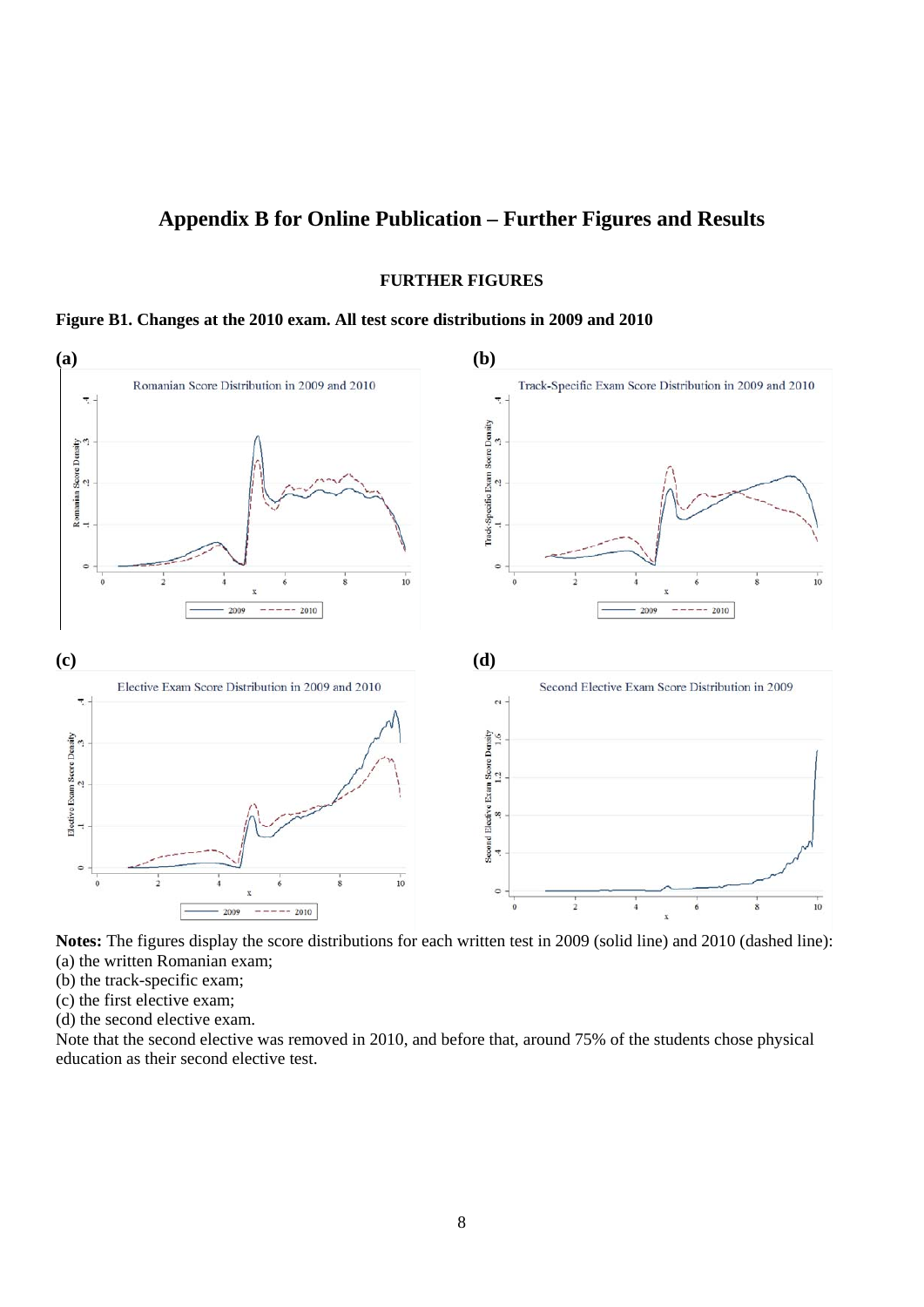# Appendix B for Online Publication – Further Figures and Results

### FURTHER FIGURES

**Figure B1. Changes at the 2010 exam. All test score distributions in 2009 and 2010**

**(a)**

**(b)**

**(c)**

**(d)**

**Notes:** The figures display the score distributions for each written test in 2009 (solid line) and 2010 (dashed line):
(a) the written Romanian exam;
(b) the track-specific exam;
(c) the first elective exam;
(d) the second elective exam.
Note that the second elective was removed in 2010, and before that, around 75% of the students chose physical education as their second elective test.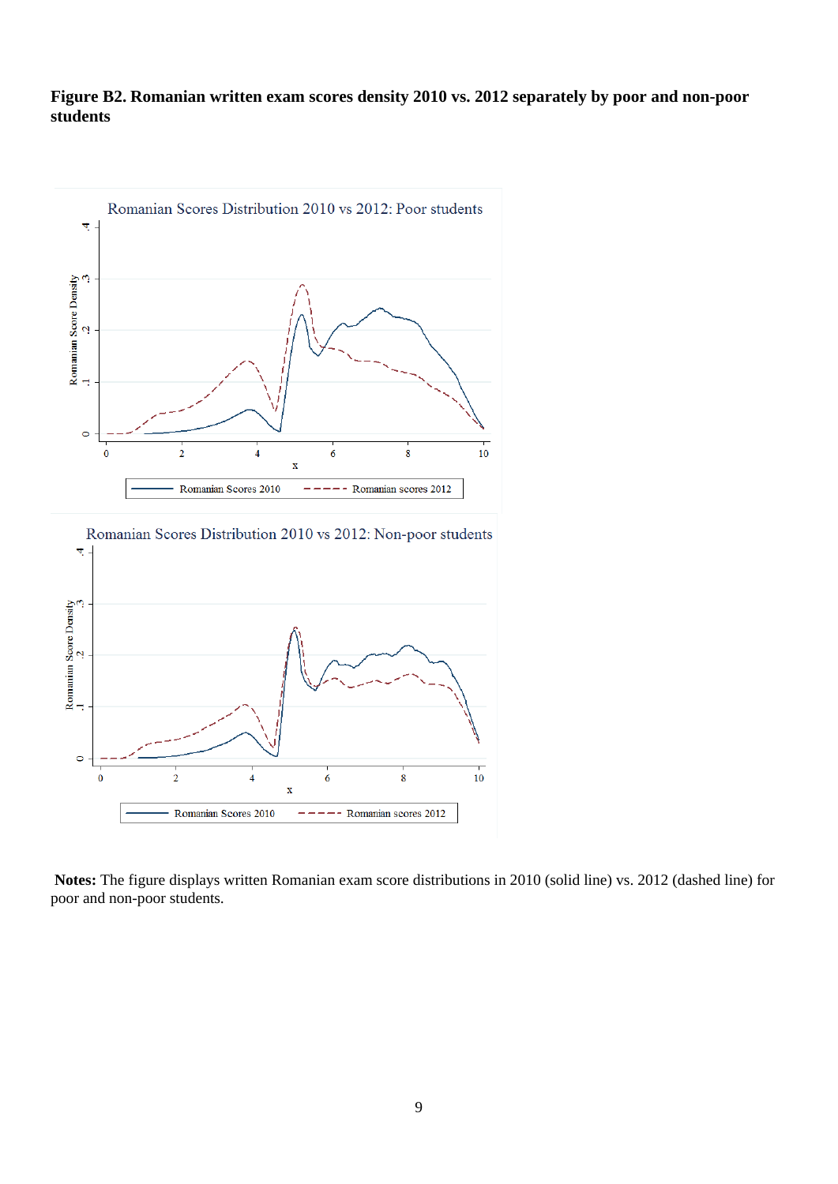**Figure B2. Romanian written exam scores density 2010 vs. 2012 separately by poor and non-poor students**

**Notes:** The figure displays written Romanian exam score distributions in 2010 (solid line) vs. 2012 (dashed line) for poor and non-poor students.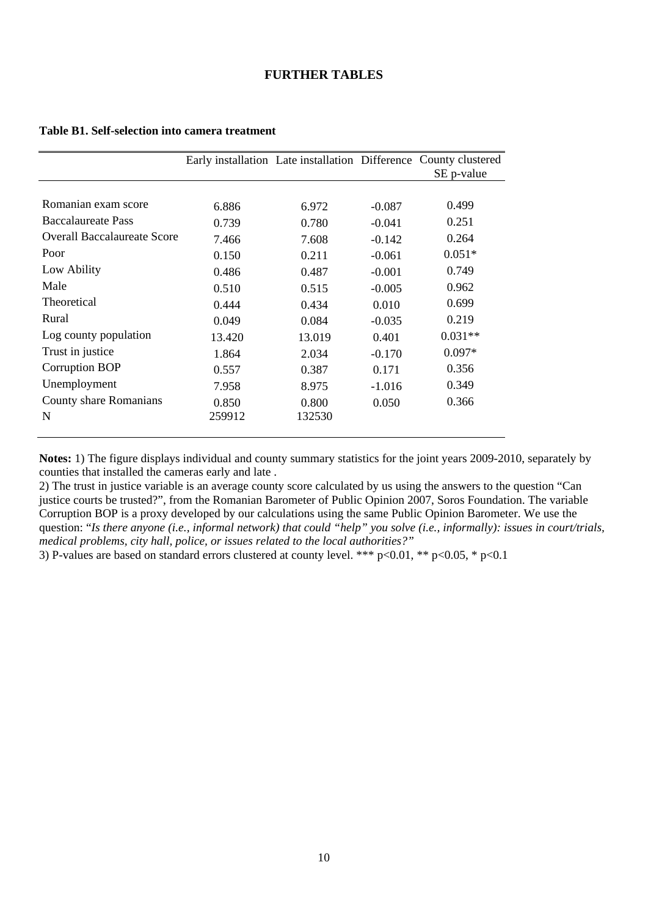## FURTHER TABLES

**Table B1. Self-selection into camera treatment**

| | Early installation | Late installation | Difference | County clustered SE p-value |
|---|---|---|---|---|
| Romanian exam score | 6.886 | 6.972 | -0.087 | 0.499 |
| Baccalaureate Pass | 0.739 | 0.780 | -0.041 | 0.251 |
| Overall Baccalaureate Score | 7.466 | 7.608 | -0.142 | 0.264 |
| Poor | 0.150 | 0.211 | -0.061 | 0.051* |
| Low Ability | 0.486 | 0.487 | -0.001 | 0.749 |
| Male | 0.510 | 0.515 | -0.005 | 0.962 |
| Theoretical | 0.444 | 0.434 | 0.010 | 0.699 |
| Rural | 0.049 | 0.084 | -0.035 | 0.219 |
| Log county population | 13.420 | 13.019 | 0.401 | 0.031** |
| Trust in justice | 1.864 | 2.034 | -0.170 | 0.097* |
| Corruption BOP | 0.557 | 0.387 | 0.171 | 0.356 |
| Unemployment | 7.958 | 8.975 | -1.016 | 0.349 |
| County share Romanians | 0.850 | 0.800 | 0.050 | 0.366 |
| N | 259912 | 132530 | | |

**Notes:** 1) The figure displays individual and county summary statistics for the joint years 2009-2010, separately by counties that installed the cameras early and late .
2) The trust in justice variable is an average county score calculated by us using the answers to the question "Can justice courts be trusted?", from the Romanian Barometer of Public Opinion 2007, Soros Foundation. The variable Corruption BOP is a proxy developed by our calculations using the same Public Opinion Barometer. We use the question: "*Is there anyone (i.e., informal network) that could "help" you solve (i.e., informally): issues in court/trials, medical problems, city hall, police, or issues related to the local authorities?"*
3) P-values are based on standard errors clustered at county level. *** p<0.01, ** p<0.05, * p<0.1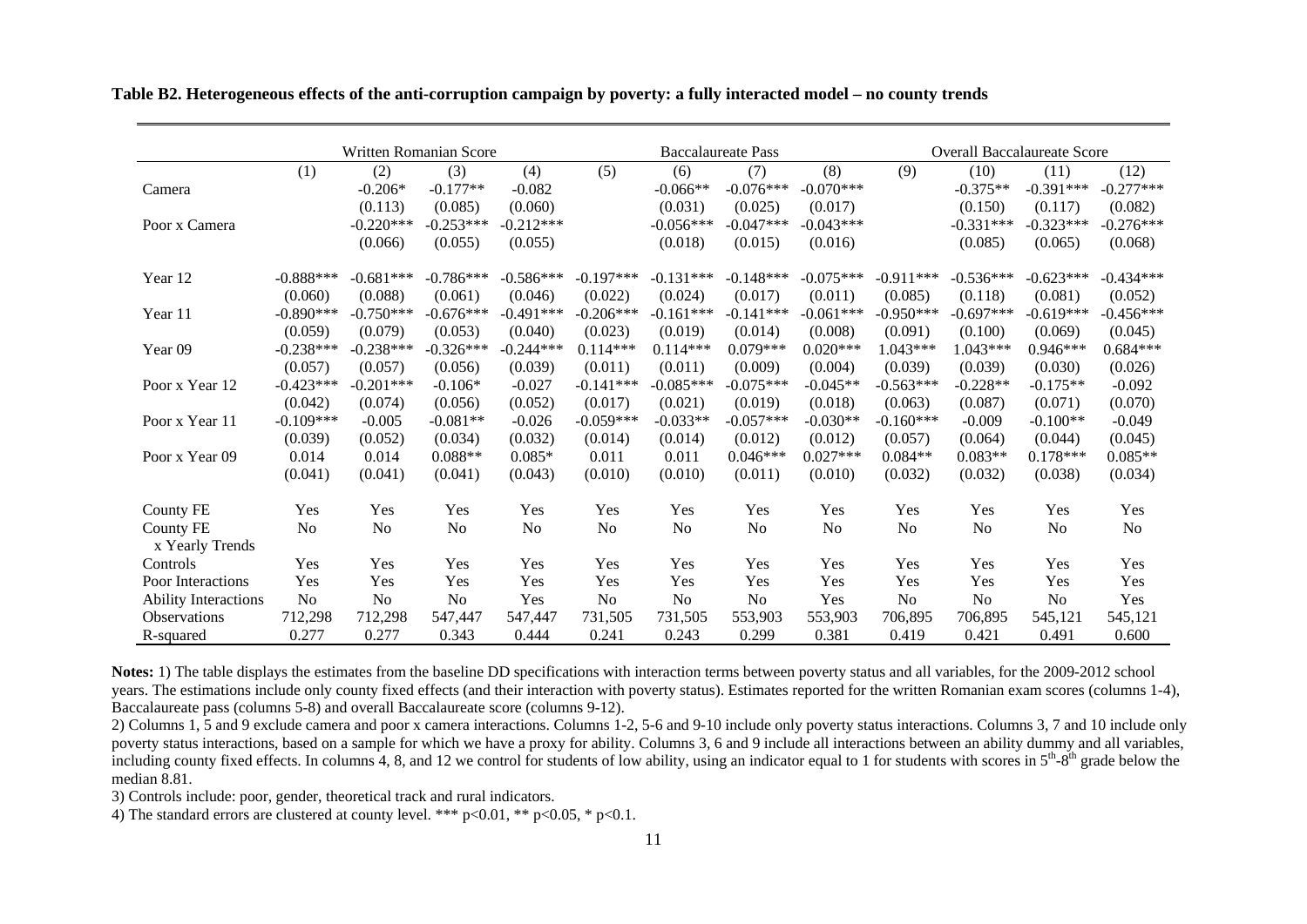**Table B2. Heterogeneous effects of the anti-corruption campaign by poverty: a fully interacted model – no county trends**

| | Written Romanian Score | | | | Baccalaureate Pass | | | | Overall Baccalaureate Score | | | |
|---|---|---|---|---|---|---|---|---|---|---|---|---|
| | (1) | (2) | (3) | (4) | (5) | (6) | (7) | (8) | (9) | (10) | (11) | (12) |
| Camera | | -0.206* | -0.177** | -0.082 | | -0.066** | -0.076*** | -0.070*** | | -0.375** | -0.391*** | -0.277*** |
| | | (0.113) | (0.085) | (0.060) | | (0.031) | (0.025) | (0.017) | | (0.150) | (0.117) | (0.082) |
| Poor x Camera | | -0.220*** | -0.253*** | -0.212*** | | -0.056*** | -0.047*** | -0.043*** | | -0.331*** | -0.323*** | -0.276*** |
| | | (0.066) | (0.055) | (0.055) | | (0.018) | (0.015) | (0.016) | | (0.085) | (0.065) | (0.068) |
| Year 12 | -0.888*** | -0.681*** | -0.786*** | -0.586*** | -0.197*** | -0.131*** | -0.148*** | -0.075*** | -0.911*** | -0.536*** | -0.623*** | -0.434*** |
| | (0.060) | (0.088) | (0.061) | (0.046) | (0.022) | (0.024) | (0.017) | (0.011) | (0.085) | (0.118) | (0.081) | (0.052) |
| Year 11 | -0.890*** | -0.750*** | -0.676*** | -0.491*** | -0.206*** | -0.161*** | -0.141*** | -0.061*** | -0.950*** | -0.697*** | -0.619*** | -0.456*** |
| | (0.059) | (0.079) | (0.053) | (0.040) | (0.023) | (0.019) | (0.014) | (0.008) | (0.091) | (0.100) | (0.069) | (0.045) |
| Year 09 | -0.238*** | -0.238*** | -0.326*** | -0.244*** | 0.114*** | 0.114*** | 0.079*** | 0.020*** | 1.043*** | 1.043*** | 0.946*** | 0.684*** |
| | (0.057) | (0.057) | (0.056) | (0.039) | (0.011) | (0.011) | (0.009) | (0.004) | (0.039) | (0.039) | (0.030) | (0.026) |
| Poor x Year 12 | -0.423*** | -0.201*** | -0.106* | -0.027 | -0.141*** | -0.085*** | -0.075*** | -0.045** | -0.563*** | -0.228** | -0.175** | -0.092 |
| | (0.042) | (0.074) | (0.056) | (0.052) | (0.017) | (0.021) | (0.019) | (0.018) | (0.063) | (0.087) | (0.071) | (0.070) |
| Poor x Year 11 | -0.109*** | -0.005 | -0.081** | -0.026 | -0.059*** | -0.033** | -0.057*** | -0.030** | -0.160*** | -0.009 | -0.100** | -0.049 |
| | (0.039) | (0.052) | (0.034) | (0.032) | (0.014) | (0.014) | (0.012) | (0.012) | (0.057) | (0.064) | (0.044) | (0.045) |
| Poor x Year 09 | 0.014 | 0.014 | 0.088** | 0.085* | 0.011 | 0.011 | 0.046*** | 0.027*** | 0.084** | 0.083** | 0.178*** | 0.085** |
| | (0.041) | (0.041) | (0.041) | (0.043) | (0.010) | (0.010) | (0.011) | (0.010) | (0.032) | (0.032) | (0.038) | (0.034) |
| County FE | Yes | Yes | Yes | Yes | Yes | Yes | Yes | Yes | Yes | Yes | Yes | Yes |
| County FE x Yearly Trends | No | No | No | No | No | No | No | No | No | No | No | No |
| Controls | Yes | Yes | Yes | Yes | Yes | Yes | Yes | Yes | Yes | Yes | Yes | Yes |
| Poor Interactions | Yes | Yes | Yes | Yes | Yes | Yes | Yes | Yes | Yes | Yes | Yes | Yes |
| Ability Interactions | No | No | No | Yes | No | No | No | Yes | No | No | No | Yes |
| Observations | 712,298 | 712,298 | 547,447 | 547,447 | 731,505 | 731,505 | 553,903 | 553,903 | 706,895 | 706,895 | 545,121 | 545,121 |
| R-squared | 0.277 | 0.277 | 0.343 | 0.444 | 0.241 | 0.243 | 0.299 | 0.381 | 0.419 | 0.421 | 0.491 | 0.600 |

**Notes:** 1) The table displays the estimates from the baseline DD specifications with interaction terms between poverty status and all variables, for the 2009-2012 school years. The estimations include only county fixed effects (and their interaction with poverty status). Estimates reported for the written Romanian exam scores (columns 1-4), Baccalaureate pass (columns 5-8) and overall Baccalaureate score (columns 9-12).

2) Columns 1, 5 and 9 exclude camera and poor x camera interactions. Columns 1-2, 5-6 and 9-10 include only poverty status interactions. Columns 3, 7 and 10 include only poverty status interactions, based on a sample for which we have a proxy for ability. Columns 3, 6 and 9 include all interactions between an ability dummy and all variables, including county fixed effects. In columns 4, 8, and 12 we control for students of low ability, using an indicator equal to 1 for students with scores in 5th-8th grade below the median 8.81.

3) Controls include: poor, gender, theoretical track and rural indicators.

4) The standard errors are clustered at county level. *** p<0.01, ** p<0.05, * p<0.1.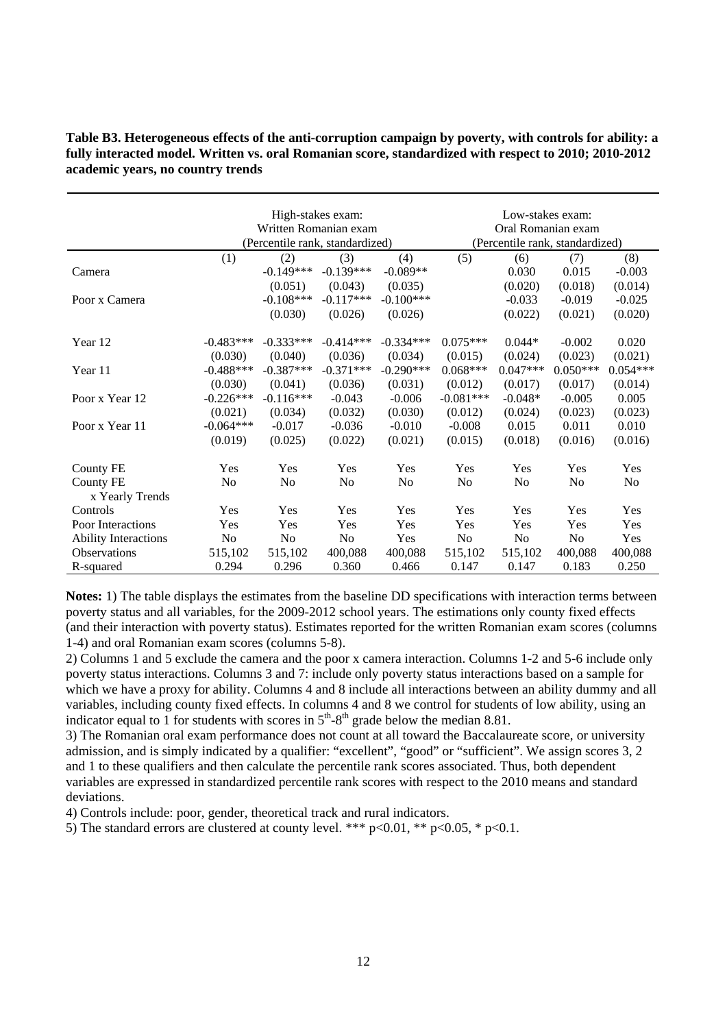**Table B3. Heterogeneous effects of the anti-corruption campaign by poverty, with controls for ability: a fully interacted model. Written vs. oral Romanian score, standardized with respect to 2010; 2010-2012 academic years, no country trends**

| | High-stakes exam: Written Romanian exam (Percentile rank, standardized) | | | | Low-stakes exam: Oral Romanian exam (Percentile rank, standardized) | | | |
|---|---|---|---|---|---|---|---|---|
| | (1) | (2) | (3) | (4) | (5) | (6) | (7) | (8) |
| Camera | | -0.149*** | -0.139*** | -0.089** | | 0.030 | 0.015 | -0.003 |
| | | (0.051) | (0.043) | (0.035) | | (0.020) | (0.018) | (0.014) |
| Poor x Camera | | -0.108*** | -0.117*** | -0.100*** | | -0.033 | -0.019 | -0.025 |
| | | (0.030) | (0.026) | (0.026) | | (0.022) | (0.021) | (0.020) |
| Year 12 | -0.483*** | -0.333*** | -0.414*** | -0.334*** | 0.075*** | 0.044* | -0.002 | 0.020 |
| | (0.030) | (0.040) | (0.036) | (0.034) | (0.015) | (0.024) | (0.023) | (0.021) |
| Year 11 | -0.488*** | -0.387*** | -0.371*** | -0.290*** | 0.068*** | 0.047*** | 0.050*** | 0.054*** |
| | (0.030) | (0.041) | (0.036) | (0.031) | (0.012) | (0.017) | (0.017) | (0.014) |
| Poor x Year 12 | -0.226*** | -0.116*** | -0.043 | -0.006 | -0.081*** | -0.048* | -0.005 | 0.005 |
| | (0.021) | (0.034) | (0.032) | (0.030) | (0.012) | (0.024) | (0.023) | (0.023) |
| Poor x Year 11 | -0.064*** | -0.017 | -0.036 | -0.010 | -0.008 | 0.015 | 0.011 | 0.010 |
| | (0.019) | (0.025) | (0.022) | (0.021) | (0.015) | (0.018) | (0.016) | (0.016) |
| County FE | Yes | Yes | Yes | Yes | Yes | Yes | Yes | Yes |
| County FE x Yearly Trends | No | No | No | No | No | No | No | No |
| Controls | Yes | Yes | Yes | Yes | Yes | Yes | Yes | Yes |
| Poor Interactions | Yes | Yes | Yes | Yes | Yes | Yes | Yes | Yes |
| Ability Interactions | No | No | No | Yes | No | No | No | Yes |
| Observations | 515,102 | 515,102 | 400,088 | 400,088 | 515,102 | 515,102 | 400,088 | 400,088 |
| R-squared | 0.294 | 0.296 | 0.360 | 0.466 | 0.147 | 0.147 | 0.183 | 0.250 |

**Notes:** 1) The table displays the estimates from the baseline DD specifications with interaction terms between poverty status and all variables, for the 2009-2012 school years. The estimations only county fixed effects (and their interaction with poverty status). Estimates reported for the written Romanian exam scores (columns 1-4) and oral Romanian exam scores (columns 5-8).

2) Columns 1 and 5 exclude the camera and the poor x camera interaction. Columns 1-2 and 5-6 include only poverty status interactions. Columns 3 and 7: include only poverty status interactions based on a sample for which we have a proxy for ability. Columns 4 and 8 include all interactions between an ability dummy and all variables, including county fixed effects. In columns 4 and 8 we control for students of low ability, using an indicator equal to 1 for students with scores in $5^{th}$-$8^{th}$ grade below the median 8.81.

3) The Romanian oral exam performance does not count at all toward the Baccalaureate score, or university admission, and is simply indicated by a qualifier: "excellent", "good" or "sufficient". We assign scores 3, 2 and 1 to these qualifiers and then calculate the percentile rank scores associated. Thus, both dependent variables are expressed in standardized percentile rank scores with respect to the 2010 means and standard deviations.

4) Controls include: poor, gender, theoretical track and rural indicators.

5) The standard errors are clustered at county level. *** $p<0.01$, ** $p<0.05$, * $p<0.1$.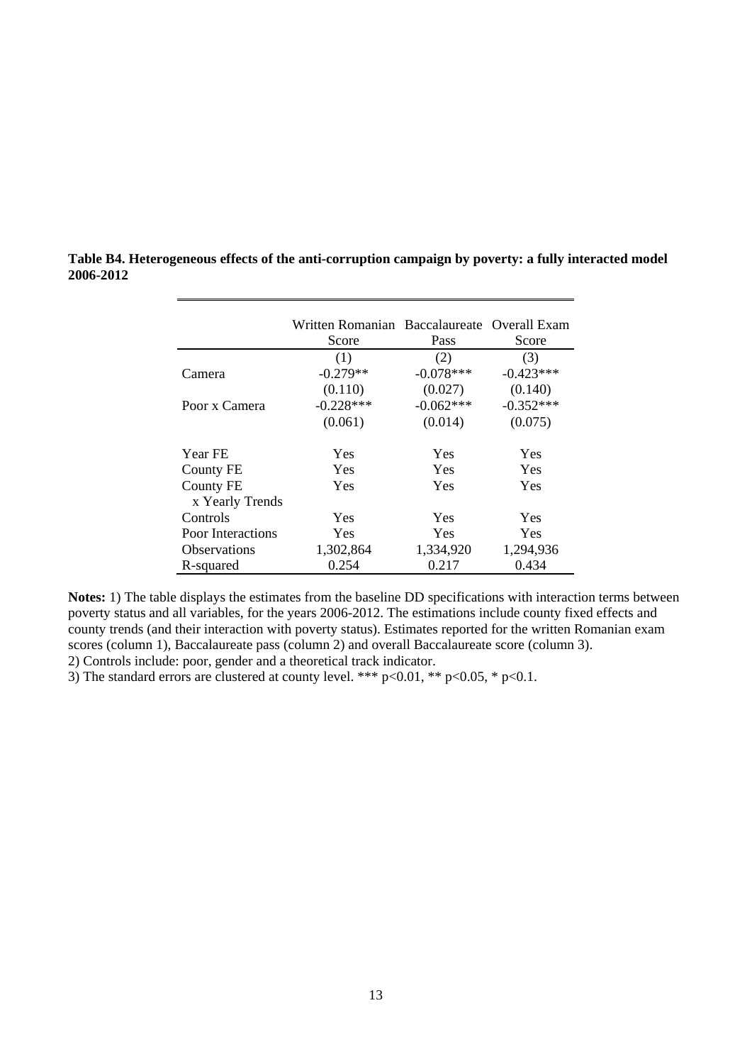**Table B4. Heterogeneous effects of the anti-corruption campaign by poverty: a fully interacted model 2006-2012**

| | Written Romanian Score | Baccalaureate Pass | Overall Exam Score |
|---|---|---|---|
| | (1) | (2) | (3) |
| Camera | -0.279** | -0.078*** | -0.423*** |
| | (0.110) | (0.027) | (0.140) |
| Poor x Camera | -0.228*** | -0.062*** | -0.352*** |
| | (0.061) | (0.014) | (0.075) |
| Year FE | Yes | Yes | Yes |
| County FE | Yes | Yes | Yes |
| County FE x Yearly Trends | Yes | Yes | Yes |
| Controls | Yes | Yes | Yes |
| Poor Interactions | Yes | Yes | Yes |
| Observations | 1,302,864 | 1,334,920 | 1,294,936 |
| R-squared | 0.254 | 0.217 | 0.434 |

**Notes:** 1) The table displays the estimates from the baseline DD specifications with interaction terms between poverty status and all variables, for the years 2006-2012. The estimations include county fixed effects and county trends (and their interaction with poverty status). Estimates reported for the written Romanian exam scores (column 1), Baccalaureate pass (column 2) and overall Baccalaureate score (column 3).
2) Controls include: poor, gender and a theoretical track indicator.
3) The standard errors are clustered at county level. *** $p<0.01$, ** $p<0.05$, * $p<0.1$.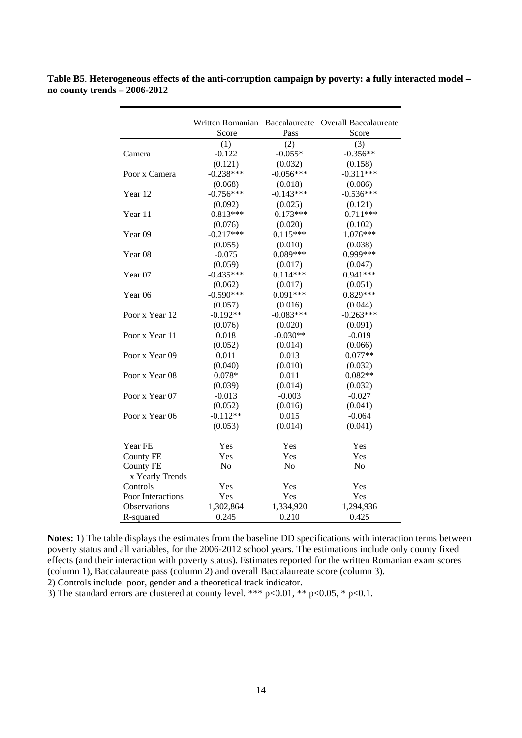**Table B5**. **Heterogeneous effects of the anti-corruption campaign by poverty: a fully interacted model – no county trends – 2006-2012**

| | Written Romanian Score | Baccalaureate Pass | Overall Baccalaureate Score |
|---|---|---|---|
| | (1) | (2) | (3) |
| Camera | -0.122 | -0.055* | -0.356** |
| | (0.121) | (0.032) | (0.158) |
| Poor x Camera | -0.238*** | -0.056*** | -0.311*** |
| | (0.068) | (0.018) | (0.086) |
| Year 12 | -0.756*** | -0.143*** | -0.536*** |
| | (0.092) | (0.025) | (0.121) |
| Year 11 | -0.813*** | -0.173*** | -0.711*** |
| | (0.076) | (0.020) | (0.102) |
| Year 09 | -0.217*** | 0.115*** | 1.076*** |
| | (0.055) | (0.010) | (0.038) |
| Year 08 | -0.075 | 0.089*** | 0.999*** |
| | (0.059) | (0.017) | (0.047) |
| Year 07 | -0.435*** | 0.114*** | 0.941*** |
| | (0.062) | (0.017) | (0.051) |
| Year 06 | -0.590*** | 0.091*** | 0.829*** |
| | (0.057) | (0.016) | (0.044) |
| Poor x Year 12 | -0.192** | -0.083*** | -0.263*** |
| | (0.076) | (0.020) | (0.091) |
| Poor x Year 11 | 0.018 | -0.030** | -0.019 |
| | (0.052) | (0.014) | (0.066) |
| Poor x Year 09 | 0.011 | 0.013 | 0.077** |
| | (0.040) | (0.010) | (0.032) |
| Poor x Year 08 | 0.078* | 0.011 | 0.082** |
| | (0.039) | (0.014) | (0.032) |
| Poor x Year 07 | -0.013 | -0.003 | -0.027 |
| | (0.052) | (0.016) | (0.041) |
| Poor x Year 06 | -0.112** | 0.015 | -0.064 |
| | (0.053) | (0.014) | (0.041) |
| Year FE | Yes | Yes | Yes |
| County FE | Yes | Yes | Yes |
| County FE x Yearly Trends | No | No | No |
| Controls | Yes | Yes | Yes |
| Poor Interactions | Yes | Yes | Yes |
| Observations | 1,302,864 | 1,334,920 | 1,294,936 |
| R-squared | 0.245 | 0.210 | 0.425 |

**Notes:** 1) The table displays the estimates from the baseline DD specifications with interaction terms between poverty status and all variables, for the 2006-2012 school years. The estimations include only county fixed effects (and their interaction with poverty status). Estimates reported for the written Romanian exam scores (column 1), Baccalaureate pass (column 2) and overall Baccalaureate score (column 3).
2) Controls include: poor, gender and a theoretical track indicator.
3) The standard errors are clustered at county level. *** $p<0.01$, ** $p<0.05$, * $p<0.1$.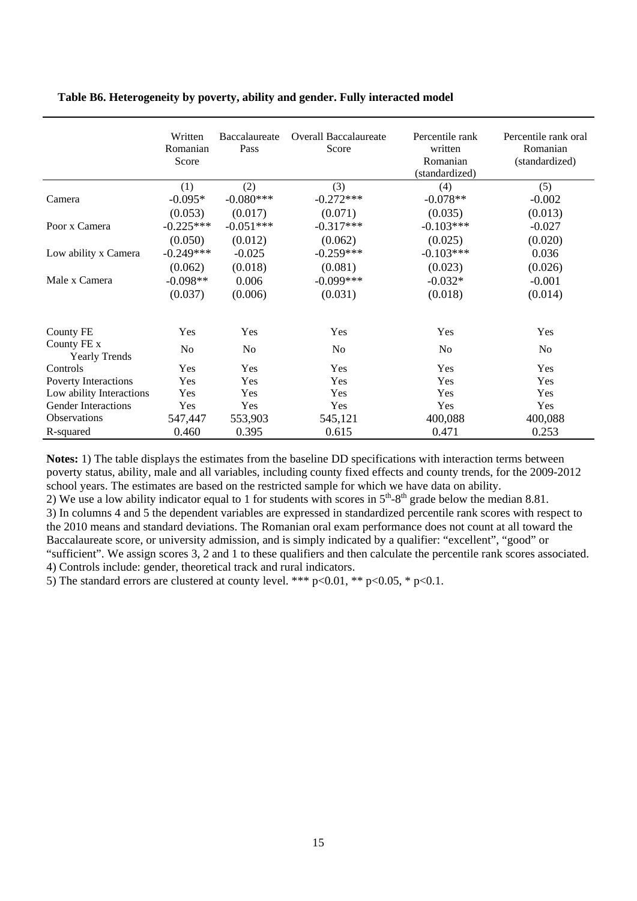**Table B6. Heterogeneity by poverty, ability and gender. Fully interacted model**

| | Written Romanian Score | Baccalaureate Pass | Overall Baccalaureate Score | Percentile rank written Romanian (standardized) | Percentile rank oral Romanian (standardized) |
|---|---|---|---|---|---|
| | (1) | (2) | (3) | (4) | (5) |
| Camera | -0.095* | -0.080*** | -0.272*** | -0.078** | -0.002 |
| | (0.053) | (0.017) | (0.071) | (0.035) | (0.013) |
| Poor x Camera | -0.225*** | -0.051*** | -0.317*** | -0.103*** | -0.027 |
| | (0.050) | (0.012) | (0.062) | (0.025) | (0.020) |
| Low ability x Camera | -0.249*** | -0.025 | -0.259*** | -0.103*** | 0.036 |
| | (0.062) | (0.018) | (0.081) | (0.023) | (0.026) |
| Male x Camera | -0.098** | 0.006 | -0.099*** | -0.032* | -0.001 |
| | (0.037) | (0.006) | (0.031) | (0.018) | (0.014) |
| County FE | Yes | Yes | Yes | Yes | Yes |
| County FE x Yearly Trends | No | No | No | No | No |
| Controls | Yes | Yes | Yes | Yes | Yes |
| Poverty Interactions | Yes | Yes | Yes | Yes | Yes |
| Low ability Interactions | Yes | Yes | Yes | Yes | Yes |
| Gender Interactions | Yes | Yes | Yes | Yes | Yes |
| Observations | 547,447 | 553,903 | 545,121 | 400,088 | 400,088 |
| R-squared | 0.460 | 0.395 | 0.615 | 0.471 | 0.253 |

**Notes:** 1) The table displays the estimates from the baseline DD specifications with interaction terms between poverty status, ability, male and all variables, including county fixed effects and county trends, for the 2009-2012 school years. The estimates are based on the restricted sample for which we have data on ability.
2) We use a low ability indicator equal to 1 for students with scores in 5th-8th grade below the median 8.81.
3) In columns 4 and 5 the dependent variables are expressed in standardized percentile rank scores with respect to the 2010 means and standard deviations. The Romanian oral exam performance does not count at all toward the Baccalaureate score, or university admission, and is simply indicated by a qualifier: "excellent", "good" or "sufficient". We assign scores 3, 2 and 1 to these qualifiers and then calculate the percentile rank scores associated.
4) Controls include: gender, theoretical track and rural indicators.
5) The standard errors are clustered at county level. *** $p<0.01$, ** $p<0.05$, * $p<0.1$.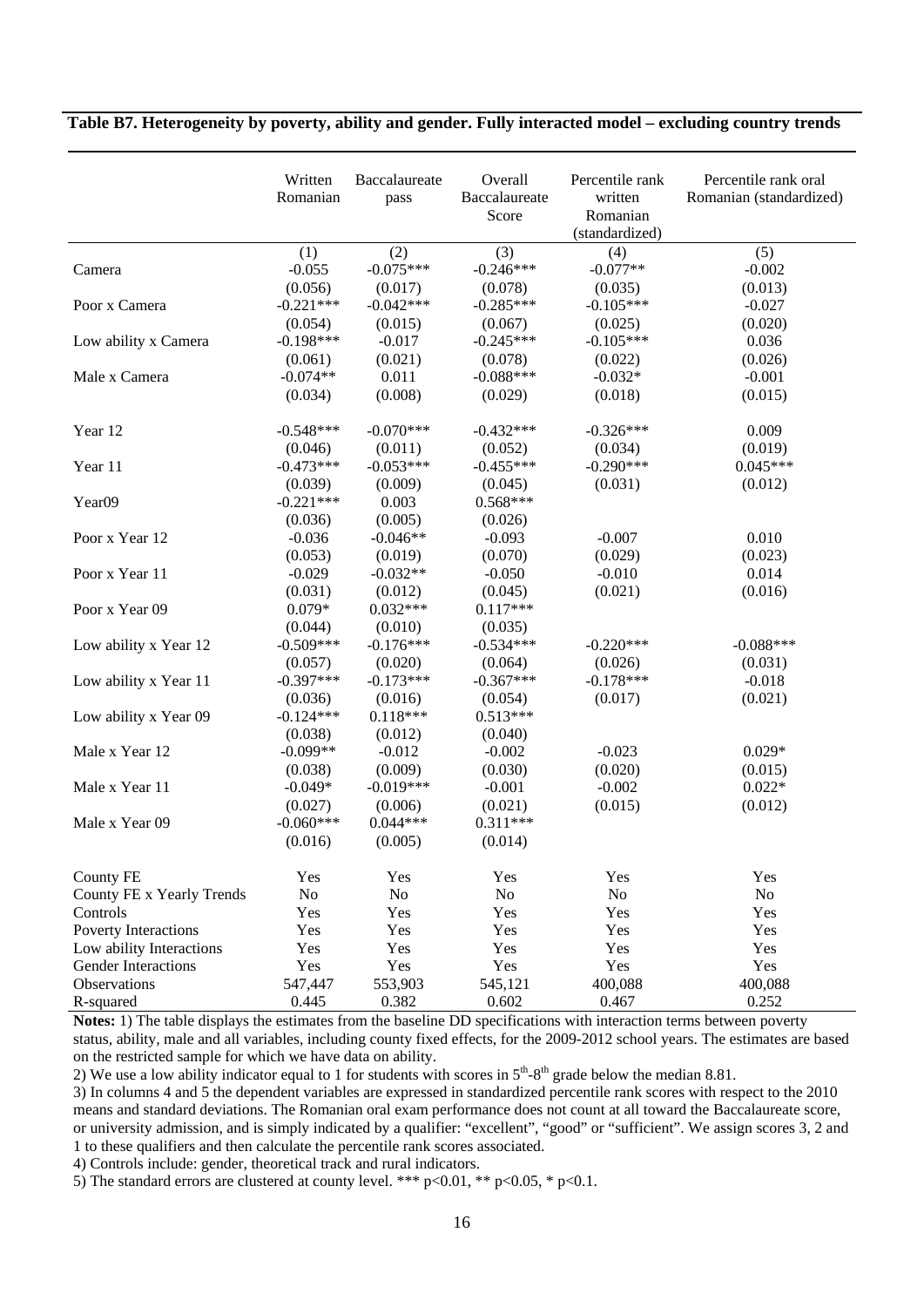**Table B7. Heterogeneity by poverty, ability and gender. Fully interacted model – excluding country trends**

| | Written Romanian | Baccalaureate pass | Overall Baccalaureate Score | Percentile rank written Romanian (standardized) | Percentile rank oral Romanian (standardized) |
|---|---|---|---|---|---|
| | (1) | (2) | (3) | (4) | (5) |
| Camera | -0.055 | -0.075*** | -0.246*** | -0.077** | -0.002 |
| | (0.056) | (0.017) | (0.078) | (0.035) | (0.013) |
| Poor x Camera | -0.221*** | -0.042*** | -0.285*** | -0.105*** | -0.027 |
| | (0.054) | (0.015) | (0.067) | (0.025) | (0.020) |
| Low ability x Camera | -0.198*** | -0.017 | -0.245*** | -0.105*** | 0.036 |
| | (0.061) | (0.021) | (0.078) | (0.022) | (0.026) |
| Male x Camera | -0.074** | 0.011 | -0.088*** | -0.032* | -0.001 |
| | (0.034) | (0.008) | (0.029) | (0.018) | (0.015) |
| Year 12 | -0.548*** | -0.070*** | -0.432*** | -0.326*** | 0.009 |
| | (0.046) | (0.011) | (0.052) | (0.034) | (0.019) |
| Year 11 | -0.473*** | -0.053*** | -0.455*** | -0.290*** | 0.045*** |
| | (0.039) | (0.009) | (0.045) | (0.031) | (0.012) |
| Year09 | -0.221*** | 0.003 | 0.568*** | | |
| | (0.036) | (0.005) | (0.026) | | |
| Poor x Year 12 | -0.036 | -0.046** | -0.093 | -0.007 | 0.010 |
| | (0.053) | (0.019) | (0.070) | (0.029) | (0.023) |
| Poor x Year 11 | -0.029 | -0.032** | -0.050 | -0.010 | 0.014 |
| | (0.031) | (0.012) | (0.045) | (0.021) | (0.016) |
| Poor x Year 09 | 0.079* | 0.032*** | 0.117*** | | |
| | (0.044) | (0.010) | (0.035) | | |
| Low ability x Year 12 | -0.509*** | -0.176*** | -0.534*** | -0.220*** | -0.088*** |
| | (0.057) | (0.020) | (0.064) | (0.026) | (0.031) |
| Low ability x Year 11 | -0.397*** | -0.173*** | -0.367*** | -0.178*** | -0.018 |
| | (0.036) | (0.016) | (0.054) | (0.017) | (0.021) |
| Low ability x Year 09 | -0.124*** | 0.118*** | 0.513*** | | |
| | (0.038) | (0.012) | (0.040) | | |
| Male x Year 12 | -0.099** | -0.012 | -0.002 | -0.023 | 0.029* |
| | (0.038) | (0.009) | (0.030) | (0.020) | (0.015) |
| Male x Year 11 | -0.049* | -0.019*** | -0.001 | -0.002 | 0.022* |
| | (0.027) | (0.006) | (0.021) | (0.015) | (0.012) |
| Male x Year 09 | -0.060*** | 0.044*** | 0.311*** | | |
| | (0.016) | (0.005) | (0.014) | | |
| County FE | Yes | Yes | Yes | Yes | Yes |
| County FE x Yearly Trends | No | No | No | No | No |
| Controls | Yes | Yes | Yes | Yes | Yes |
| Poverty Interactions | Yes | Yes | Yes | Yes | Yes |
| Low ability Interactions | Yes | Yes | Yes | Yes | Yes |
| Gender Interactions | Yes | Yes | Yes | Yes | Yes |
| Observations | 547,447 | 553,903 | 545,121 | 400,088 | 400,088 |
| R-squared | 0.445 | 0.382 | 0.602 | 0.467 | 0.252 |

**Notes:** 1) The table displays the estimates from the baseline DD specifications with interaction terms between poverty status, ability, male and all variables, including county fixed effects, for the 2009-2012 school years. The estimates are based on the restricted sample for which we have data on ability.

2) We use a low ability indicator equal to 1 for students with scores in 5th-8th grade below the median 8.81.

3) In columns 4 and 5 the dependent variables are expressed in standardized percentile rank scores with respect to the 2010 means and standard deviations. The Romanian oral exam performance does not count at all toward the Baccalaureate score, or university admission, and is simply indicated by a qualifier: "excellent", "good" or "sufficient". We assign scores 3, 2 and 1 to these qualifiers and then calculate the percentile rank scores associated.

4) Controls include: gender, theoretical track and rural indicators.

5) The standard errors are clustered at county level. *** p<0.01, ** p<0.05, * p<0.1.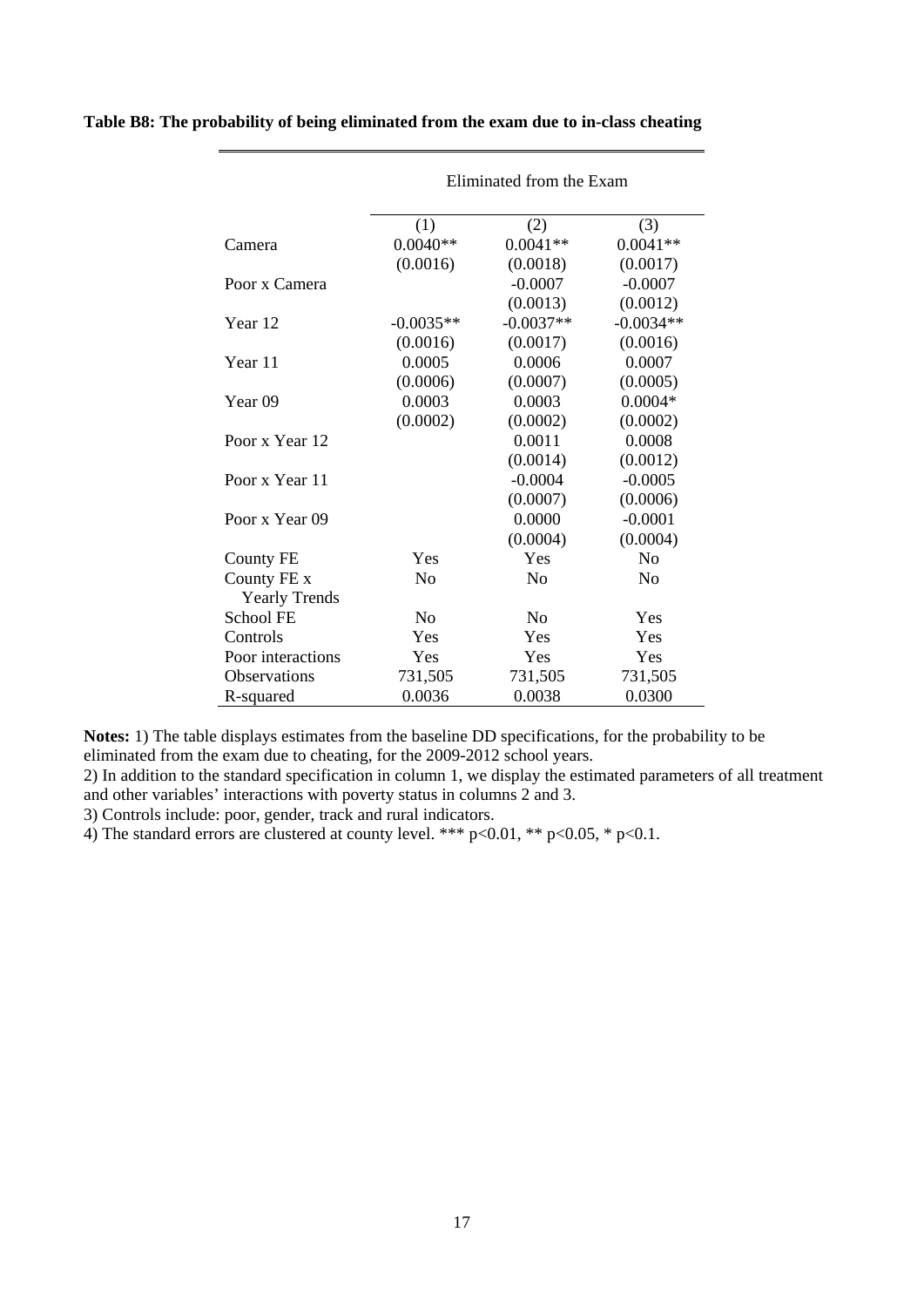**Table B8: The probability of being eliminated from the exam due to in-class cheating**

| | Eliminated from the Exam | | |
|---|---|---|---|
| | (1) | (2) | (3) |
| Camera | 0.0040** | 0.0041** | 0.0041** |
| | (0.0016) | (0.0018) | (0.0017) |
| Poor x Camera | | -0.0007 | -0.0007 |
| | | (0.0013) | (0.0012) |
| Year 12 | -0.0035** | -0.0037** | -0.0034** |
| | (0.0016) | (0.0017) | (0.0016) |
| Year 11 | 0.0005 | 0.0006 | 0.0007 |
| | (0.0006) | (0.0007) | (0.0005) |
| Year 09 | 0.0003 | 0.0003 | 0.0004* |
| | (0.0002) | (0.0002) | (0.0002) |
| Poor x Year 12 | | 0.0011 | 0.0008 |
| | | (0.0014) | (0.0012) |
| Poor x Year 11 | | -0.0004 | -0.0005 |
| | | (0.0007) | (0.0006) |
| Poor x Year 09 | | 0.0000 | -0.0001 |
| | | (0.0004) | (0.0004) |
| County FE | Yes | Yes | No |
| County FE x Yearly Trends | No | No | No |
| School FE | No | No | Yes |
| Controls | Yes | Yes | Yes |
| Poor interactions | Yes | Yes | Yes |
| Observations | 731,505 | 731,505 | 731,505 |
| R-squared | 0.0036 | 0.0038 | 0.0300 |

**Notes:** 1) The table displays estimates from the baseline DD specifications, for the probability to be eliminated from the exam due to cheating, for the 2009-2012 school years.
2) In addition to the standard specification in column 1, we display the estimated parameters of all treatment and other variables' interactions with poverty status in columns 2 and 3.
3) Controls include: poor, gender, track and rural indicators.
4) The standard errors are clustered at county level. *** p<0.01, ** p<0.05, * p<0.1.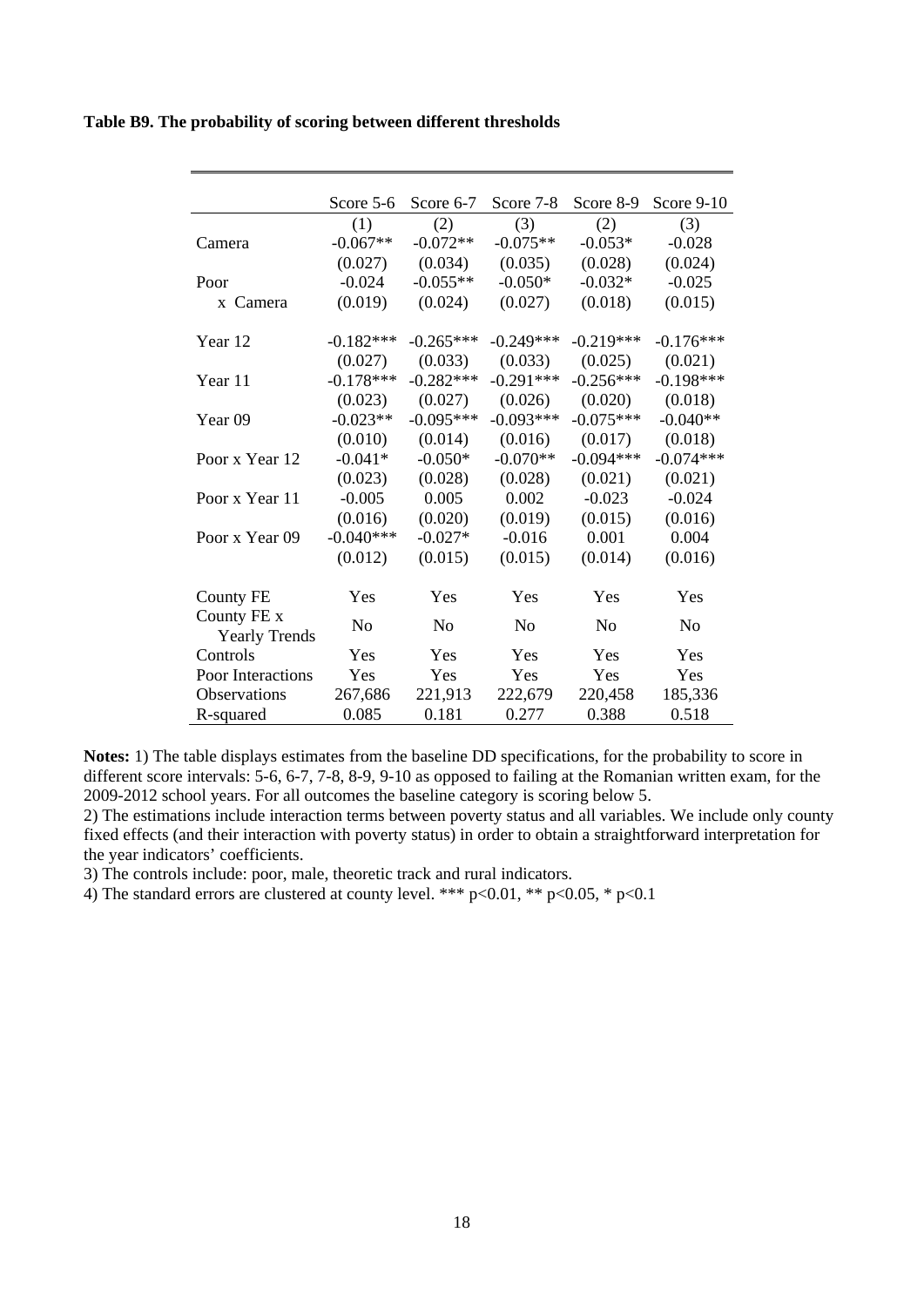**Table B9. The probability of scoring between different thresholds**

| | Score 5-6 | Score 6-7 | Score 7-8 | Score 8-9 | Score 9-10 |
|---|---|---|---|---|---|
| | (1) | (2) | (3) | (2) | (3) |
| Camera | -0.067** | -0.072** | -0.075** | -0.053* | -0.028 |
| | (0.027) | (0.034) | (0.035) | (0.028) | (0.024) |
| Poor x Camera | -0.024 | -0.055** | -0.050* | -0.032* | -0.025 |
| | (0.019) | (0.024) | (0.027) | (0.018) | (0.015) |
| Year 12 | -0.182*** | -0.265*** | -0.249*** | -0.219*** | -0.176*** |
| | (0.027) | (0.033) | (0.033) | (0.025) | (0.021) |
| Year 11 | -0.178*** | -0.282*** | -0.291*** | -0.256*** | -0.198*** |
| | (0.023) | (0.027) | (0.026) | (0.020) | (0.018) |
| Year 09 | -0.023** | -0.095*** | -0.093*** | -0.075*** | -0.040** |
| | (0.010) | (0.014) | (0.016) | (0.017) | (0.018) |
| Poor x Year 12 | -0.041* | -0.050* | -0.070** | -0.094*** | -0.074*** |
| | (0.023) | (0.028) | (0.028) | (0.021) | (0.021) |
| Poor x Year 11 | -0.005 | 0.005 | 0.002 | -0.023 | -0.024 |
| | (0.016) | (0.020) | (0.019) | (0.015) | (0.016) |
| Poor x Year 09 | -0.040*** | -0.027* | -0.016 | 0.001 | 0.004 |
| | (0.012) | (0.015) | (0.015) | (0.014) | (0.016) |
| County FE | Yes | Yes | Yes | Yes | Yes |
| County FE x Yearly Trends | No | No | No | No | No |
| Controls | Yes | Yes | Yes | Yes | Yes |
| Poor Interactions | Yes | Yes | Yes | Yes | Yes |
| Observations | 267,686 | 221,913 | 222,679 | 220,458 | 185,336 |
| R-squared | 0.085 | 0.181 | 0.277 | 0.388 | 0.518 |

**Notes:** 1) The table displays estimates from the baseline DD specifications, for the probability to score in different score intervals: 5-6, 6-7, 7-8, 8-9, 9-10 as opposed to failing at the Romanian written exam, for the 2009-2012 school years. For all outcomes the baseline category is scoring below 5.

2) The estimations include interaction terms between poverty status and all variables. We include only county fixed effects (and their interaction with poverty status) in order to obtain a straightforward interpretation for the year indicators' coefficients.

3) The controls include: poor, male, theoretic track and rural indicators.

4) The standard errors are clustered at county level. *** $p<0.01$, ** $p<0.05$, * $p<0.1$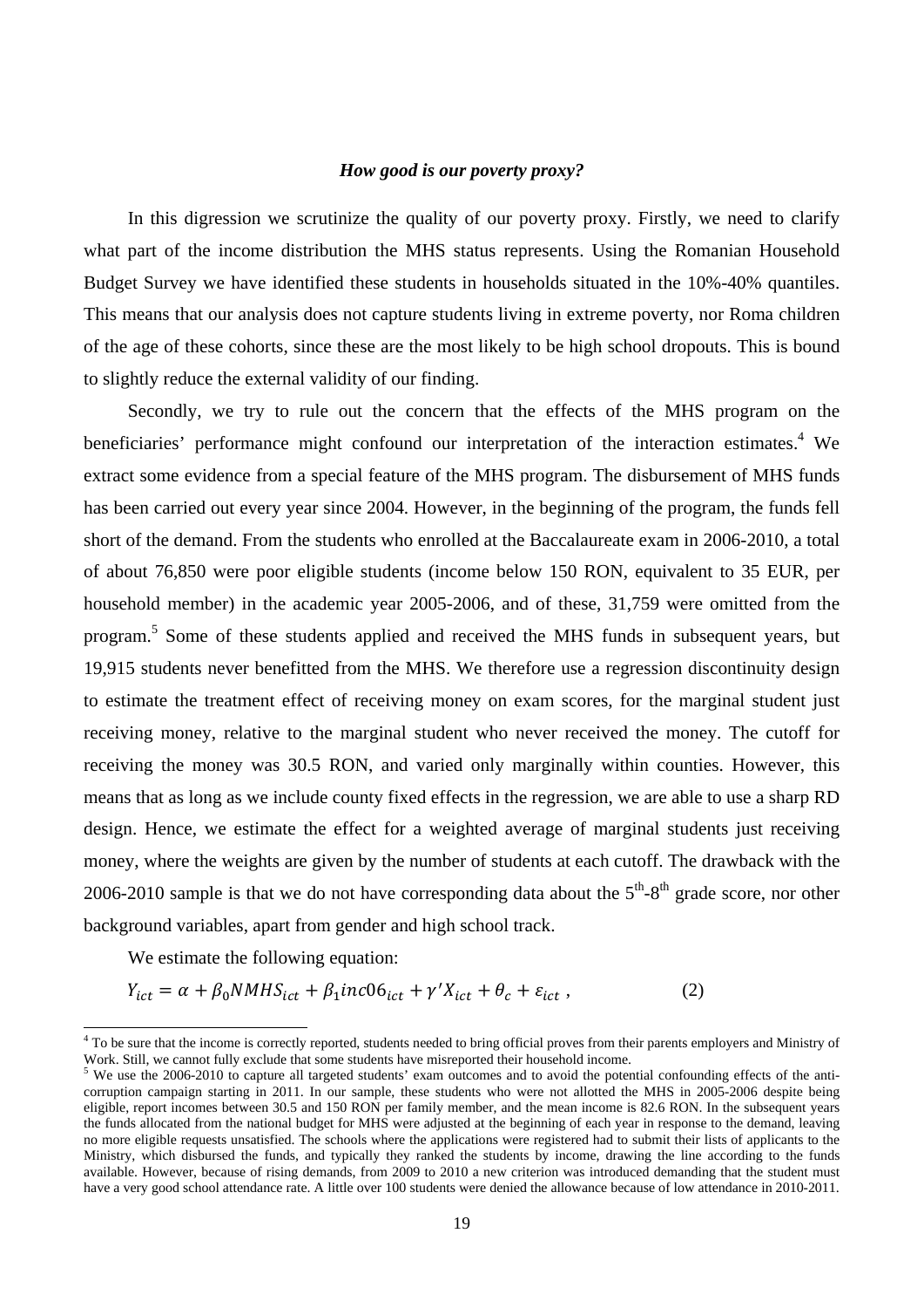### *How good is our poverty proxy?*

In this digression we scrutinize the quality of our poverty proxy. Firstly, we need to clarify what part of the income distribution the MHS status represents. Using the Romanian Household Budget Survey we have identified these students in households situated in the 10%-40% quantiles. This means that our analysis does not capture students living in extreme poverty, nor Roma children of the age of these cohorts, since these are the most likely to be high school dropouts. This is bound to slightly reduce the external validity of our finding.

Secondly, we try to rule out the concern that the effects of the MHS program on the beneficiaries' performance might confound our interpretation of the interaction estimates.[4] We extract some evidence from a special feature of the MHS program. The disbursement of MHS funds has been carried out every year since 2004. However, in the beginning of the program, the funds fell short of the demand. From the students who enrolled at the Baccalaureate exam in 2006-2010, a total of about 76,850 were poor eligible students (income below 150 RON, equivalent to 35 EUR, per household member) in the academic year 2005-2006, and of these, 31,759 were omitted from the program.[5] Some of these students applied and received the MHS funds in subsequent years, but 19,915 students never benefitted from the MHS. We therefore use a regression discontinuity design to estimate the treatment effect of receiving money on exam scores, for the marginal student just receiving money, relative to the marginal student who never received the money. The cutoff for receiving the money was 30.5 RON, and varied only marginally within counties. However, this means that as long as we include county fixed effects in the regression, we are able to use a sharp RD design. Hence, we estimate the effect for a weighted average of marginal students just receiving money, where the weights are given by the number of students at each cutoff. The drawback with the 2006-2010 sample is that we do not have corresponding data about the 5th-8th grade score, nor other background variables, apart from gender and high school track.

We estimate the following equation:

$$Y_{ict} = \alpha + \beta_0 NMHS_{ict} + \beta_1 inc06_{ict} + \gamma' X_{ict} + \theta_c + \varepsilon_{ict} \,, \qquad (2)$$

---

[4] To be sure that the income is correctly reported, students needed to bring official proves from their parents employers and Ministry of Work. Still, we cannot fully exclude that some students have misreported their household income.

[5] We use the 2006-2010 to capture all targeted students' exam outcomes and to avoid the potential confounding effects of the anti-corruption campaign starting in 2011. In our sample, these students who were not allotted the MHS in 2005-2006 despite being eligible, report incomes between 30.5 and 150 RON per family member, and the mean income is 82.6 RON. In the subsequent years the funds allocated from the national budget for MHS were adjusted at the beginning of each year in response to the demand, leaving no more eligible requests unsatisfied. The schools where the applications were registered had to submit their lists of applicants to the Ministry, which disbursed the funds, and typically they ranked the students by income, drawing the line according to the funds available. However, because of rising demands, from 2009 to 2010 a new criterion was introduced demanding that the student must have a very good school attendance rate. A little over 100 students were denied the allowance because of low attendance in 2010-2011.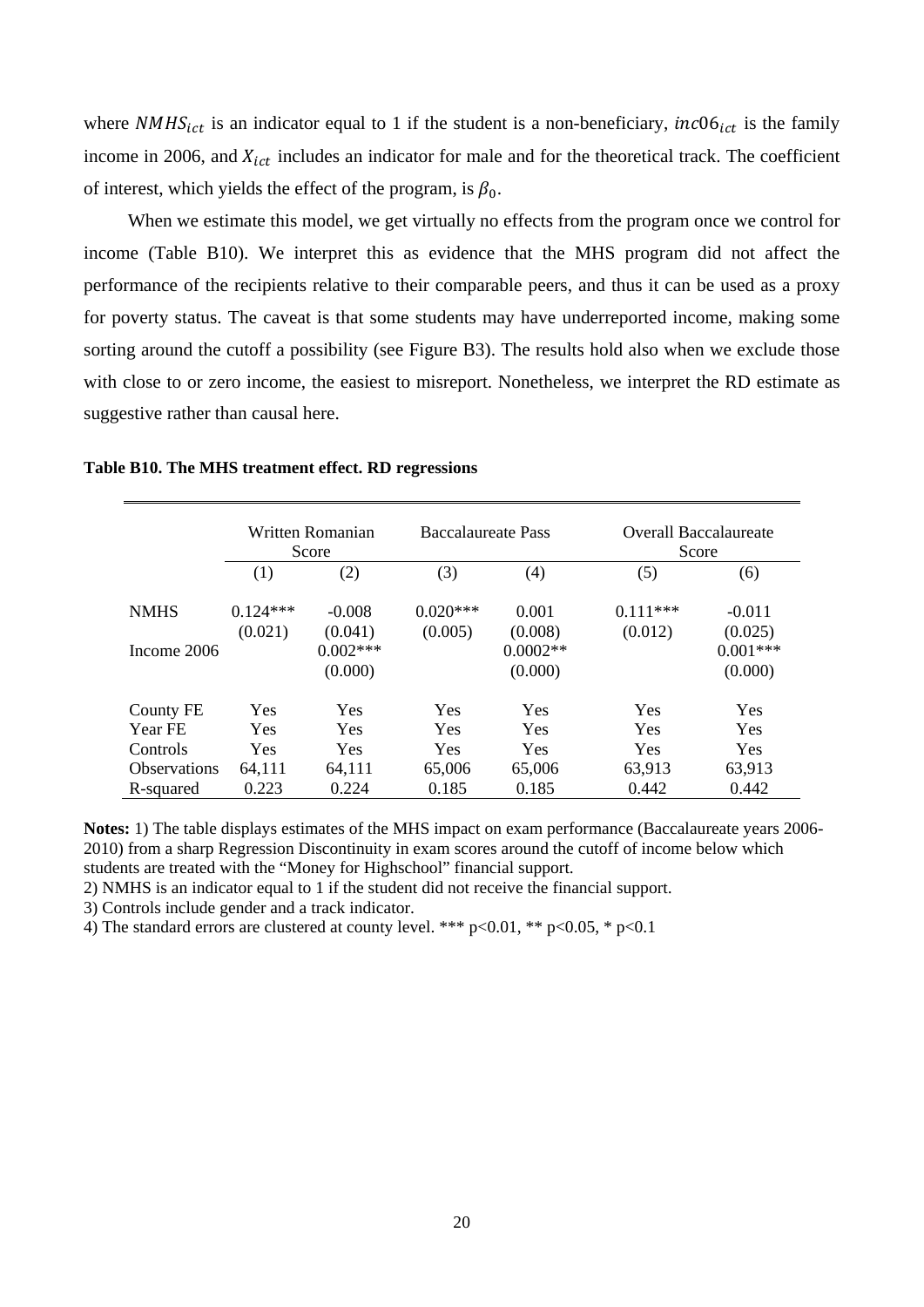where $NMHS_{ict}$ is an indicator equal to 1 if the student is a non-beneficiary, $inc06_{ict}$ is the family income in 2006, and $X_{ict}$ includes an indicator for male and for the theoretical track. The coefficient of interest, which yields the effect of the program, is $\beta_0$.

When we estimate this model, we get virtually no effects from the program once we control for income (Table B10). We interpret this as evidence that the MHS program did not affect the performance of the recipients relative to their comparable peers, and thus it can be used as a proxy for poverty status. The caveat is that some students may have underreported income, making some sorting around the cutoff a possibility (see Figure B3). The results hold also when we exclude those with close to or zero income, the easiest to misreport. Nonetheless, we interpret the RD estimate as suggestive rather than causal here.

**Table B10. The MHS treatment effect. RD regressions**

| | Written Romanian Score | | Baccalaureate Pass | | Overall Baccalaureate Score | |
|---|---|---|---|---|---|---|
| | (1) | (2) | (3) | (4) | (5) | (6) |
| NMHS | 0.124*** | -0.008 | 0.020*** | 0.001 | 0.111*** | -0.011 |
| | (0.021) | (0.041) | (0.005) | (0.008) | (0.012) | (0.025) |
| Income 2006 | | 0.002*** | | 0.0002** | | 0.001*** |
| | | (0.000) | | (0.000) | | (0.000) |
| County FE | Yes | Yes | Yes | Yes | Yes | Yes |
| Year FE | Yes | Yes | Yes | Yes | Yes | Yes |
| Controls | Yes | Yes | Yes | Yes | Yes | Yes |
| Observations | 64,111 | 64,111 | 65,006 | 65,006 | 63,913 | 63,913 |
| R-squared | 0.223 | 0.224 | 0.185 | 0.185 | 0.442 | 0.442 |

**Notes:** 1) The table displays estimates of the MHS impact on exam performance (Baccalaureate years 2006-2010) from a sharp Regression Discontinuity in exam scores around the cutoff of income below which students are treated with the "Money for Highschool" financial support.
2) NMHS is an indicator equal to 1 if the student did not receive the financial support.
3) Controls include gender and a track indicator.
4) The standard errors are clustered at county level. *** p<0.01, ** p<0.05, * p<0.1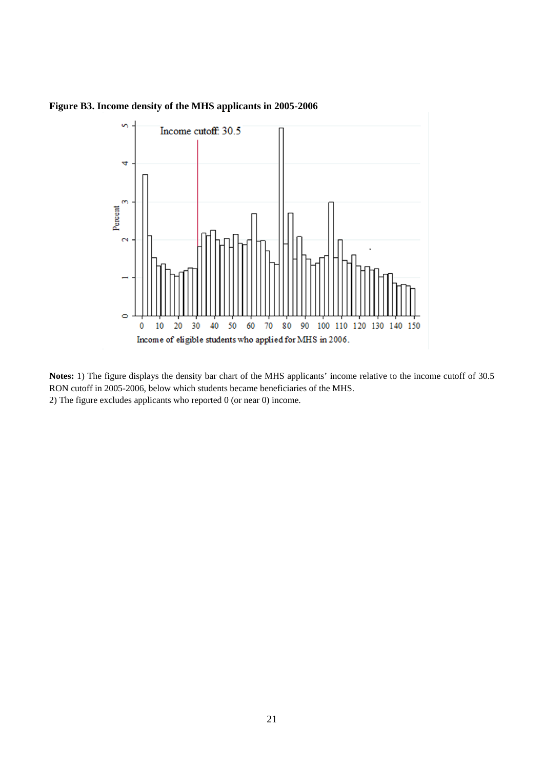**Figure B3. Income density of the MHS applicants in 2005-2006**

Income cutoff: 30.5

Percent

0
1
2
3
4
5

0 10 20 30 40 50 60 70 80 90 100 110 120 130 140 150

Income of eligible students who applied for MHS in 2006.

**Notes:** 1) The figure displays the density bar chart of the MHS applicants' income relative to the income cutoff of 30.5 RON cutoff in 2005-2006, below which students became beneficiaries of the MHS.
2) The figure excludes applicants who reported 0 (or near 0) income.